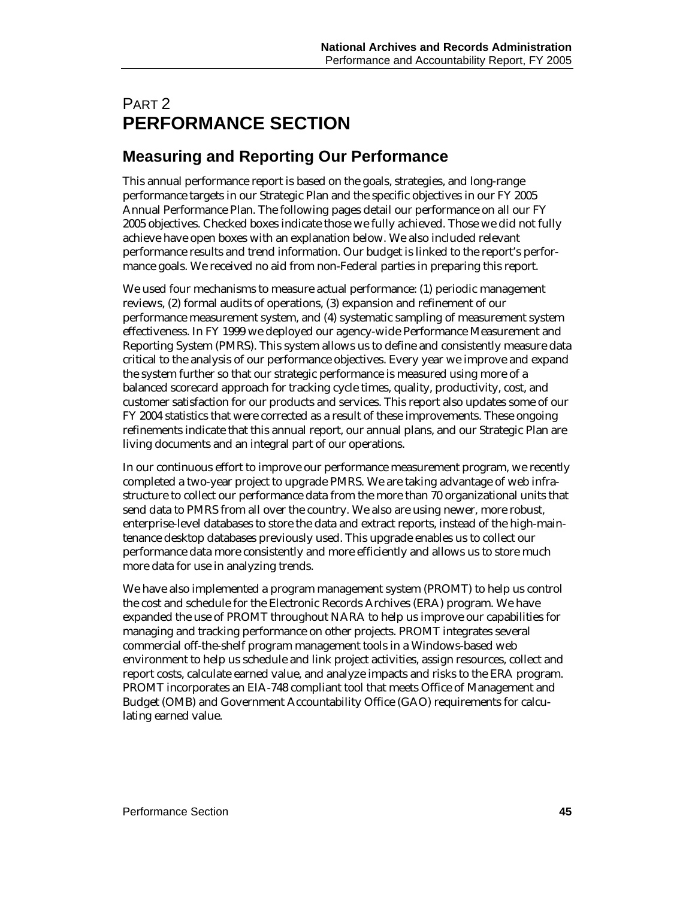# PART 2
# PERFORMANCE SECTION

## Measuring and Reporting Our Performance

This annual performance report is based on the goals, strategies, and long-range performance targets in our Strategic Plan and the specific objectives in our FY 2005 Annual Performance Plan. The following pages detail our performance on all our FY 2005 objectives. Checked boxes indicate those we fully achieved. Those we did not fully achieve have open boxes with an explanation below. We also included relevant performance results and trend information. Our budget is linked to the report's performance goals. We received no aid from non-Federal parties in preparing this report.

We used four mechanisms to measure actual performance: (1) periodic management reviews, (2) formal audits of operations, (3) expansion and refinement of our performance measurement system, and (4) systematic sampling of measurement system effectiveness. In FY 1999 we deployed our agency-wide Performance Measurement and Reporting System (PMRS). This system allows us to define and consistently measure data critical to the analysis of our performance objectives. Every year we improve and expand the system further so that our strategic performance is measured using more of a balanced scorecard approach for tracking cycle times, quality, productivity, cost, and customer satisfaction for our products and services. This report also updates some of our FY 2004 statistics that were corrected as a result of these improvements. These ongoing refinements indicate that this annual report, our annual plans, and our Strategic Plan are living documents and an integral part of our operations.

In our continuous effort to improve our performance measurement program, we recently completed a two-year project to upgrade PMRS. We are taking advantage of web infrastructure to collect our performance data from the more than 70 organizational units that send data to PMRS from all over the country. We also are using newer, more robust, enterprise-level databases to store the data and extract reports, instead of the high-maintenance desktop databases previously used. This upgrade enables us to collect our performance data more consistently and more efficiently and allows us to store much more data for use in analyzing trends.

We have also implemented a program management system (PROMT) to help us control the cost and schedule for the Electronic Records Archives (ERA) program. We have expanded the use of PROMT throughout NARA to help us improve our capabilities for managing and tracking performance on other projects. PROMT integrates several commercial off-the-shelf program management tools in a Windows-based web environment to help us schedule and link project activities, assign resources, collect and report costs, calculate earned value, and analyze impacts and risks to the ERA program. PROMT incorporates an EIA-748 compliant tool that meets Office of Management and Budget (OMB) and Government Accountability Office (GAO) requirements for calculating earned value.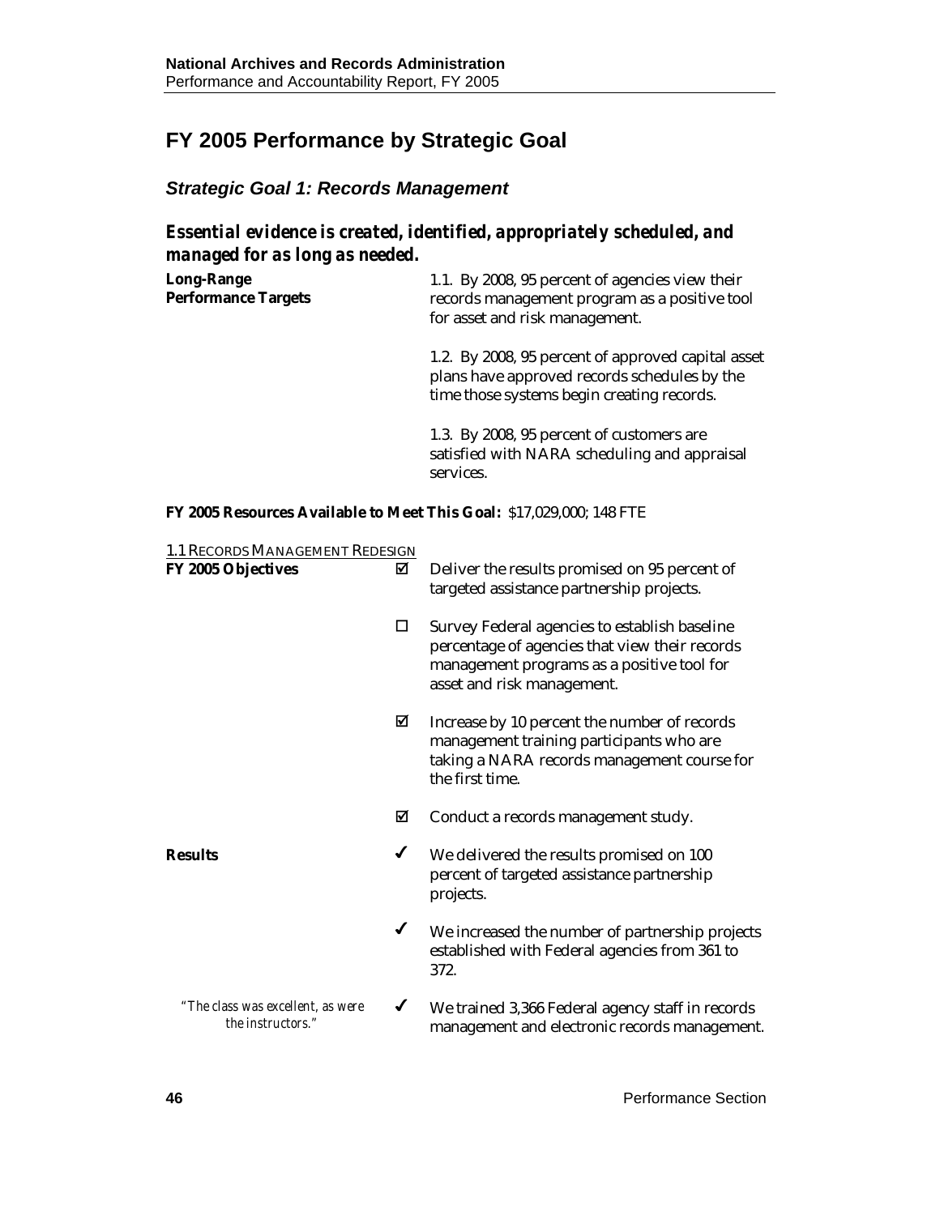# FY 2005 Performance by Strategic Goal

## *Strategic Goal 1: Records Management*

### *Essential evidence is created, identified, appropriately scheduled, and managed for as long as needed.*

**Long-Range Performance Targets**

1.1. By 2008, 95 percent of agencies view their records management program as a positive tool for asset and risk management.

1.2. By 2008, 95 percent of approved capital asset plans have approved records schedules by the time those systems begin creating records.

1.3. By 2008, 95 percent of customers are satisfied with NARA scheduling and appraisal services.

**FY 2005 Resources Available to Meet This Goal:** $17,029,000; 148 FTE

<u>1.1 RECORDS MANAGEMENT REDESIGN</u>

**FY 2005 Objectives**

- ☑ Deliver the results promised on 95 percent of targeted assistance partnership projects.
- ☐ Survey Federal agencies to establish baseline percentage of agencies that view their records management programs as a positive tool for asset and risk management.
- ☑ Increase by 10 percent the number of records management training participants who are taking a NARA records management course for the first time.
- ☑ Conduct a records management study.

**Results**

- ✓ We delivered the results promised on 100 percent of targeted assistance partnership projects.
- ✓ We increased the number of partnership projects established with Federal agencies from 361 to 372.
- ✓ We trained 3,366 Federal agency staff in records management and electronic records management.

*"The class was excellent, as were the instructors."*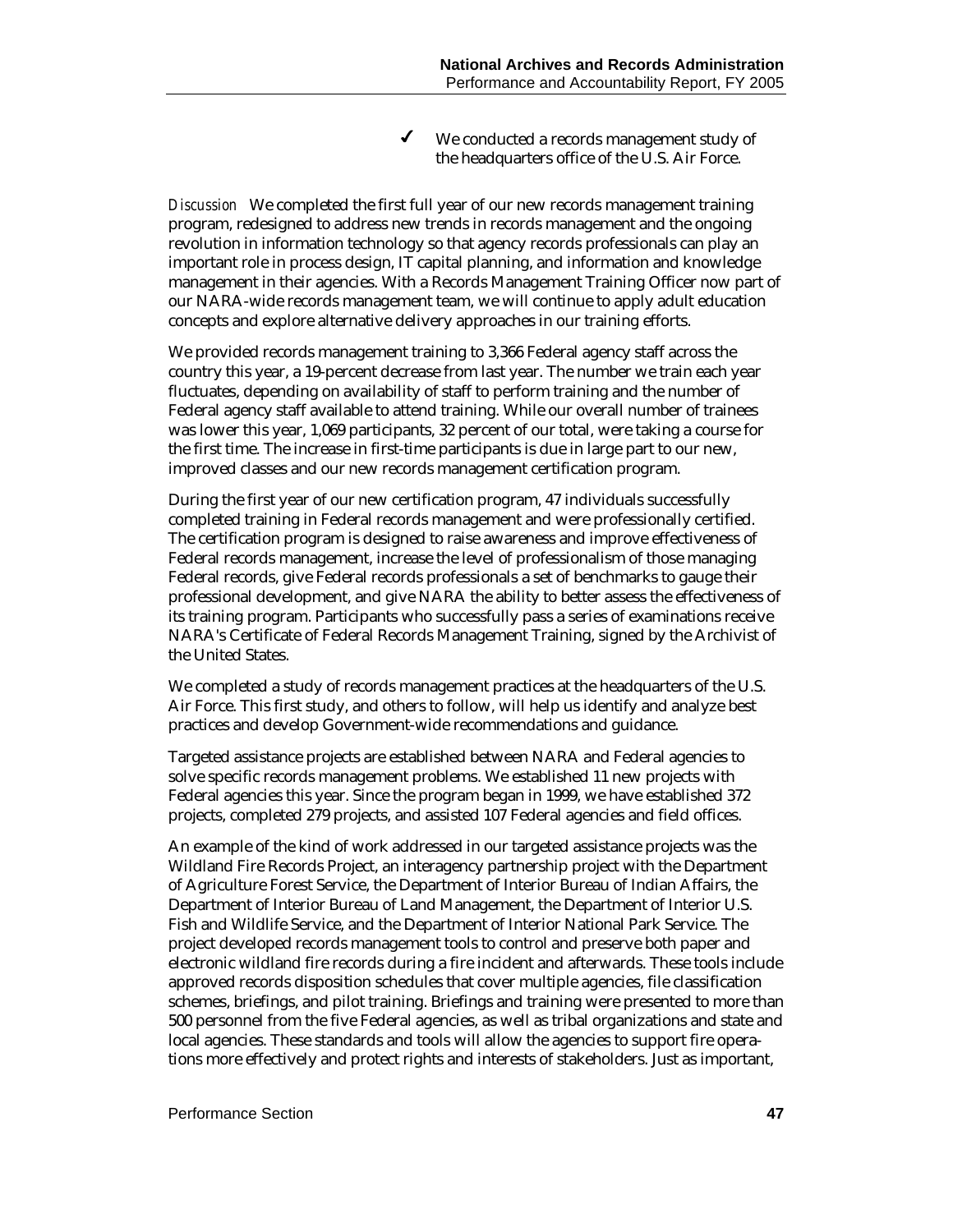✓ We conducted a records management study of the headquarters office of the U.S. Air Force.

*Discussion* We completed the first full year of our new records management training program, redesigned to address new trends in records management and the ongoing revolution in information technology so that agency records professionals can play an important role in process design, IT capital planning, and information and knowledge management in their agencies. With a Records Management Training Officer now part of our NARA-wide records management team, we will continue to apply adult education concepts and explore alternative delivery approaches in our training efforts.

We provided records management training to 3,366 Federal agency staff across the country this year, a 19-percent decrease from last year. The number we train each year fluctuates, depending on availability of staff to perform training and the number of Federal agency staff available to attend training. While our overall number of trainees was lower this year, 1,069 participants, 32 percent of our total, were taking a course for the first time. The increase in first-time participants is due in large part to our new, improved classes and our new records management certification program.

During the first year of our new certification program, 47 individuals successfully completed training in Federal records management and were professionally certified. The certification program is designed to raise awareness and improve effectiveness of Federal records management, increase the level of professionalism of those managing Federal records, give Federal records professionals a set of benchmarks to gauge their professional development, and give NARA the ability to better assess the effectiveness of its training program. Participants who successfully pass a series of examinations receive NARA's Certificate of Federal Records Management Training, signed by the Archivist of the United States.

We completed a study of records management practices at the headquarters of the U.S. Air Force. This first study, and others to follow, will help us identify and analyze best practices and develop Government-wide recommendations and guidance.

Targeted assistance projects are established between NARA and Federal agencies to solve specific records management problems. We established 11 new projects with Federal agencies this year. Since the program began in 1999, we have established 372 projects, completed 279 projects, and assisted 107 Federal agencies and field offices.

An example of the kind of work addressed in our targeted assistance projects was the Wildland Fire Records Project, an interagency partnership project with the Department of Agriculture Forest Service, the Department of Interior Bureau of Indian Affairs, the Department of Interior Bureau of Land Management, the Department of Interior U.S. Fish and Wildlife Service, and the Department of Interior National Park Service. The project developed records management tools to control and preserve both paper and electronic wildland fire records during a fire incident and afterwards. These tools include approved records disposition schedules that cover multiple agencies, file classification schemes, briefings, and pilot training. Briefings and training were presented to more than 500 personnel from the five Federal agencies, as well as tribal organizations and state and local agencies. These standards and tools will allow the agencies to support fire operations more effectively and protect rights and interests of stakeholders. Just as important,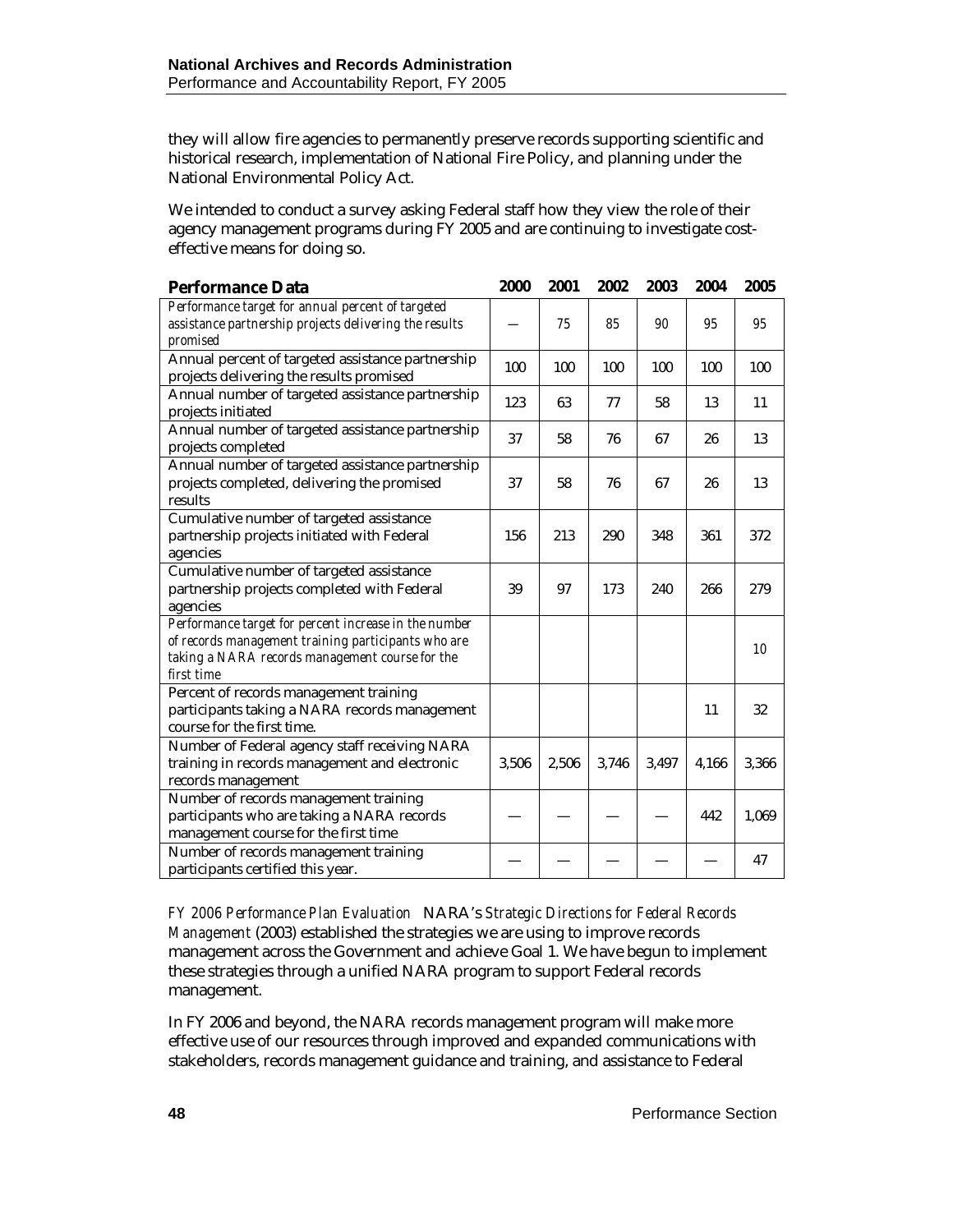they will allow fire agencies to permanently preserve records supporting scientific and historical research, implementation of National Fire Policy, and planning under the National Environmental Policy Act.

We intended to conduct a survey asking Federal staff how they view the role of their agency management programs during FY 2005 and are continuing to investigate cost-effective means for doing so.

| Performance Data | 2000 | 2001 | 2002 | 2003 | 2004 | 2005 |
|---|---|---|---|---|---|---|
| *Performance target for annual percent of targeted assistance partnership projects delivering the results promised* | — | *75* | *85* | *90* | *95* | *95* |
| Annual percent of targeted assistance partnership projects delivering the results promised | 100 | 100 | 100 | 100 | 100 | 100 |
| Annual number of targeted assistance partnership projects initiated | 123 | 63 | 77 | 58 | 13 | 11 |
| Annual number of targeted assistance partnership projects completed | 37 | 58 | 76 | 67 | 26 | 13 |
| Annual number of targeted assistance partnership projects completed, delivering the promised results | 37 | 58 | 76 | 67 | 26 | 13 |
| Cumulative number of targeted assistance partnership projects initiated with Federal agencies | 156 | 213 | 290 | 348 | 361 | 372 |
| Cumulative number of targeted assistance partnership projects completed with Federal agencies | 39 | 97 | 173 | 240 | 266 | 279 |
| *Performance target for percent increase in the number of records management training participants who are taking a NARA records management course for the first time* | | | | | | *10* |
| Percent of records management training participants taking a NARA records management course for the first time. | | | | | 11 | 32 |
| Number of Federal agency staff receiving NARA training in records management and electronic records management | 3,506 | 2,506 | 3,746 | 3,497 | 4,166 | 3,366 |
| Number of records management training participants who are taking a NARA records management course for the first time | — | — | — | — | 442 | 1,069 |
| Number of records management training participants certified this year. | — | — | — | — | — | 47 |

*FY 2006 Performance Plan Evaluation* NARA's *Strategic Directions for Federal Records Management* (2003) established the strategies we are using to improve records management across the Government and achieve Goal 1. We have begun to implement these strategies through a unified NARA program to support Federal records management.

In FY 2006 and beyond, the NARA records management program will make more effective use of our resources through improved and expanded communications with stakeholders, records management guidance and training, and assistance to Federal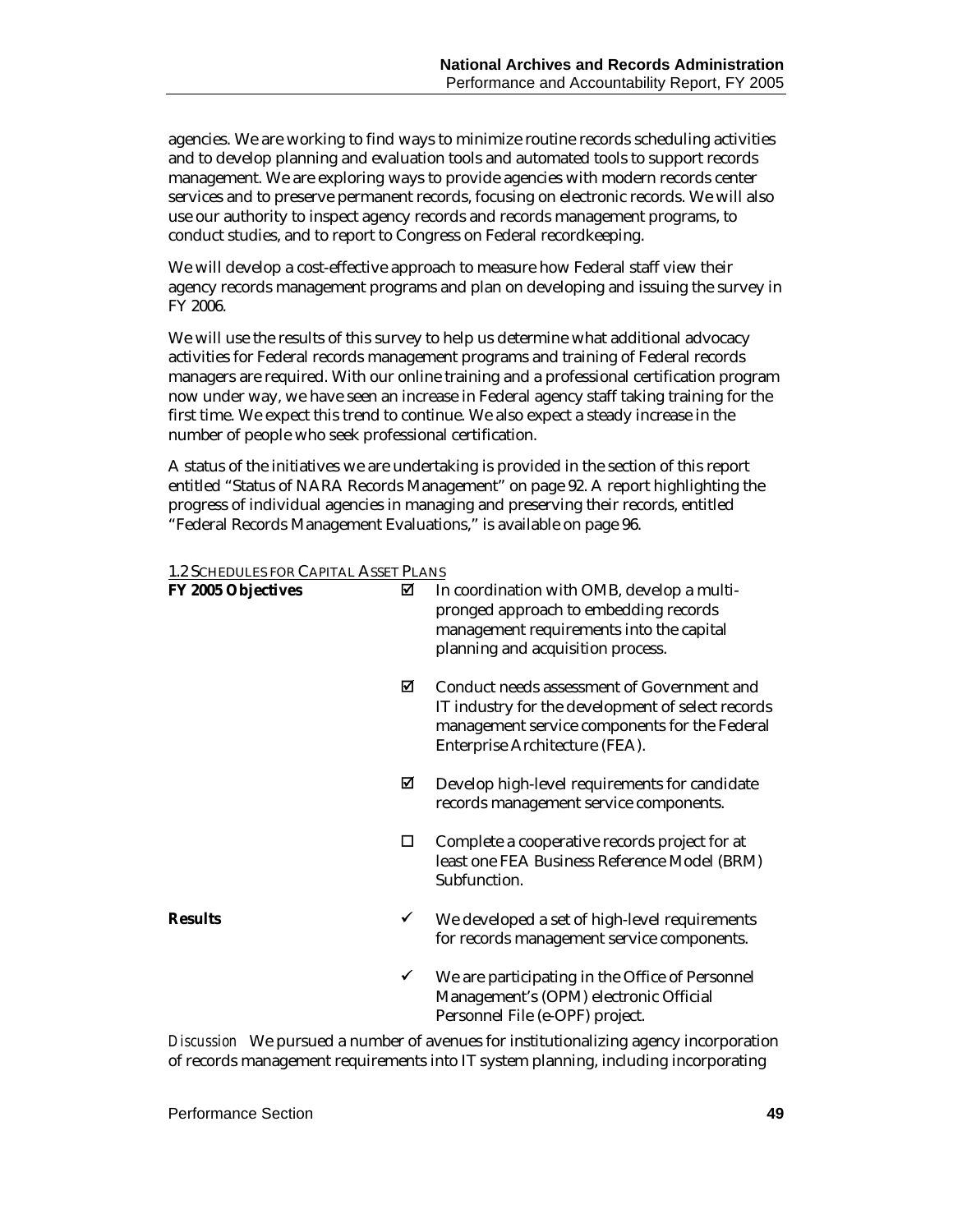agencies. We are working to find ways to minimize routine records scheduling activities and to develop planning and evaluation tools and automated tools to support records management. We are exploring ways to provide agencies with modern records center services and to preserve permanent records, focusing on electronic records. We will also use our authority to inspect agency records and records management programs, to conduct studies, and to report to Congress on Federal recordkeeping.

We will develop a cost-effective approach to measure how Federal staff view their agency records management programs and plan on developing and issuing the survey in FY 2006.

We will use the results of this survey to help us determine what additional advocacy activities for Federal records management programs and training of Federal records managers are required. With our online training and a professional certification program now under way, we have seen an increase in Federal agency staff taking training for the first time. We expect this trend to continue. We also expect a steady increase in the number of people who seek professional certification.

A status of the initiatives we are undertaking is provided in the section of this report entitled "Status of NARA Records Management" on page 92. A report highlighting the progress of individual agencies in managing and preserving their records, entitled "Federal Records Management Evaluations," is available on page 96.

1.2 SCHEDULES FOR CAPITAL ASSET PLANS

**FY 2005 Objectives**

- ☑ In coordination with OMB, develop a multi-pronged approach to embedding records management requirements into the capital planning and acquisition process.
- ☑ Conduct needs assessment of Government and IT industry for the development of select records management service components for the Federal Enterprise Architecture (FEA).
- ☑ Develop high-level requirements for candidate records management service components.
- ☐ Complete a cooperative records project for at least one FEA Business Reference Model (BRM) Subfunction.

**Results**

- ✓ We developed a set of high-level requirements for records management service components.
- ✓ We are participating in the Office of Personnel Management's (OPM) electronic Official Personnel File (e-OPF) project.

*Discussion* We pursued a number of avenues for institutionalizing agency incorporation of records management requirements into IT system planning, including incorporating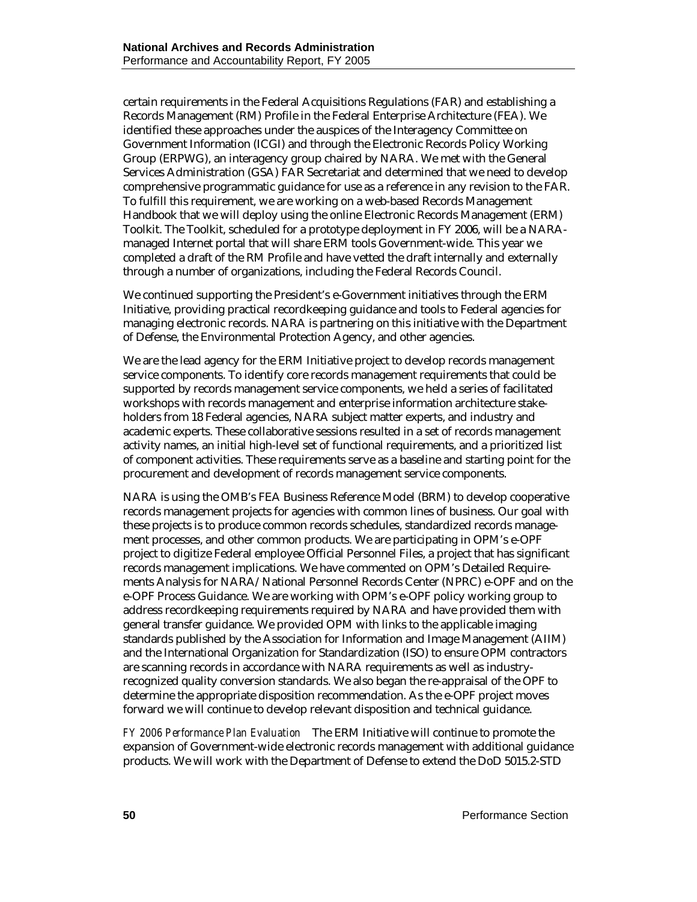certain requirements in the Federal Acquisitions Regulations (FAR) and establishing a Records Management (RM) Profile in the Federal Enterprise Architecture (FEA). We identified these approaches under the auspices of the Interagency Committee on Government Information (ICGI) and through the Electronic Records Policy Working Group (ERPWG), an interagency group chaired by NARA. We met with the General Services Administration (GSA) FAR Secretariat and determined that we need to develop comprehensive programmatic guidance for use as a reference in any revision to the FAR. To fulfill this requirement, we are working on a web-based Records Management Handbook that we will deploy using the online Electronic Records Management (ERM) Toolkit. The Toolkit, scheduled for a prototype deployment in FY 2006, will be a NARA-managed Internet portal that will share ERM tools Government-wide. This year we completed a draft of the RM Profile and have vetted the draft internally and externally through a number of organizations, including the Federal Records Council.

We continued supporting the President's e-Government initiatives through the ERM Initiative, providing practical recordkeeping guidance and tools to Federal agencies for managing electronic records. NARA is partnering on this initiative with the Department of Defense, the Environmental Protection Agency, and other agencies.

We are the lead agency for the ERM Initiative project to develop records management service components. To identify core records management requirements that could be supported by records management service components, we held a series of facilitated workshops with records management and enterprise information architecture stakeholders from 18 Federal agencies, NARA subject matter experts, and industry and academic experts. These collaborative sessions resulted in a set of records management activity names, an initial high-level set of functional requirements, and a prioritized list of component activities. These requirements serve as a baseline and starting point for the procurement and development of records management service components.

NARA is using the OMB's FEA Business Reference Model (BRM) to develop cooperative records management projects for agencies with common lines of business. Our goal with these projects is to produce common records schedules, standardized records management processes, and other common products. We are participating in OPM's e-OPF project to digitize Federal employee Official Personnel Files, a project that has significant records management implications. We have commented on OPM's Detailed Requirements Analysis for NARA/National Personnel Records Center (NPRC) e-OPF and on the e-OPF Process Guidance. We are working with OPM's e-OPF policy working group to address recordkeeping requirements required by NARA and have provided them with general transfer guidance. We provided OPM with links to the applicable imaging standards published by the Association for Information and Image Management (AIIM) and the International Organization for Standardization (ISO) to ensure OPM contractors are scanning records in accordance with NARA requirements as well as industry-recognized quality conversion standards. We also began the re-appraisal of the OPF to determine the appropriate disposition recommendation. As the e-OPF project moves forward we will continue to develop relevant disposition and technical guidance.

*FY 2006 Performance Plan Evaluation* The ERM Initiative will continue to promote the expansion of Government-wide electronic records management with additional guidance products. We will work with the Department of Defense to extend the DoD 5015.2-STD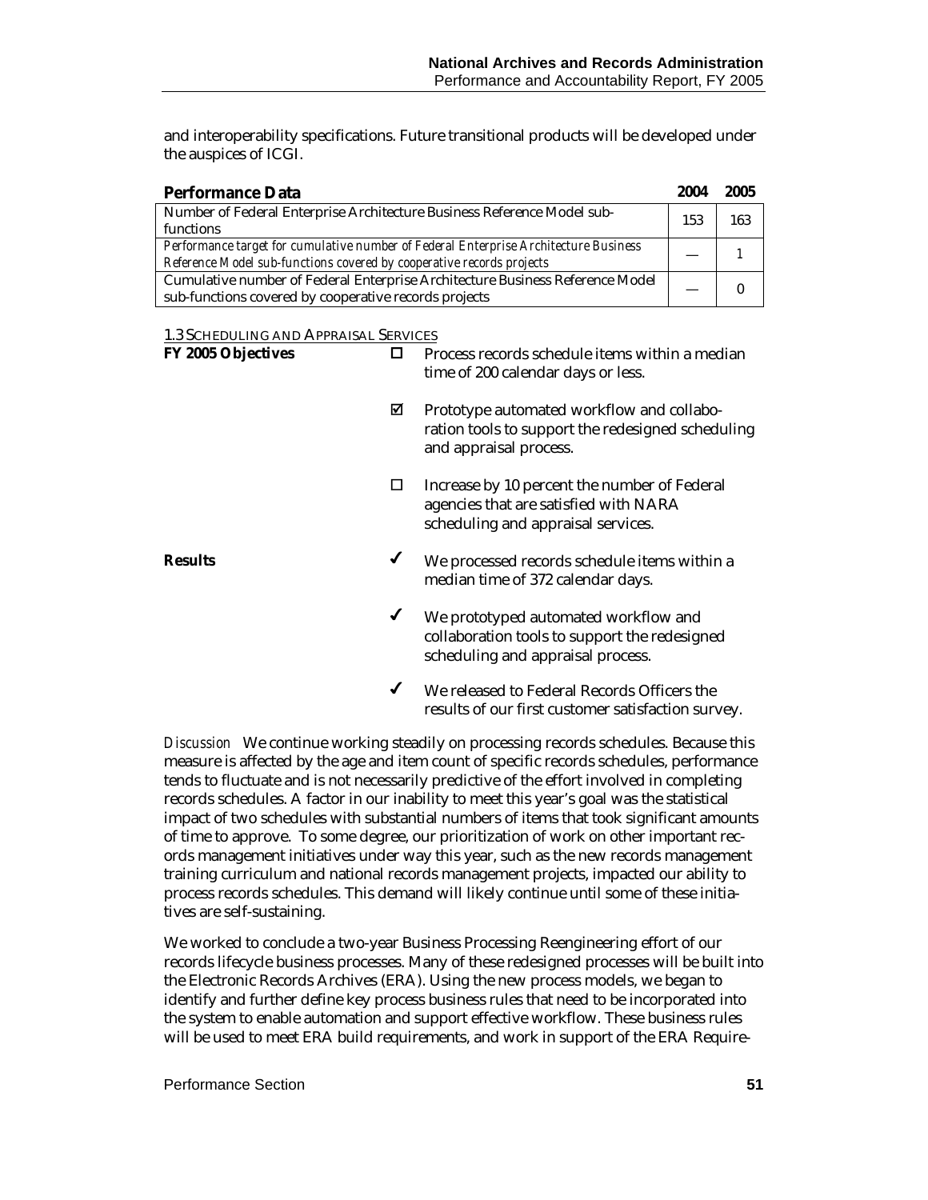and interoperability specifications. Future transitional products will be developed under the auspices of ICGI.

| **Performance Data** | **2004** | **2005** |
|---|---|---|
| Number of Federal Enterprise Architecture Business Reference Model sub-functions | 153 | 163 |
| *Performance target for cumulative number of Federal Enterprise Architecture Business Reference Model sub-functions covered by cooperative records projects* | — | 1 |
| Cumulative number of Federal Enterprise Architecture Business Reference Model sub-functions covered by cooperative records projects | — | 0 |

### 1.3 Scheduling and Appraisal Services

**FY 2005 Objectives**

- ☐ Process records schedule items within a median time of 200 calendar days or less.
- ☑ Prototype automated workflow and collaboration tools to support the redesigned scheduling and appraisal process.
- ☐ Increase by 10 percent the number of Federal agencies that are satisfied with NARA scheduling and appraisal services.

**Results**

- ✓ We processed records schedule items within a median time of 372 calendar days.
- ✓ We prototyped automated workflow and collaboration tools to support the redesigned scheduling and appraisal process.
- ✓ We released to Federal Records Officers the results of our first customer satisfaction survey.

*Discussion* We continue working steadily on processing records schedules. Because this measure is affected by the age and item count of specific records schedules, performance tends to fluctuate and is not necessarily predictive of the effort involved in completing records schedules. A factor in our inability to meet this year's goal was the statistical impact of two schedules with substantial numbers of items that took significant amounts of time to approve. To some degree, our prioritization of work on other important records management initiatives under way this year, such as the new records management training curriculum and national records management projects, impacted our ability to process records schedules. This demand will likely continue until some of these initiatives are self-sustaining.

We worked to conclude a two-year Business Processing Reengineering effort of our records lifecycle business processes. Many of these redesigned processes will be built into the Electronic Records Archives (ERA). Using the new process models, we began to identify and further define key process business rules that need to be incorporated into the system to enable automation and support effective workflow. These business rules will be used to meet ERA build requirements, and work in support of the ERA Require-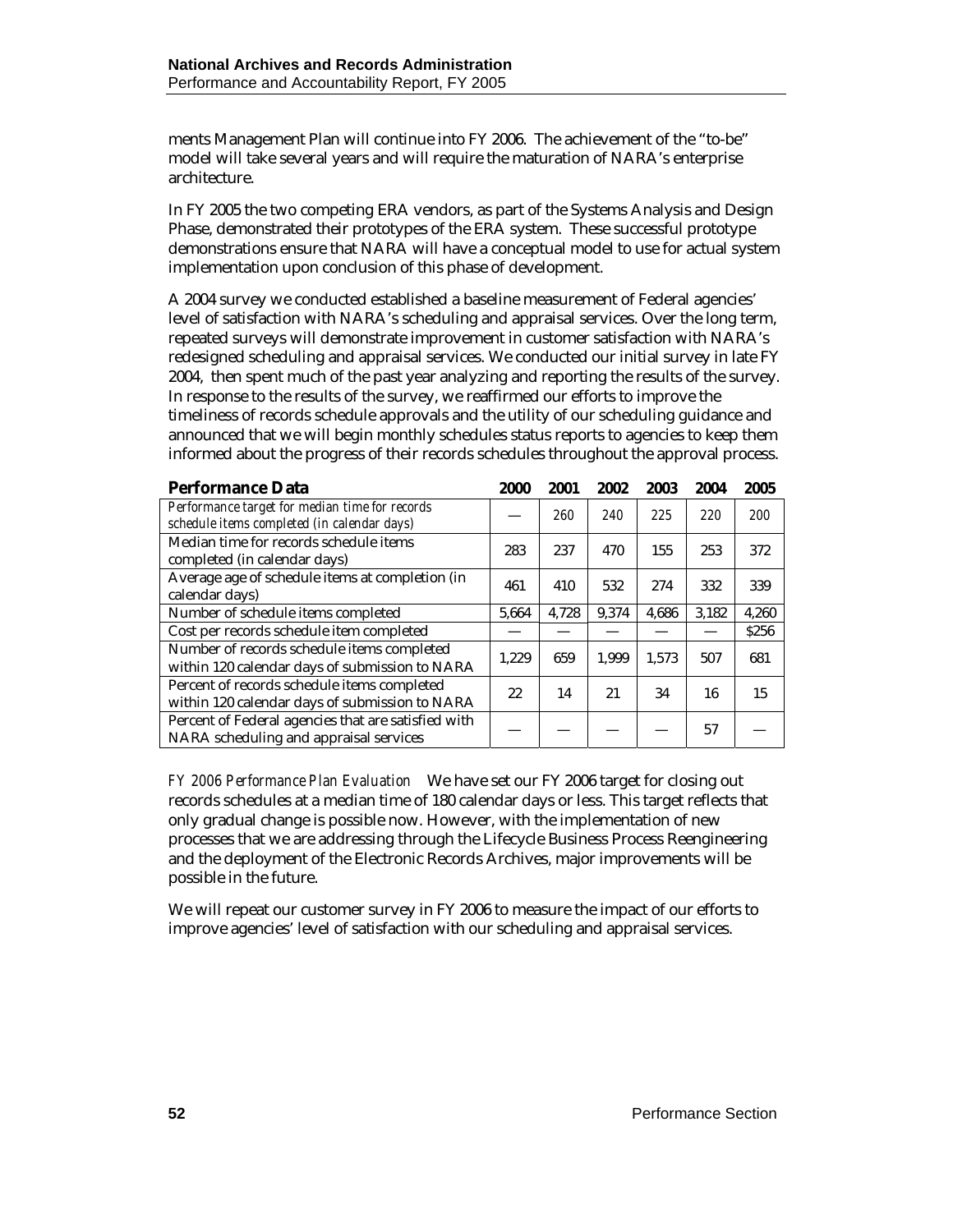ments Management Plan will continue into FY 2006. The achievement of the "to-be" model will take several years and will require the maturation of NARA's enterprise architecture.

In FY 2005 the two competing ERA vendors, as part of the Systems Analysis and Design Phase, demonstrated their prototypes of the ERA system. These successful prototype demonstrations ensure that NARA will have a conceptual model to use for actual system implementation upon conclusion of this phase of development.

A 2004 survey we conducted established a baseline measurement of Federal agencies' level of satisfaction with NARA's scheduling and appraisal services. Over the long term, repeated surveys will demonstrate improvement in customer satisfaction with NARA's redesigned scheduling and appraisal services. We conducted our initial survey in late FY 2004, then spent much of the past year analyzing and reporting the results of the survey. In response to the results of the survey, we reaffirmed our efforts to improve the timeliness of records schedule approvals and the utility of our scheduling guidance and announced that we will begin monthly schedules status reports to agencies to keep them informed about the progress of their records schedules throughout the approval process.

| Performance Data | 2000 | 2001 | 2002 | 2003 | 2004 | 2005 |
|---|---|---|---|---|---|---|
| *Performance target for median time for records schedule items completed (in calendar days)* | — | *260* | *240* | *225* | *220* | *200* |
| Median time for records schedule items completed (in calendar days) | 283 | 237 | 470 | 155 | 253 | 372 |
| Average age of schedule items at completion (in calendar days) | 461 | 410 | 532 | 274 | 332 | 339 |
| Number of schedule items completed | 5,664 | 4,728 | 9,374 | 4,686 | 3,182 | 4,260 |
| Cost per records schedule item completed | — | — | — | — | — | $256 |
| Number of records schedule items completed within 120 calendar days of submission to NARA | 1,229 | 659 | 1,999 | 1,573 | 507 | 681 |
| Percent of records schedule items completed within 120 calendar days of submission to NARA | 22 | 14 | 21 | 34 | 16 | 15 |
| Percent of Federal agencies that are satisfied with NARA scheduling and appraisal services | — | — | — | — | 57 | — |

*FY 2006 Performance Plan Evaluation* We have set our FY 2006 target for closing out records schedules at a median time of 180 calendar days or less. This target reflects that only gradual change is possible now. However, with the implementation of new processes that we are addressing through the Lifecycle Business Process Reengineering and the deployment of the Electronic Records Archives, major improvements will be possible in the future.

We will repeat our customer survey in FY 2006 to measure the impact of our efforts to improve agencies' level of satisfaction with our scheduling and appraisal services.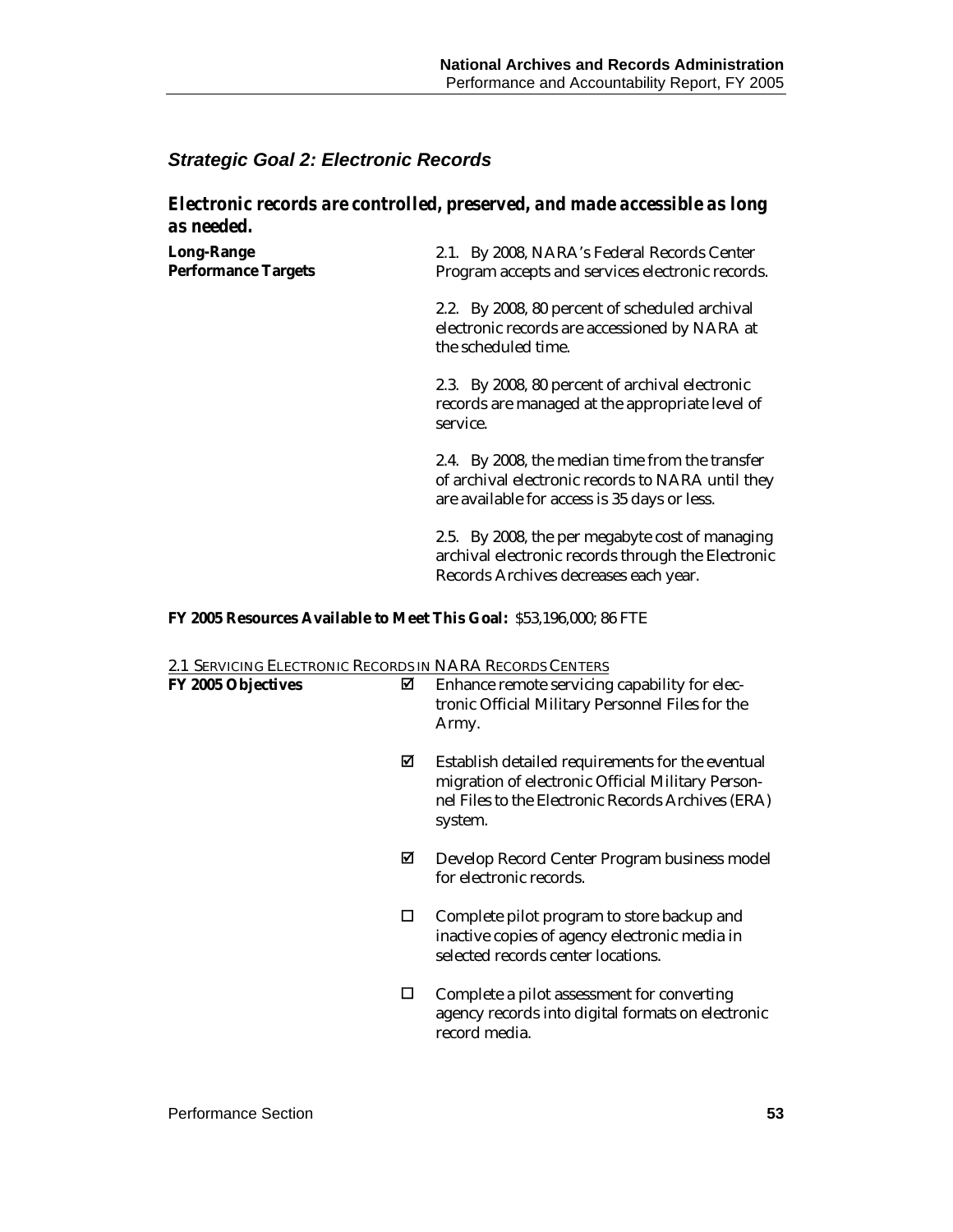## *Strategic Goal 2: Electronic Records*

### *Electronic records are controlled, preserved, and made accessible as long as needed.*

**Long-Range Performance Targets**

2.1. By 2008, NARA's Federal Records Center Program accepts and services electronic records.

2.2. By 2008, 80 percent of scheduled archival electronic records are accessioned by NARA at the scheduled time.

2.3. By 2008, 80 percent of archival electronic records are managed at the appropriate level of service.

2.4. By 2008, the median time from the transfer of archival electronic records to NARA until they are available for access is 35 days or less.

2.5. By 2008, the per megabyte cost of managing archival electronic records through the Electronic Records Archives decreases each year.

**FY 2005 Resources Available to Meet This Goal:** $53,196,000; 86 FTE

2.1 SERVICING ELECTRONIC RECORDS IN NARA RECORDS CENTERS

**FY 2005 Objectives**

- ☑ Enhance remote servicing capability for electronic Official Military Personnel Files for the Army.
- ☑ Establish detailed requirements for the eventual migration of electronic Official Military Personnel Files to the Electronic Records Archives (ERA) system.
- ☑ Develop Record Center Program business model for electronic records.
- ☐ Complete pilot program to store backup and inactive copies of agency electronic media in selected records center locations.
- ☐ Complete a pilot assessment for converting agency records into digital formats on electronic record media.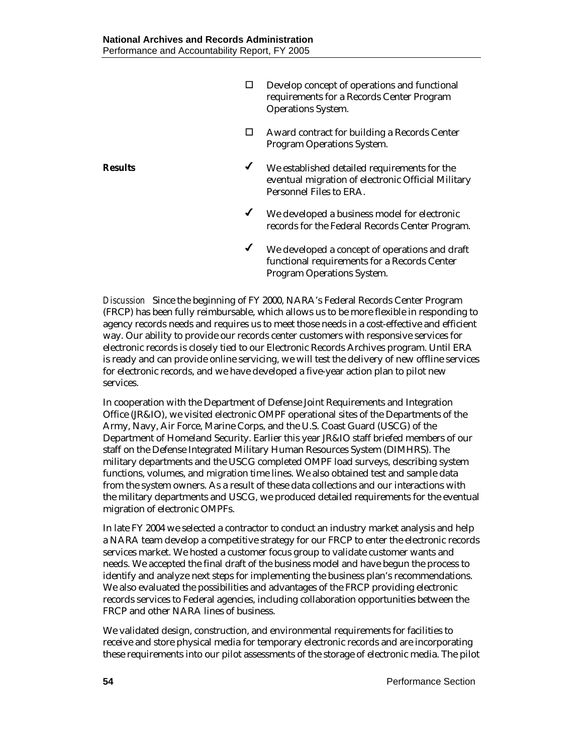- ☐ Develop concept of operations and functional requirements for a Records Center Program Operations System.
- ☐ Award contract for building a Records Center Program Operations System.

**Results**

- ✔ We established detailed requirements for the eventual migration of electronic Official Military Personnel Files to ERA.
- ✔ We developed a business model for electronic records for the Federal Records Center Program.
- ✔ We developed a concept of operations and draft functional requirements for a Records Center Program Operations System.

*Discussion* Since the beginning of FY 2000, NARA's Federal Records Center Program (FRCP) has been fully reimbursable, which allows us to be more flexible in responding to agency records needs and requires us to meet those needs in a cost-effective and efficient way. Our ability to provide our records center customers with responsive services for electronic records is closely tied to our Electronic Records Archives program. Until ERA is ready and can provide online servicing, we will test the delivery of new offline services for electronic records, and we have developed a five-year action plan to pilot new services.

In cooperation with the Department of Defense Joint Requirements and Integration Office (JR&IO), we visited electronic OMPF operational sites of the Departments of the Army, Navy, Air Force, Marine Corps, and the U.S. Coast Guard (USCG) of the Department of Homeland Security. Earlier this year JR&IO staff briefed members of our staff on the Defense Integrated Military Human Resources System (DIMHRS). The military departments and the USCG completed OMPF load surveys, describing system functions, volumes, and migration time lines. We also obtained test and sample data from the system owners. As a result of these data collections and our interactions with the military departments and USCG, we produced detailed requirements for the eventual migration of electronic OMPFs.

In late FY 2004 we selected a contractor to conduct an industry market analysis and help a NARA team develop a competitive strategy for our FRCP to enter the electronic records services market. We hosted a customer focus group to validate customer wants and needs. We accepted the final draft of the business model and have begun the process to identify and analyze next steps for implementing the business plan's recommendations. We also evaluated the possibilities and advantages of the FRCP providing electronic records services to Federal agencies, including collaboration opportunities between the FRCP and other NARA lines of business.

We validated design, construction, and environmental requirements for facilities to receive and store physical media for temporary electronic records and are incorporating these requirements into our pilot assessments of the storage of electronic media. The pilot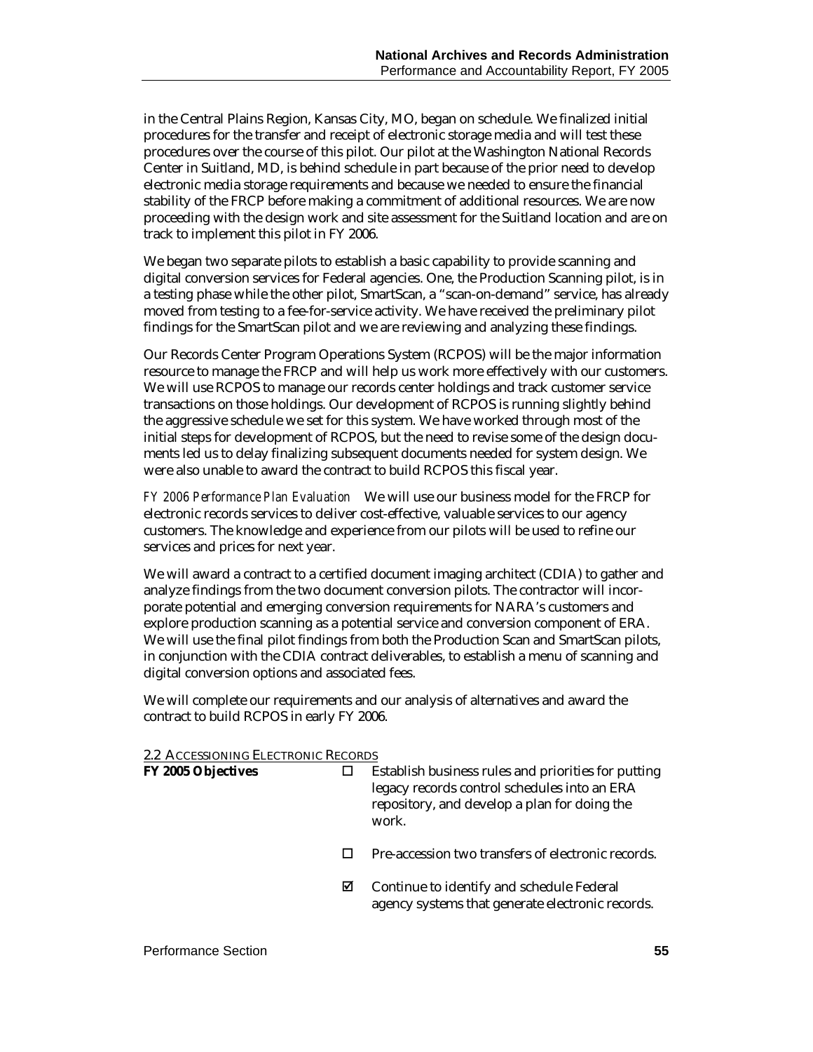in the Central Plains Region, Kansas City, MO, began on schedule. We finalized initial procedures for the transfer and receipt of electronic storage media and will test these procedures over the course of this pilot. Our pilot at the Washington National Records Center in Suitland, MD, is behind schedule in part because of the prior need to develop electronic media storage requirements and because we needed to ensure the financial stability of the FRCP before making a commitment of additional resources. We are now proceeding with the design work and site assessment for the Suitland location and are on track to implement this pilot in FY 2006.

We began two separate pilots to establish a basic capability to provide scanning and digital conversion services for Federal agencies. One, the Production Scanning pilot, is in a testing phase while the other pilot, SmartScan, a "scan-on-demand" service, has already moved from testing to a fee-for-service activity. We have received the preliminary pilot findings for the SmartScan pilot and we are reviewing and analyzing these findings.

Our Records Center Program Operations System (RCPOS) will be the major information resource to manage the FRCP and will help us work more effectively with our customers. We will use RCPOS to manage our records center holdings and track customer service transactions on those holdings. Our development of RCPOS is running slightly behind the aggressive schedule we set for this system. We have worked through most of the initial steps for development of RCPOS, but the need to revise some of the design documents led us to delay finalizing subsequent documents needed for system design. We were also unable to award the contract to build RCPOS this fiscal year.

*FY 2006 Performance Plan Evaluation* We will use our business model for the FRCP for electronic records services to deliver cost-effective, valuable services to our agency customers. The knowledge and experience from our pilots will be used to refine our services and prices for next year.

We will award a contract to a certified document imaging architect (CDIA) to gather and analyze findings from the two document conversion pilots. The contractor will incorporate potential and emerging conversion requirements for NARA's customers and explore production scanning as a potential service and conversion component of ERA. We will use the final pilot findings from both the Production Scan and SmartScan pilots, in conjunction with the CDIA contract deliverables, to establish a menu of scanning and digital conversion options and associated fees.

We will complete our requirements and our analysis of alternatives and award the contract to build RCPOS in early FY 2006.

### 2.2 Accessioning Electronic Records

**FY 2005 Objectives**

- ☐ Establish business rules and priorities for putting legacy records control schedules into an ERA repository, and develop a plan for doing the work.
- ☐ Pre-accession two transfers of electronic records.
- ☑ Continue to identify and schedule Federal agency systems that generate electronic records.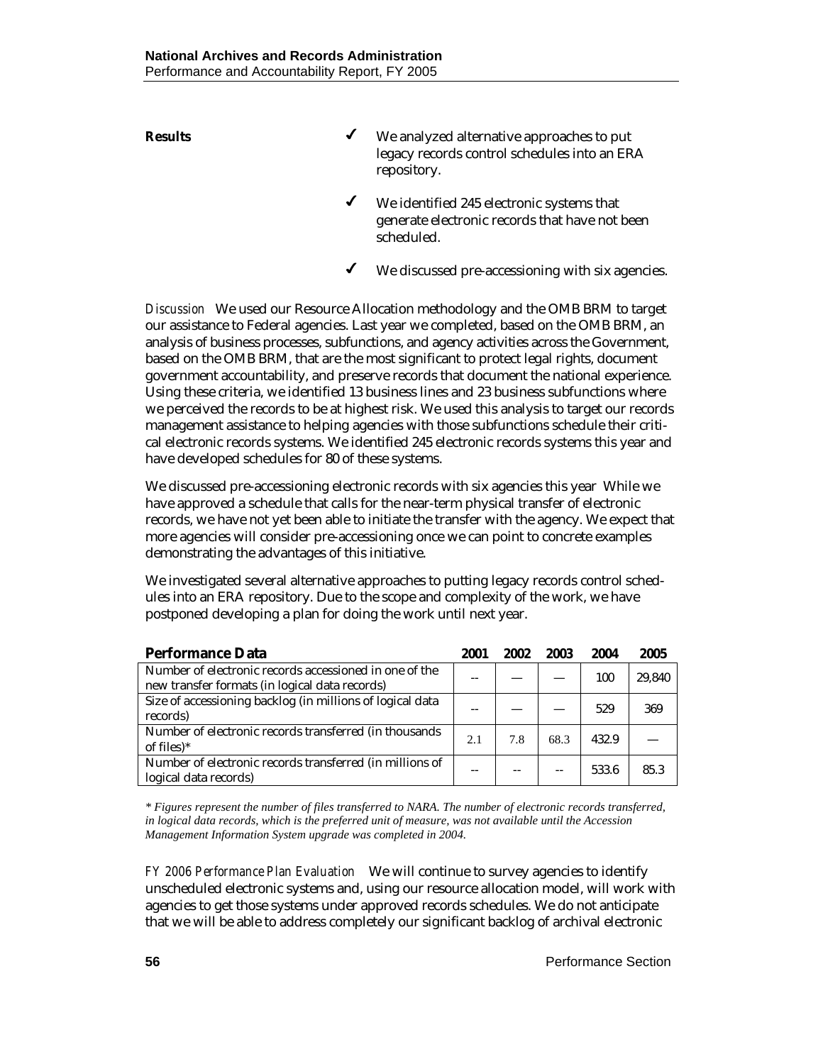**Results**

- ✓ We analyzed alternative approaches to put legacy records control schedules into an ERA repository.
- ✓ We identified 245 electronic systems that generate electronic records that have not been scheduled.
- ✓ We discussed pre-accessioning with six agencies.

*Discussion* We used our Resource Allocation methodology and the OMB BRM to target our assistance to Federal agencies. Last year we completed, based on the OMB BRM, an analysis of business processes, subfunctions, and agency activities across the Government, based on the OMB BRM, that are the most significant to protect legal rights, document government accountability, and preserve records that document the national experience. Using these criteria, we identified 13 business lines and 23 business subfunctions where we perceived the records to be at highest risk. We used this analysis to target our records management assistance to helping agencies with those subfunctions schedule their critical electronic records systems. We identified 245 electronic records systems this year and have developed schedules for 80 of these systems.

We discussed pre-accessioning electronic records with six agencies this year While we have approved a schedule that calls for the near-term physical transfer of electronic records, we have not yet been able to initiate the transfer with the agency. We expect that more agencies will consider pre-accessioning once we can point to concrete examples demonstrating the advantages of this initiative.

We investigated several alternative approaches to putting legacy records control schedules into an ERA repository. Due to the scope and complexity of the work, we have postponed developing a plan for doing the work until next year.

| Performance Data | 2001 | 2002 | 2003 | 2004 | 2005 |
|---|---|---|---|---|---|
| Number of electronic records accessioned in one of the new transfer formats (in logical data records) | -- | — | — | 100 | 29,840 |
| Size of accessioning backlog (in millions of logical data records) | -- | — | — | 529 | 369 |
| Number of electronic records transferred (in thousands of files)* | 2.1 | 7.8 | 68.3 | 432.9 | — |
| Number of electronic records transferred (in millions of logical data records) | -- | -- | -- | 533.6 | 85.3 |

*\* Figures represent the number of files transferred to NARA. The number of electronic records transferred, in logical data records, which is the preferred unit of measure, was not available until the Accession Management Information System upgrade was completed in 2004.*

*FY 2006 Performance Plan Evaluation* We will continue to survey agencies to identify unscheduled electronic systems and, using our resource allocation model, will work with agencies to get those systems under approved records schedules. We do not anticipate that we will be able to address completely our significant backlog of archival electronic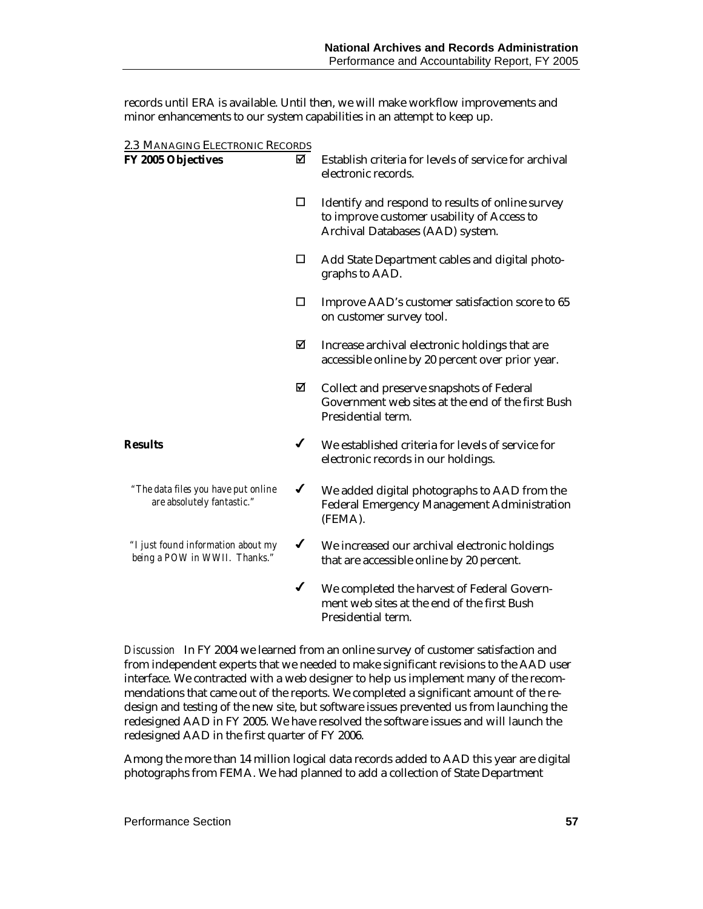records until ERA is available. Until then, we will make workflow improvements and minor enhancements to our system capabilities in an attempt to keep up.

### 2.3 Managing Electronic Records

**FY 2005 Objectives**

- ☑ Establish criteria for levels of service for archival electronic records.
- ☐ Identify and respond to results of online survey to improve customer usability of Access to Archival Databases (AAD) system.
- ☐ Add State Department cables and digital photographs to AAD.
- ☐ Improve AAD's customer satisfaction score to 65 on customer survey tool.
- ☑ Increase archival electronic holdings that are accessible online by 20 percent over prior year.
- ☑ Collect and preserve snapshots of Federal Government web sites at the end of the first Bush Presidential term.

**Results**

- ✔ We established criteria for levels of service for electronic records in our holdings.
- ✔ We added digital photographs to AAD from the Federal Emergency Management Administration (FEMA).
- ✔ We increased our archival electronic holdings that are accessible online by 20 percent.
- ✔ We completed the harvest of Federal Government web sites at the end of the first Bush Presidential term.

*"The data files you have put online are absolutely fantastic."*

*"I just found information about my being a POW in WWII. Thanks."*

*Discussion* In FY 2004 we learned from an online survey of customer satisfaction and from independent experts that we needed to make significant revisions to the AAD user interface. We contracted with a web designer to help us implement many of the recommendations that came out of the reports. We completed a significant amount of the redesign and testing of the new site, but software issues prevented us from launching the redesigned AAD in FY 2005. We have resolved the software issues and will launch the redesigned AAD in the first quarter of FY 2006.

Among the more than 14 million logical data records added to AAD this year are digital photographs from FEMA. We had planned to add a collection of State Department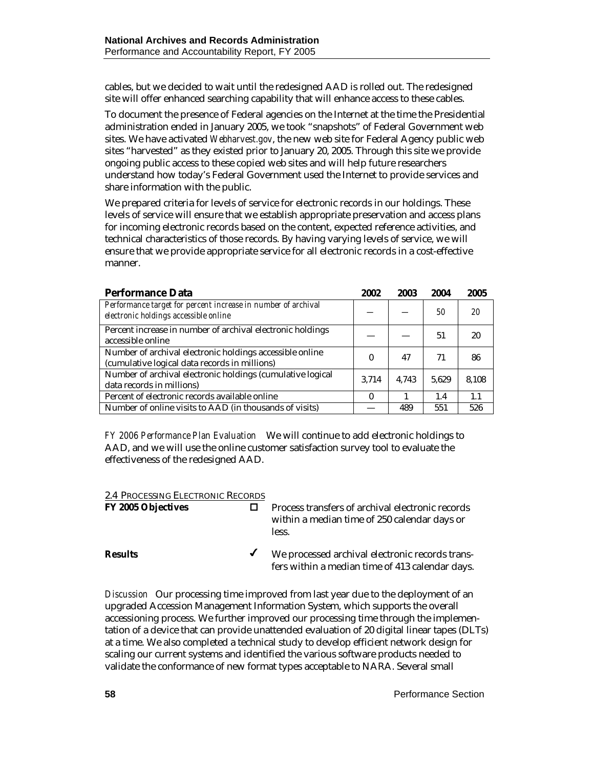cables, but we decided to wait until the redesigned AAD is rolled out. The redesigned site will offer enhanced searching capability that will enhance access to these cables.

To document the presence of Federal agencies on the Internet at the time the Presidential administration ended in January 2005, we took "snapshots" of Federal Government web sites. We have activated *Webharvest.gov*, the new web site for Federal Agency public web sites "harvested" as they existed prior to January 20, 2005. Through this site we provide ongoing public access to these copied web sites and will help future researchers understand how today's Federal Government used the Internet to provide services and share information with the public.

We prepared criteria for levels of service for electronic records in our holdings. These levels of service will ensure that we establish appropriate preservation and access plans for incoming electronic records based on the content, expected reference activities, and technical characteristics of those records. By having varying levels of service, we will ensure that we provide appropriate service for all electronic records in a cost-effective manner.

| **Performance Data** | **2002** | **2003** | **2004** | **2005** |
|---|---|---|---|---|
| *Performance target for percent increase in number of archival electronic holdings accessible online* | — | — | *50* | *20* |
| Percent increase in number of archival electronic holdings accessible online | — | — | 51 | 20 |
| Number of archival electronic holdings accessible online (cumulative logical data records in millions) | 0 | 47 | 71 | 86 |
| Number of archival electronic holdings (cumulative logical data records in millions) | 3,714 | 4,743 | 5,629 | 8,108 |
| Percent of electronic records available online | 0 | 1 | 1.4 | 1.1 |
| Number of online visits to AAD (in thousands of visits) | — | 489 | 551 | 526 |

*FY 2006 Performance Plan Evaluation* We will continue to add electronic holdings to AAD, and we will use the online customer satisfaction survey tool to evaluate the effectiveness of the redesigned AAD.

## 2.4 Processing Electronic Records

**FY 2005 Objectives**

☐ Process transfers of archival electronic records within a median time of 250 calendar days or less.

**Results**

✓ We processed archival electronic records transfers within a median time of 413 calendar days.

*Discussion* Our processing time improved from last year due to the deployment of an upgraded Accession Management Information System, which supports the overall accessioning process. We further improved our processing time through the implementation of a device that can provide unattended evaluation of 20 digital linear tapes (DLTs) at a time. We also completed a technical study to develop efficient network design for scaling our current systems and identified the various software products needed to validate the conformance of new format types acceptable to NARA. Several small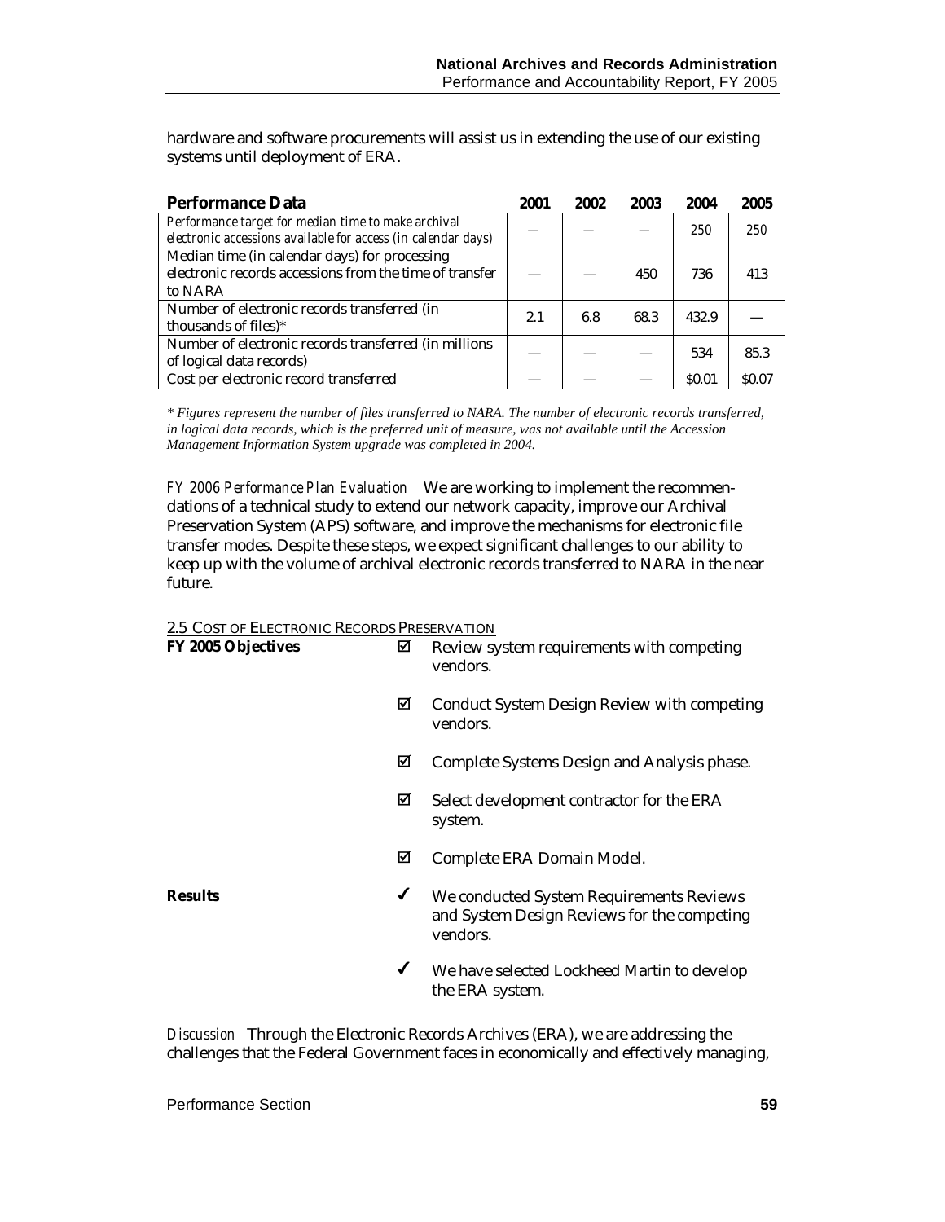hardware and software procurements will assist us in extending the use of our existing systems until deployment of ERA.

| Performance Data | 2001 | 2002 | 2003 | 2004 | 2005 |
|---|---|---|---|---|---|
| *Performance target for median time to make archival electronic accessions available for access (in calendar days)* | — | — | — | *250* | *250* |
| Median time (in calendar days) for processing electronic records accessions from the time of transfer to NARA | — | — | 450 | 736 | 413 |
| Number of electronic records transferred (in thousands of files)* | 2.1 | 6.8 | 68.3 | 432.9 | — |
| Number of electronic records transferred (in millions of logical data records) | — | — | — | 534 | 85.3 |
| Cost per electronic record transferred | — | — | — | $0.01 | $0.07 |

*\* Figures represent the number of files transferred to NARA. The number of electronic records transferred, in logical data records, which is the preferred unit of measure, was not available until the Accession Management Information System upgrade was completed in 2004.*

*FY 2006 Performance Plan Evaluation* We are working to implement the recommendations of a technical study to extend our network capacity, improve our Archival Preservation System (APS) software, and improve the mechanisms for electronic file transfer modes. Despite these steps, we expect significant challenges to our ability to keep up with the volume of archival electronic records transferred to NARA in the near future.

2.5 Cost of Electronic Records Preservation

**FY 2005 Objectives**

- ☑ Review system requirements with competing vendors.
- ☑ Conduct System Design Review with competing vendors.
- ☑ Complete Systems Design and Analysis phase.
- ☑ Select development contractor for the ERA system.
- ☑ Complete ERA Domain Model.

**Results**

- ✔ We conducted System Requirements Reviews and System Design Reviews for the competing vendors.
- ✔ We have selected Lockheed Martin to develop the ERA system.

*Discussion* Through the Electronic Records Archives (ERA), we are addressing the challenges that the Federal Government faces in economically and effectively managing,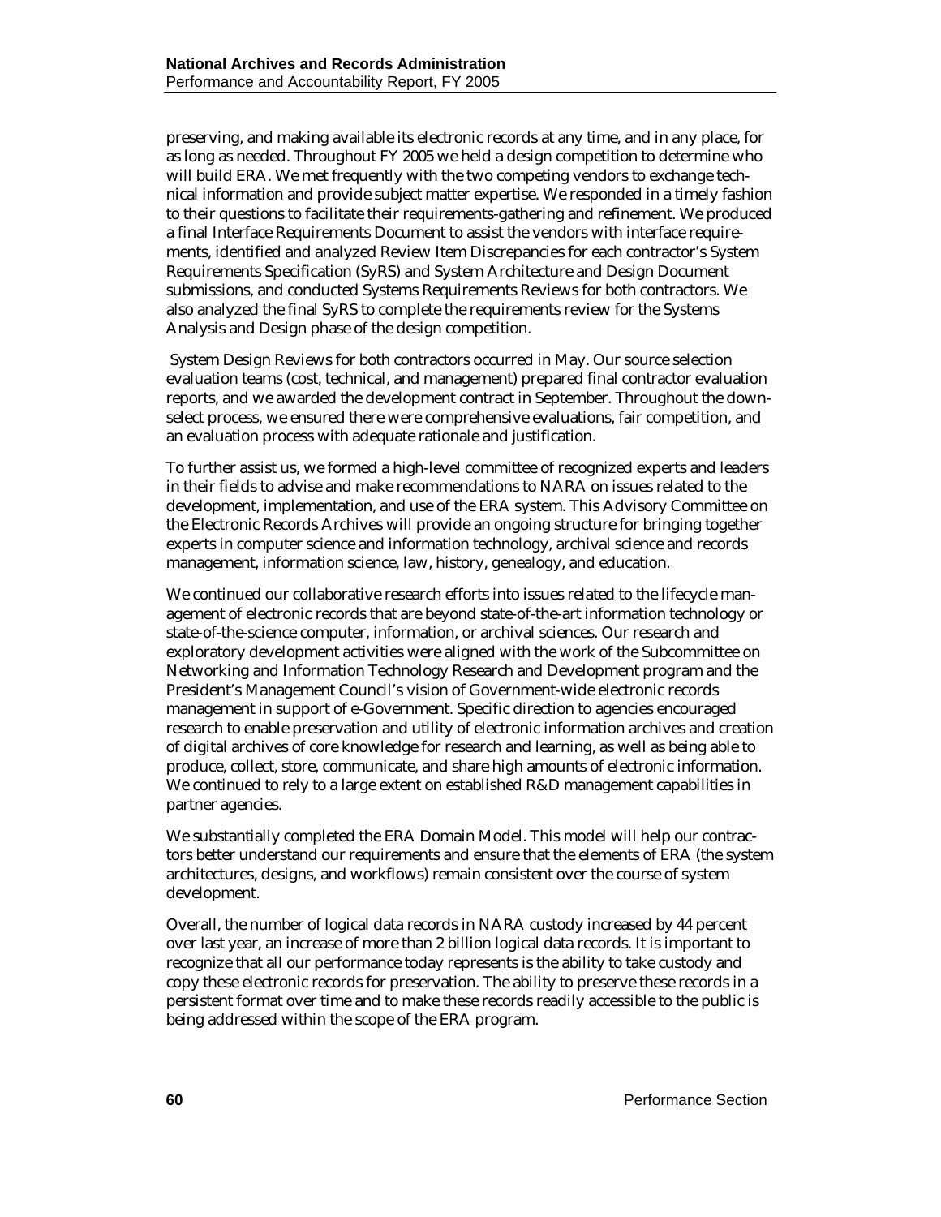preserving, and making available its electronic records at any time, and in any place, for as long as needed. Throughout FY 2005 we held a design competition to determine who will build ERA. We met frequently with the two competing vendors to exchange technical information and provide subject matter expertise. We responded in a timely fashion to their questions to facilitate their requirements-gathering and refinement. We produced a final Interface Requirements Document to assist the vendors with interface requirements, identified and analyzed Review Item Discrepancies for each contractor's System Requirements Specification (SyRS) and System Architecture and Design Document submissions, and conducted Systems Requirements Reviews for both contractors. We also analyzed the final SyRS to complete the requirements review for the Systems Analysis and Design phase of the design competition.

System Design Reviews for both contractors occurred in May. Our source selection evaluation teams (cost, technical, and management) prepared final contractor evaluation reports, and we awarded the development contract in September. Throughout the downselect process, we ensured there were comprehensive evaluations, fair competition, and an evaluation process with adequate rationale and justification.

To further assist us, we formed a high-level committee of recognized experts and leaders in their fields to advise and make recommendations to NARA on issues related to the development, implementation, and use of the ERA system. This Advisory Committee on the Electronic Records Archives will provide an ongoing structure for bringing together experts in computer science and information technology, archival science and records management, information science, law, history, genealogy, and education.

We continued our collaborative research efforts into issues related to the lifecycle management of electronic records that are beyond state-of-the-art information technology or state-of-the-science computer, information, or archival sciences. Our research and exploratory development activities were aligned with the work of the Subcommittee on Networking and Information Technology Research and Development program and the President's Management Council's vision of Government-wide electronic records management in support of e-Government. Specific direction to agencies encouraged research to enable preservation and utility of electronic information archives and creation of digital archives of core knowledge for research and learning, as well as being able to produce, collect, store, communicate, and share high amounts of electronic information. We continued to rely to a large extent on established R&D management capabilities in partner agencies.

We substantially completed the ERA Domain Model. This model will help our contractors better understand our requirements and ensure that the elements of ERA (the system architectures, designs, and workflows) remain consistent over the course of system development.

Overall, the number of logical data records in NARA custody increased by 44 percent over last year, an increase of more than 2 billion logical data records. It is important to recognize that all our performance today represents is the ability to take custody and copy these electronic records for preservation. The ability to preserve these records in a persistent format over time and to make these records readily accessible to the public is being addressed within the scope of the ERA program.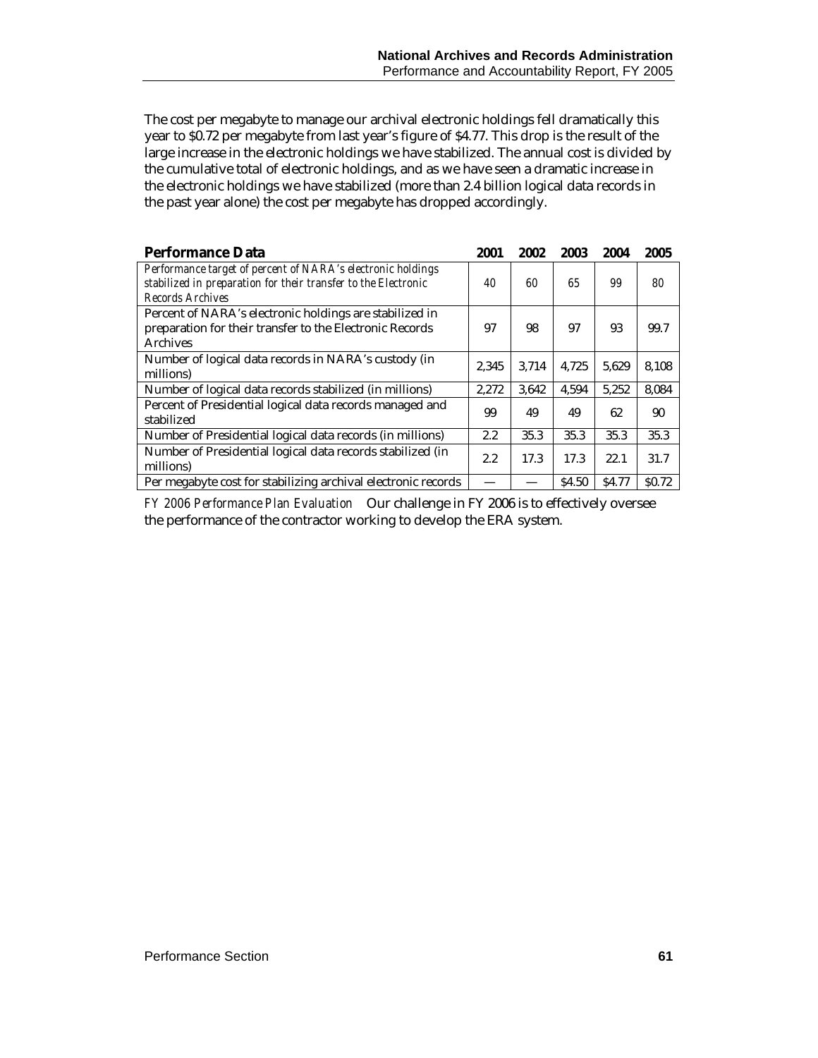The cost per megabyte to manage our archival electronic holdings fell dramatically this year to $0.72 per megabyte from last year's figure of $4.77. This drop is the result of the large increase in the electronic holdings we have stabilized. The annual cost is divided by the cumulative total of electronic holdings, and as we have seen a dramatic increase in the electronic holdings we have stabilized (more than 2.4 billion logical data records in the past year alone) the cost per megabyte has dropped accordingly.

| **Performance Data** | **2001** | **2002** | **2003** | **2004** | **2005** |
|---|---|---|---|---|---|
| *Performance target of percent of NARA's electronic holdings stabilized in preparation for their transfer to the Electronic Records Archives* | *40* | *60* | *65* | *99* | *80* |
| Percent of NARA's electronic holdings are stabilized in preparation for their transfer to the Electronic Records Archives | 97 | 98 | 97 | 93 | 99.7 |
| Number of logical data records in NARA's custody (in millions) | 2,345 | 3,714 | 4,725 | 5,629 | 8,108 |
| Number of logical data records stabilized (in millions) | 2,272 | 3,642 | 4,594 | 5,252 | 8,084 |
| Percent of Presidential logical data records managed and stabilized | 99 | 49 | 49 | 62 | 90 |
| Number of Presidential logical data records (in millions) | 2.2 | 35.3 | 35.3 | 35.3 | 35.3 |
| Number of Presidential logical data records stabilized (in millions) | 2.2 | 17.3 | 17.3 | 22.1 | 31.7 |
| Per megabyte cost for stabilizing archival electronic records | — | — | $4.50 | $4.77 | $0.72 |

*FY 2006 Performance Plan Evaluation* Our challenge in FY 2006 is to effectively oversee the performance of the contractor working to develop the ERA system.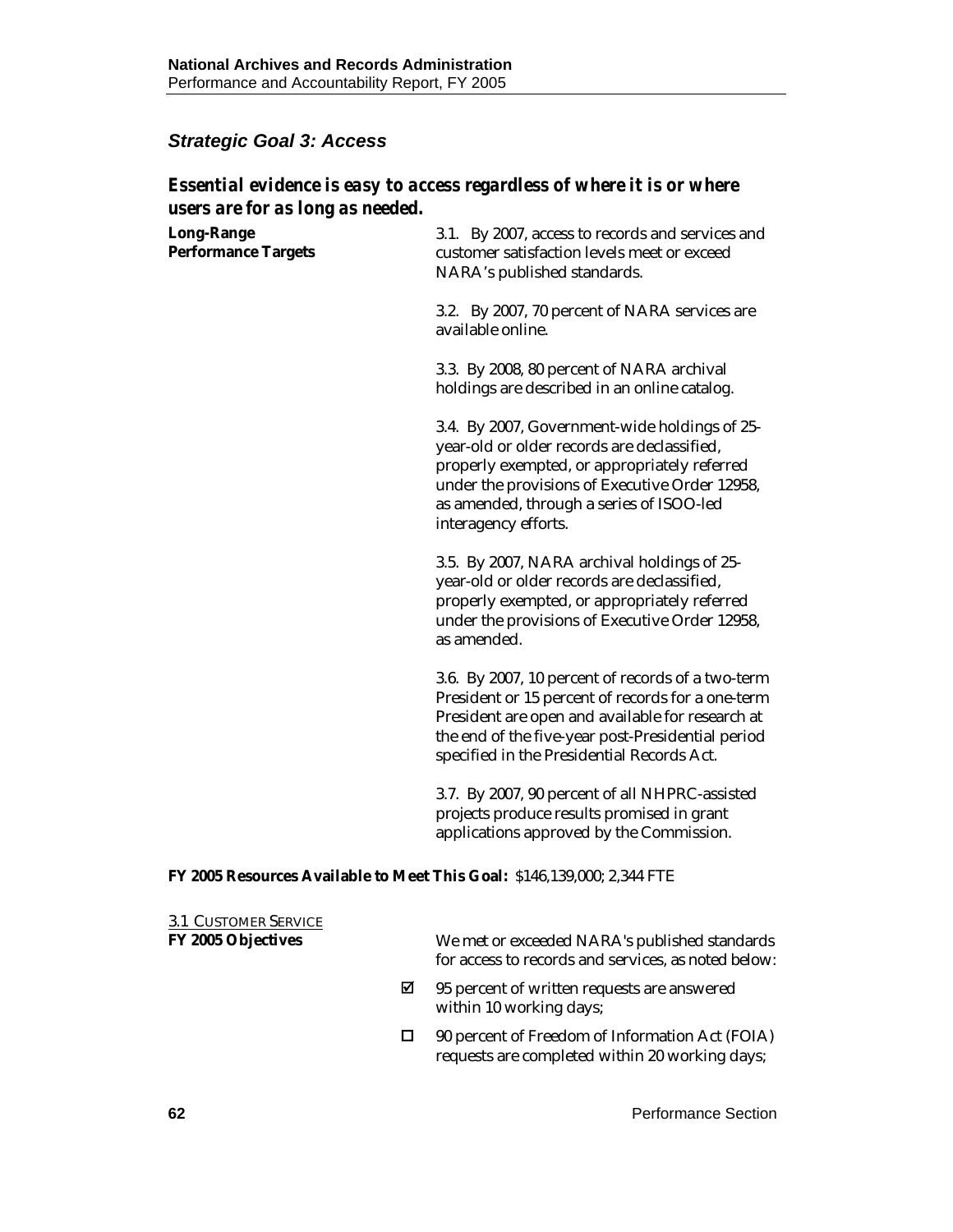## *Strategic Goal 3: Access*

### *Essential evidence is easy to access regardless of where it is or where users are for as long as needed.*

**Long-Range Performance Targets**

3.1. By 2007, access to records and services and customer satisfaction levels meet or exceed NARA's published standards.

3.2. By 2007, 70 percent of NARA services are available online.

3.3. By 2008, 80 percent of NARA archival holdings are described in an online catalog.

3.4. By 2007, Government-wide holdings of 25-year-old or older records are declassified, properly exempted, or appropriately referred under the provisions of Executive Order 12958, as amended, through a series of ISOO-led interagency efforts.

3.5. By 2007, NARA archival holdings of 25-year-old or older records are declassified, properly exempted, or appropriately referred under the provisions of Executive Order 12958, as amended.

3.6. By 2007, 10 percent of records of a two-term President or 15 percent of records for a one-term President are open and available for research at the end of the five-year post-Presidential period specified in the Presidential Records Act.

3.7. By 2007, 90 percent of all NHPRC-assisted projects produce results promised in grant applications approved by the Commission.

**FY 2005 Resources Available to Meet This Goal:** $146,139,000; 2,344 FTE

3.1 CUSTOMER SERVICE

**FY 2005 Objectives**

We met or exceeded NARA's published standards for access to records and services, as noted below:

- ☑ 95 percent of written requests are answered within 10 working days;
- ☐ 90 percent of Freedom of Information Act (FOIA) requests are completed within 20 working days;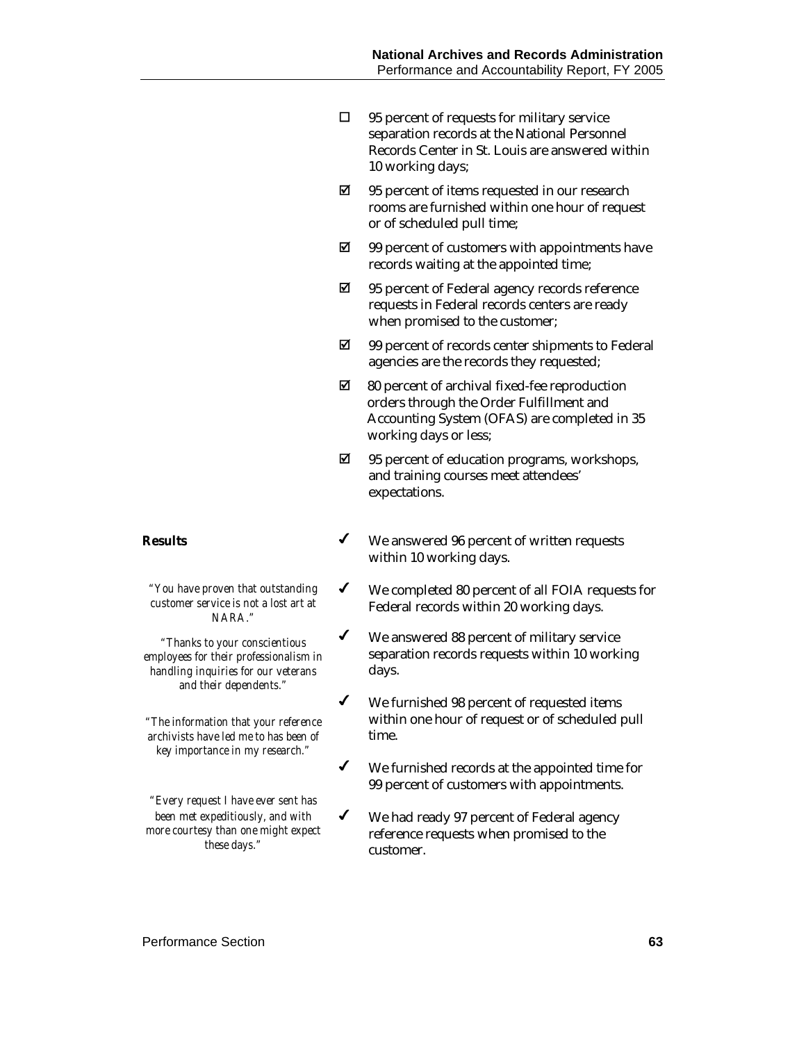- ☐ 95 percent of requests for military service separation records at the National Personnel Records Center in St. Louis are answered within 10 working days;
- ☑ 95 percent of items requested in our research rooms are furnished within one hour of request or of scheduled pull time;
- ☑ 99 percent of customers with appointments have records waiting at the appointed time;
- ☑ 95 percent of Federal agency records reference requests in Federal records centers are ready when promised to the customer;
- ☑ 99 percent of records center shipments to Federal agencies are the records they requested;
- ☑ 80 percent of archival fixed-fee reproduction orders through the Order Fulfillment and Accounting System (OFAS) are completed in 35 working days or less;
- ☑ 95 percent of education programs, workshops, and training courses meet attendees' expectations.

**Results**

- ✔ We answered 96 percent of written requests within 10 working days.
- ✔ We completed 80 percent of all FOIA requests for Federal records within 20 working days.
- ✔ We answered 88 percent of military service separation records requests within 10 working days.
- ✔ We furnished 98 percent of requested items within one hour of request or of scheduled pull time.
- ✔ We furnished records at the appointed time for 99 percent of customers with appointments.
- ✔ We had ready 97 percent of Federal agency reference requests when promised to the customer.

*"You have proven that outstanding customer service is not a lost art at NARA."*

*"Thanks to your conscientious employees for their professionalism in handling inquiries for our veterans and their dependents."*

*"The information that your reference archivists have led me to has been of key importance in my research."*

*"Every request I have ever sent has been met expeditiously, and with more courtesy than one might expect these days."*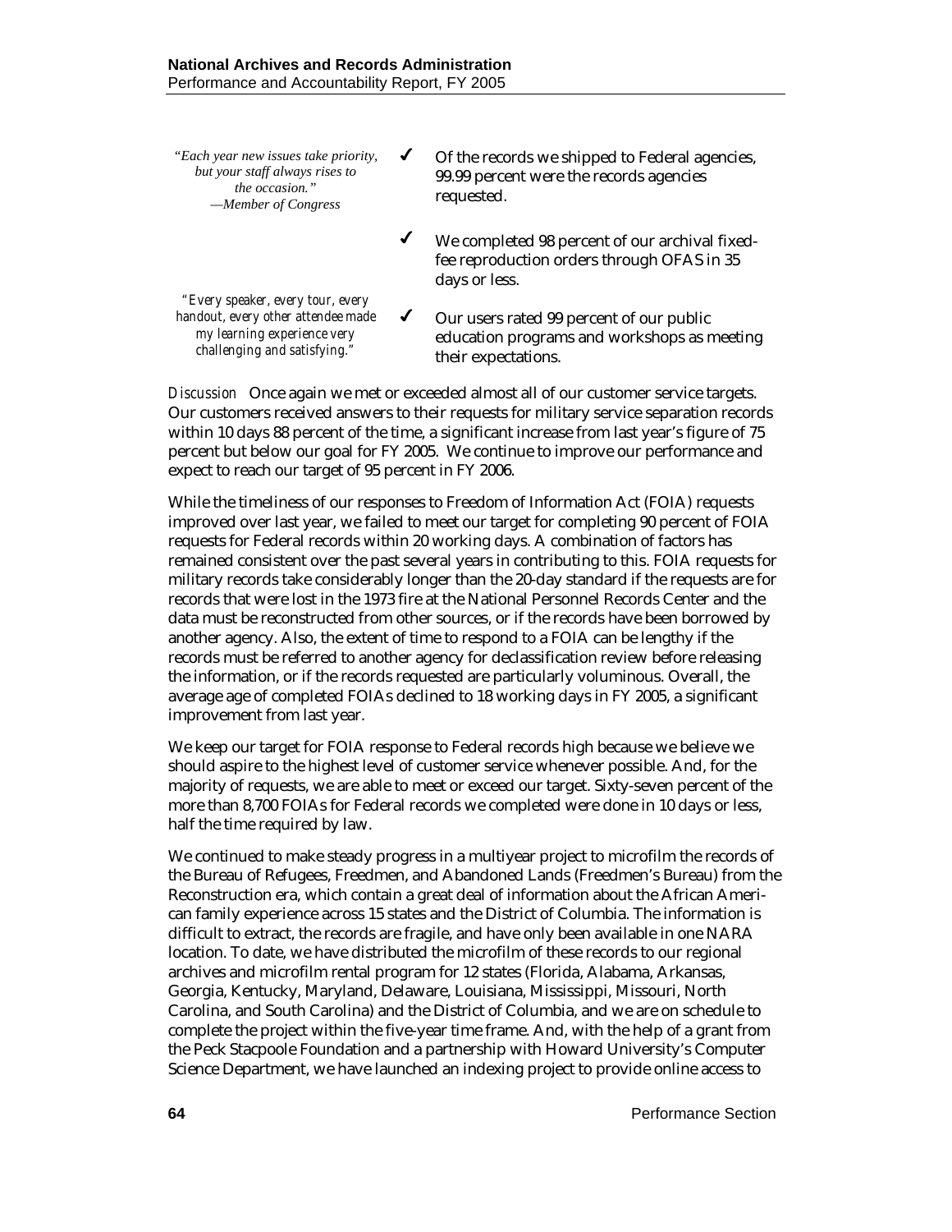*"Each year new issues take priority, but your staff always rises to the occasion."*
*—Member of Congress*

- ✓ Of the records we shipped to Federal agencies, 99.99 percent were the records agencies requested.
- ✓ We completed 98 percent of our archival fixed-fee reproduction orders through OFAS in 35 days or less.

*"Every speaker, every tour, every handout, every other attendee made my learning experience very challenging and satisfying."*

- ✓ Our users rated 99 percent of our public education programs and workshops as meeting their expectations.

*Discussion* Once again we met or exceeded almost all of our customer service targets. Our customers received answers to their requests for military service separation records within 10 days 88 percent of the time, a significant increase from last year's figure of 75 percent but below our goal for FY 2005. We continue to improve our performance and expect to reach our target of 95 percent in FY 2006.

While the timeliness of our responses to Freedom of Information Act (FOIA) requests improved over last year, we failed to meet our target for completing 90 percent of FOIA requests for Federal records within 20 working days. A combination of factors has remained consistent over the past several years in contributing to this. FOIA requests for military records take considerably longer than the 20-day standard if the requests are for records that were lost in the 1973 fire at the National Personnel Records Center and the data must be reconstructed from other sources, or if the records have been borrowed by another agency. Also, the extent of time to respond to a FOIA can be lengthy if the records must be referred to another agency for declassification review before releasing the information, or if the records requested are particularly voluminous. Overall, the average age of completed FOIAs declined to 18 working days in FY 2005, a significant improvement from last year.

We keep our target for FOIA response to Federal records high because we believe we should aspire to the highest level of customer service whenever possible. And, for the majority of requests, we are able to meet or exceed our target. Sixty-seven percent of the more than 8,700 FOIAs for Federal records we completed were done in 10 days or less, half the time required by law.

We continued to make steady progress in a multiyear project to microfilm the records of the Bureau of Refugees, Freedmen, and Abandoned Lands (Freedmen's Bureau) from the Reconstruction era, which contain a great deal of information about the African American family experience across 15 states and the District of Columbia. The information is difficult to extract, the records are fragile, and have only been available in one NARA location. To date, we have distributed the microfilm of these records to our regional archives and microfilm rental program for 12 states (Florida, Alabama, Arkansas, Georgia, Kentucky, Maryland, Delaware, Louisiana, Mississippi, Missouri, North Carolina, and South Carolina) and the District of Columbia, and we are on schedule to complete the project within the five-year time frame. And, with the help of a grant from the Peck Stacpoole Foundation and a partnership with Howard University's Computer Science Department, we have launched an indexing project to provide online access to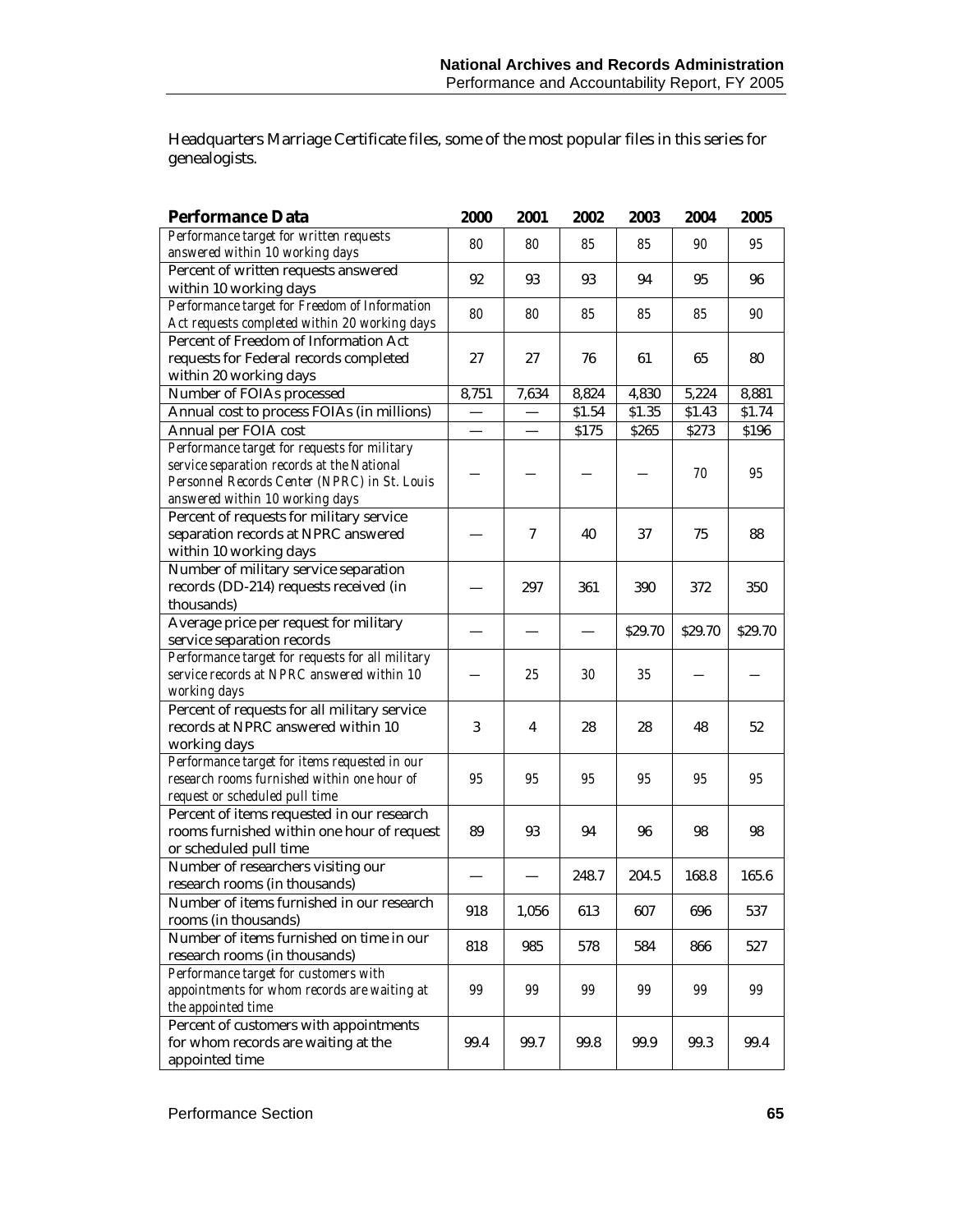Headquarters Marriage Certificate files, some of the most popular files in this series for genealogists.

| Performance Data | 2000 | 2001 | 2002 | 2003 | 2004 | 2005 |
|---|---|---|---|---|---|---|
| *Performance target for written requests answered within 10 working days* | *80* | *80* | *85* | *85* | *90* | *95* |
| Percent of written requests answered within 10 working days | 92 | 93 | 93 | 94 | 95 | 96 |
| *Performance target for Freedom of Information Act requests completed within 20 working days* | *80* | *80* | *85* | *85* | *85* | *90* |
| Percent of Freedom of Information Act requests for Federal records completed within 20 working days | 27 | 27 | 76 | 61 | 65 | 80 |
| Number of FOIAs processed | 8,751 | 7,634 | 8,824 | 4,830 | 5,224 | 8,881 |
| Annual cost to process FOIAs (in millions) | — | — | $1.54 | $1.35 | $1.43 | $1.74 |
| Annual per FOIA cost | — | — | $175 | $265 | $273 | $196 |
| *Performance target for requests for military service separation records at the National Personnel Records Center (NPRC) in St. Louis answered within 10 working days* | — | — | — | — | *70* | *95* |
| Percent of requests for military service separation records at NPRC answered within 10 working days | — | 7 | 40 | 37 | 75 | 88 |
| Number of military service separation records (DD-214) requests received (in thousands) | — | 297 | 361 | 390 | 372 | 350 |
| Average price per request for military service separation records | — | — | — | $29.70 | $29.70 | $29.70 |
| *Performance target for requests for all military service records at NPRC answered within 10 working days* | — | *25* | *30* | *35* | — | — |
| Percent of requests for all military service records at NPRC answered within 10 working days | 3 | 4 | 28 | 28 | 48 | 52 |
| *Performance target for items requested in our research rooms furnished within one hour of request or scheduled pull time* | *95* | *95* | *95* | *95* | *95* | *95* |
| Percent of items requested in our research rooms furnished within one hour of request or scheduled pull time | 89 | 93 | 94 | 96 | 98 | 98 |
| Number of researchers visiting our research rooms (in thousands) | — | — | 248.7 | 204.5 | 168.8 | 165.6 |
| Number of items furnished in our research rooms (in thousands) | 918 | 1,056 | 613 | 607 | 696 | 537 |
| Number of items furnished on time in our research rooms (in thousands) | 818 | 985 | 578 | 584 | 866 | 527 |
| *Performance target for customers with appointments for whom records are waiting at the appointed time* | *99* | *99* | *99* | *99* | *99* | *99* |
| Percent of customers with appointments for whom records are waiting at the appointed time | 99.4 | 99.7 | 99.8 | 99.9 | 99.3 | 99.4 |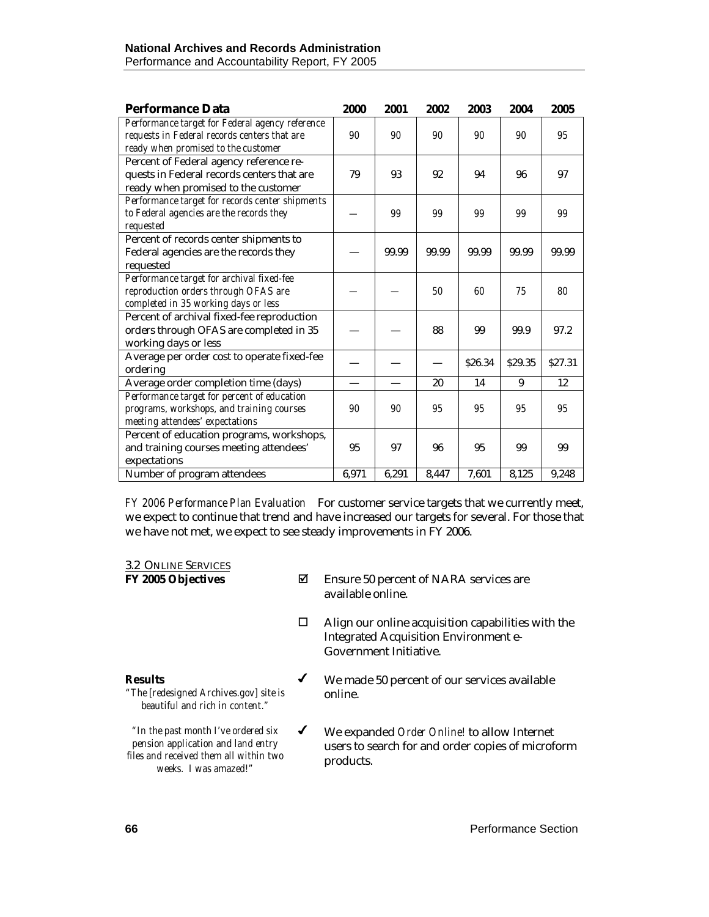| Performance Data | 2000 | 2001 | 2002 | 2003 | 2004 | 2005 |
|---|---|---|---|---|---|---|
| *Performance target for Federal agency reference requests in Federal records centers that are ready when promised to the customer* | 90 | 90 | 90 | 90 | 90 | 95 |
| Percent of Federal agency reference requests in Federal records centers that are ready when promised to the customer | 79 | 93 | 92 | 94 | 96 | 97 |
| *Performance target for records center shipments to Federal agencies are the records they requested* | — | 99 | 99 | 99 | 99 | 99 |
| Percent of records center shipments to Federal agencies are the records they requested | — | 99.99 | 99.99 | 99.99 | 99.99 | 99.99 |
| *Performance target for archival fixed-fee reproduction orders through OFAS are completed in 35 working days or less* | — | — | 50 | 60 | 75 | 80 |
| Percent of archival fixed-fee reproduction orders through OFAS are completed in 35 working days or less | — | — | 88 | 99 | 99.9 | 97.2 |
| Average per order cost to operate fixed-fee ordering | — | — | — | $26.34 | $29.35 | $27.31 |
| Average order completion time (days) | — | — | 20 | 14 | 9 | 12 |
| *Performance target for percent of education programs, workshops, and training courses meeting attendees' expectations* | 90 | 90 | 95 | 95 | 95 | 95 |
| Percent of education programs, workshops, and training courses meeting attendees' expectations | 95 | 97 | 96 | 95 | 99 | 99 |
| Number of program attendees | 6,971 | 6,291 | 8,447 | 7,601 | 8,125 | 9,248 |

*FY 2006 Performance Plan Evaluation* For customer service targets that we currently meet, we expect to continue that trend and have increased our targets for several. For those that we have not met, we expect to see steady improvements in FY 2006.

## 3.2 Online Services

**FY 2005 Objectives**

- ☑ Ensure 50 percent of NARA services are available online.
- ☐ Align our online acquisition capabilities with the Integrated Acquisition Environment e-Government Initiative.

**Results**

*"The [redesigned Archives.gov] site is beautiful and rich in content."*

*"In the past month I've ordered six pension application and land entry files and received them all within two weeks. I was amazed!"*

- ✔ We made 50 percent of our services available online.
- ✔ We expanded *Order Online!* to allow Internet users to search for and order copies of microform products.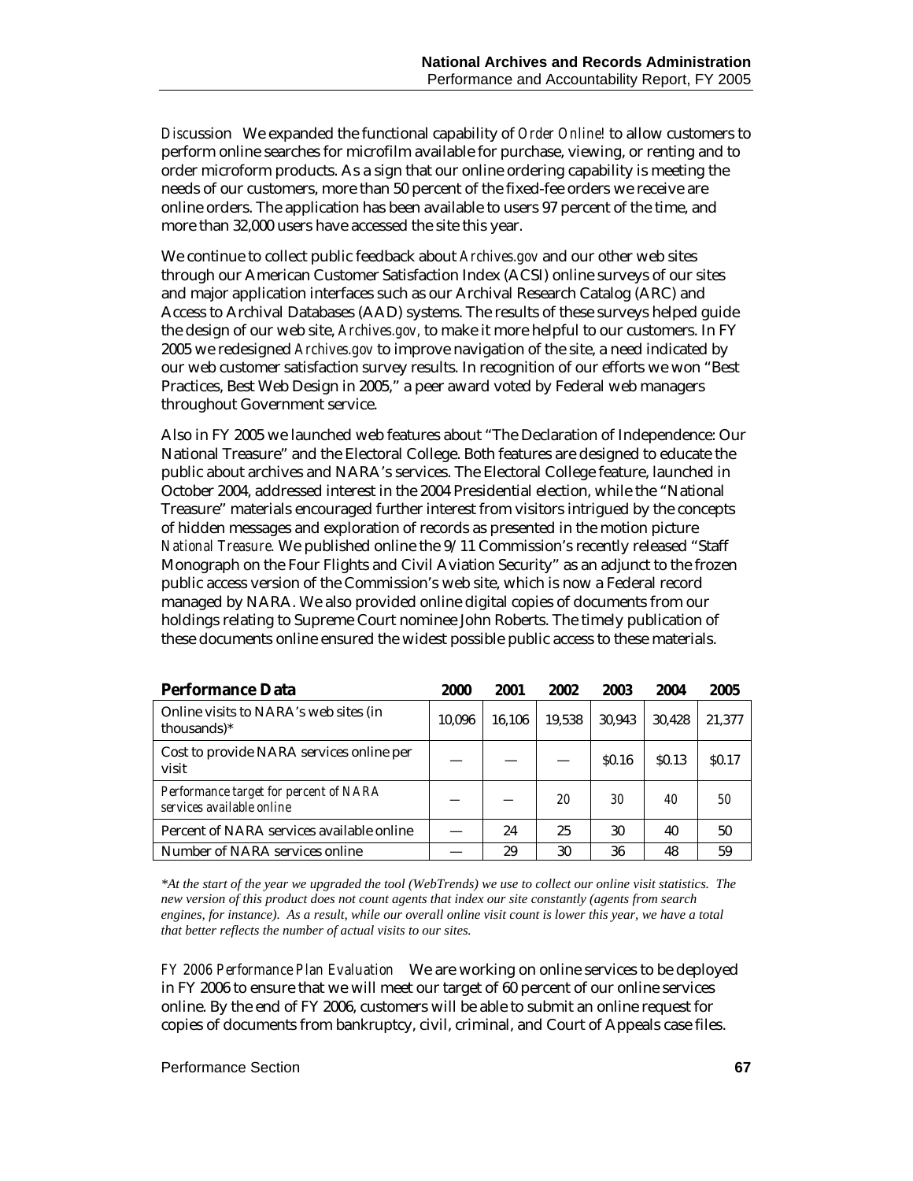*Discussion* We expanded the functional capability of *Order Online!* to allow customers to perform online searches for microfilm available for purchase, viewing, or renting and to order microform products. As a sign that our online ordering capability is meeting the needs of our customers, more than 50 percent of the fixed-fee orders we receive are online orders. The application has been available to users 97 percent of the time, and more than 32,000 users have accessed the site this year.

We continue to collect public feedback about *Archives.gov* and our other web sites through our American Customer Satisfaction Index (ACSI) online surveys of our sites and major application interfaces such as our Archival Research Catalog (ARC) and Access to Archival Databases (AAD) systems. The results of these surveys helped guide the design of our web site, *Archives.gov,* to make it more helpful to our customers. In FY 2005 we redesigned *Archives.gov* to improve navigation of the site, a need indicated by our web customer satisfaction survey results. In recognition of our efforts we won "Best Practices, Best Web Design in 2005," a peer award voted by Federal web managers throughout Government service.

Also in FY 2005 we launched web features about "The Declaration of Independence: Our National Treasure" and the Electoral College. Both features are designed to educate the public about archives and NARA's services. The Electoral College feature, launched in October 2004, addressed interest in the 2004 Presidential election, while the "National Treasure" materials encouraged further interest from visitors intrigued by the concepts of hidden messages and exploration of records as presented in the motion picture *National Treasure.* We published online the 9/11 Commission's recently released "Staff Monograph on the Four Flights and Civil Aviation Security" as an adjunct to the frozen public access version of the Commission's web site, which is now a Federal record managed by NARA. We also provided online digital copies of documents from our holdings relating to Supreme Court nominee John Roberts. The timely publication of these documents online ensured the widest possible public access to these materials.

| **Performance Data** | **2000** | **2001** | **2002** | **2003** | **2004** | **2005** |
|---|---|---|---|---|---|---|
| Online visits to NARA's web sites (in thousands)* | 10,096 | 16,106 | 19,538 | 30,943 | 30,428 | 21,377 |
| Cost to provide NARA services online per visit | — | — | — | $0.16 | $0.13 | $0.17 |
| *Performance target for percent of NARA services available online* | — | — | *20* | *30* | *40* | *50* |
| Percent of NARA services available online | — | 24 | 25 | 30 | 40 | 50 |
| Number of NARA services online | — | 29 | 30 | 36 | 48 | 59 |

*\*At the start of the year we upgraded the tool (WebTrends) we use to collect our online visit statistics. The new version of this product does not count agents that index our site constantly (agents from search engines, for instance). As a result, while our overall online visit count is lower this year, we have a total that better reflects the number of actual visits to our sites.*

*FY 2006 Performance Plan Evaluation* We are working on online services to be deployed in FY 2006 to ensure that we will meet our target of 60 percent of our online services online. By the end of FY 2006, customers will be able to submit an online request for copies of documents from bankruptcy, civil, criminal, and Court of Appeals case files.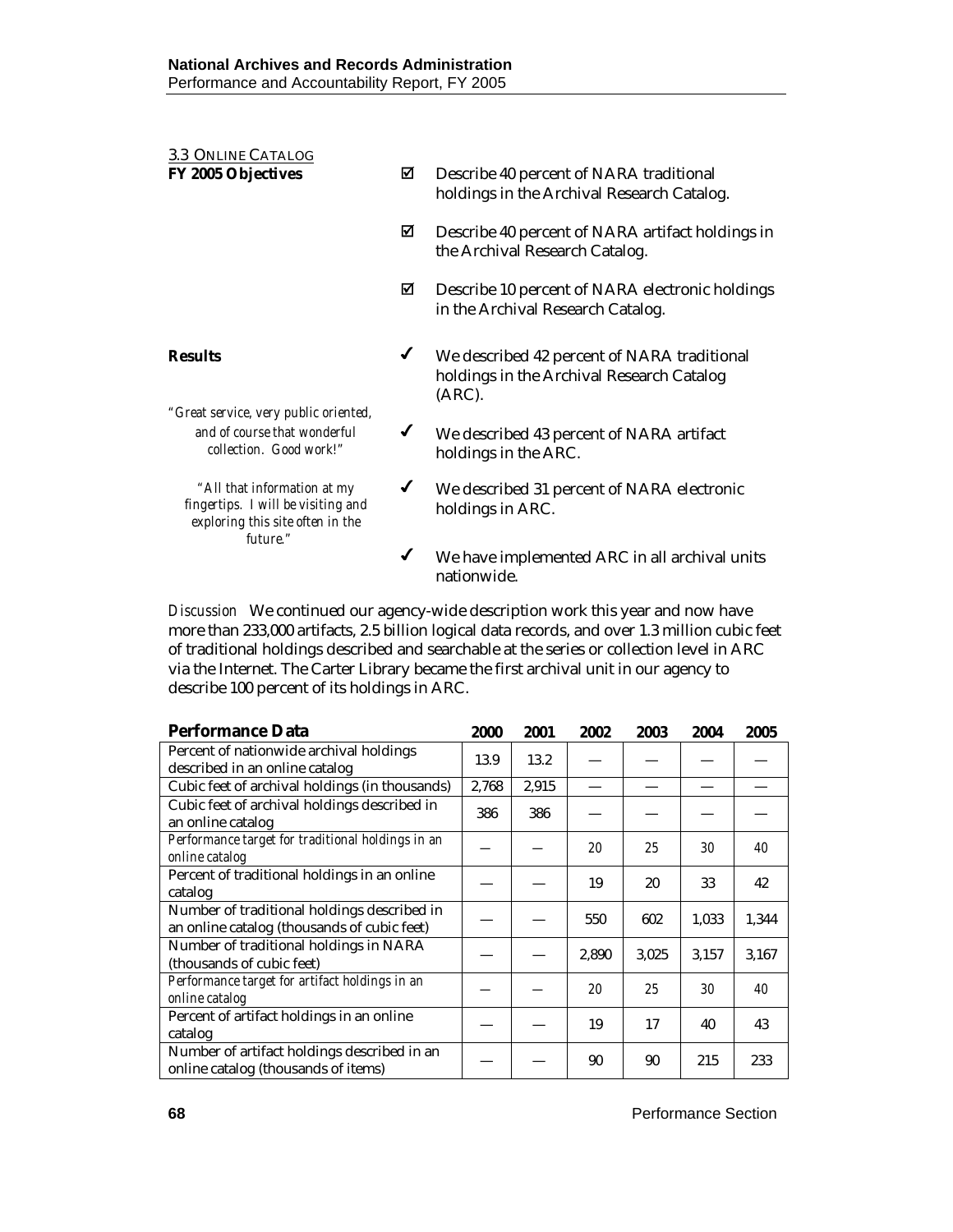### 3.3 Online Catalog

**FY 2005 Objectives**

- ☑ Describe 40 percent of NARA traditional holdings in the Archival Research Catalog.
- ☑ Describe 40 percent of NARA artifact holdings in the Archival Research Catalog.
- ☑ Describe 10 percent of NARA electronic holdings in the Archival Research Catalog.

**Results**

- ✔ We described 42 percent of NARA traditional holdings in the Archival Research Catalog (ARC).
- ✔ We described 43 percent of NARA artifact holdings in the ARC.
- ✔ We described 31 percent of NARA electronic holdings in ARC.
- ✔ We have implemented ARC in all archival units nationwide.

*"Great service, very public oriented, and of course that wonderful collection. Good work!"*

*"All that information at my fingertips. I will be visiting and exploring this site often in the future."*

*Discussion* We continued our agency-wide description work this year and now have more than 233,000 artifacts, 2.5 billion logical data records, and over 1.3 million cubic feet of traditional holdings described and searchable at the series or collection level in ARC via the Internet. The Carter Library became the first archival unit in our agency to describe 100 percent of its holdings in ARC.

| **Performance Data** | **2000** | **2001** | **2002** | **2003** | **2004** | **2005** |
|---|---|---|---|---|---|---|
| Percent of nationwide archival holdings described in an online catalog | 13.9 | 13.2 | — | — | — | — |
| Cubic feet of archival holdings (in thousands) | 2,768 | 2,915 | — | — | — | — |
| Cubic feet of archival holdings described in an online catalog | 386 | 386 | — | — | — | — |
| *Performance target for traditional holdings in an online catalog* | — | — | *20* | *25* | *30* | *40* |
| Percent of traditional holdings in an online catalog | — | — | 19 | 20 | 33 | 42 |
| Number of traditional holdings described in an online catalog (thousands of cubic feet) | — | — | 550 | 602 | 1,033 | 1,344 |
| Number of traditional holdings in NARA (thousands of cubic feet) | — | — | 2,890 | 3,025 | 3,157 | 3,167 |
| *Performance target for artifact holdings in an online catalog* | — | — | *20* | *25* | *30* | *40* |
| Percent of artifact holdings in an online catalog | — | — | 19 | 17 | 40 | 43 |
| Number of artifact holdings described in an online catalog (thousands of items) | — | — | 90 | 90 | 215 | 233 |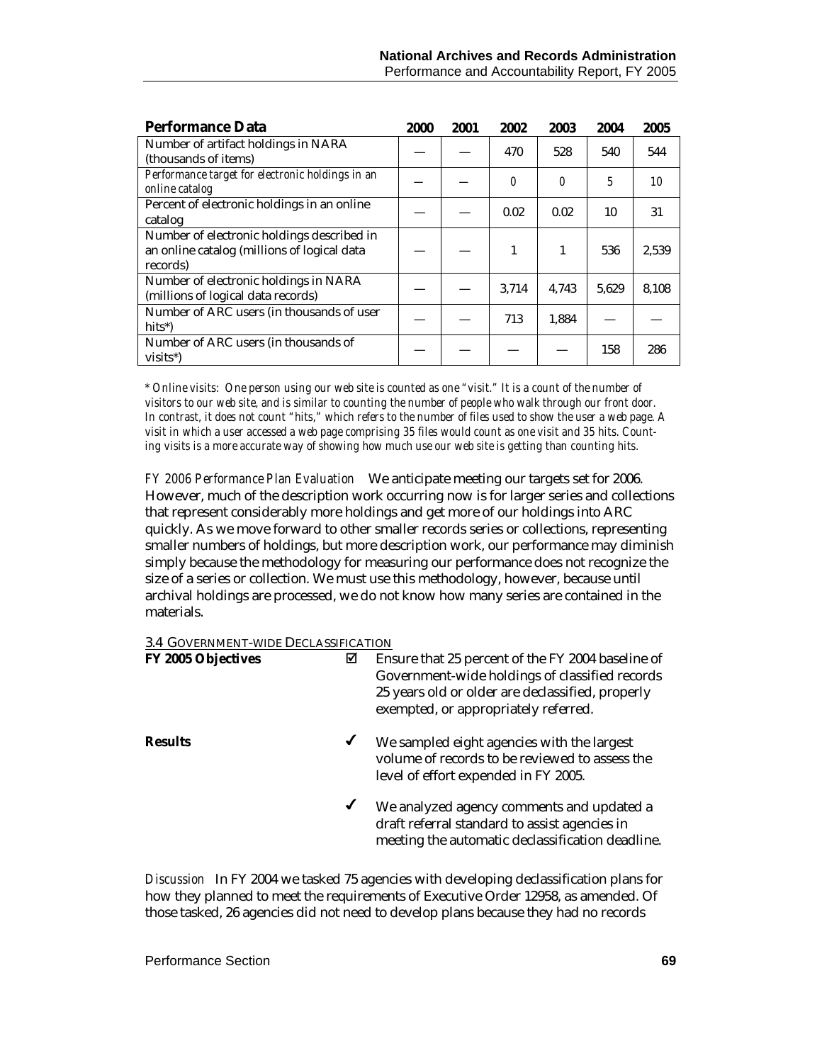| Performance Data | 2000 | 2001 | 2002 | 2003 | 2004 | 2005 |
|---|---|---|---|---|---|---|
| Number of artifact holdings in NARA (thousands of items) | — | — | 470 | 528 | 540 | 544 |
| *Performance target for electronic holdings in an online catalog* | — | — | *0* | *0* | *5* | *10* |
| Percent of electronic holdings in an online catalog | — | — | 0.02 | 0.02 | 10 | 31 |
| Number of electronic holdings described in an online catalog (millions of logical data records) | — | — | 1 | 1 | 536 | 2,539 |
| Number of electronic holdings in NARA (millions of logical data records) | — | — | 3,714 | 4,743 | 5,629 | 8,108 |
| Number of ARC users (in thousands of user hits*) | — | — | 713 | 1,884 | — | — |
| Number of ARC users (in thousands of visits*) | — | — | — | — | 158 | 286 |

*\* Online visits: One person using our web site is counted as one "visit." It is a count of the number of visitors to our web site, and is similar to counting the number of people who walk through our front door. In contrast, it does not count "hits," which refers to the number of files used to show the user a web page. A visit in which a user accessed a web page comprising 35 files would count as one visit and 35 hits. Counting visits is a more accurate way of showing how much use our web site is getting than counting hits.*

*FY 2006 Performance Plan Evaluation* We anticipate meeting our targets set for 2006. However, much of the description work occurring now is for larger series and collections that represent considerably more holdings and get more of our holdings into ARC quickly. As we move forward to other smaller records series or collections, representing smaller numbers of holdings, but more description work, our performance may diminish simply because the methodology for measuring our performance does not recognize the size of a series or collection. We must use this methodology, however, because until archival holdings are processed, we do not know how many series are contained in the materials.

### 3.4 Government-wide Declassification

**FY 2005 Objectives**

☑ Ensure that 25 percent of the FY 2004 baseline of Government-wide holdings of classified records 25 years old or older are declassified, properly exempted, or appropriately referred.

**Results**

✔ We sampled eight agencies with the largest volume of records to be reviewed to assess the level of effort expended in FY 2005.

✔ We analyzed agency comments and updated a draft referral standard to assist agencies in meeting the automatic declassification deadline.

*Discussion* In FY 2004 we tasked 75 agencies with developing declassification plans for how they planned to meet the requirements of Executive Order 12958, as amended. Of those tasked, 26 agencies did not need to develop plans because they had no records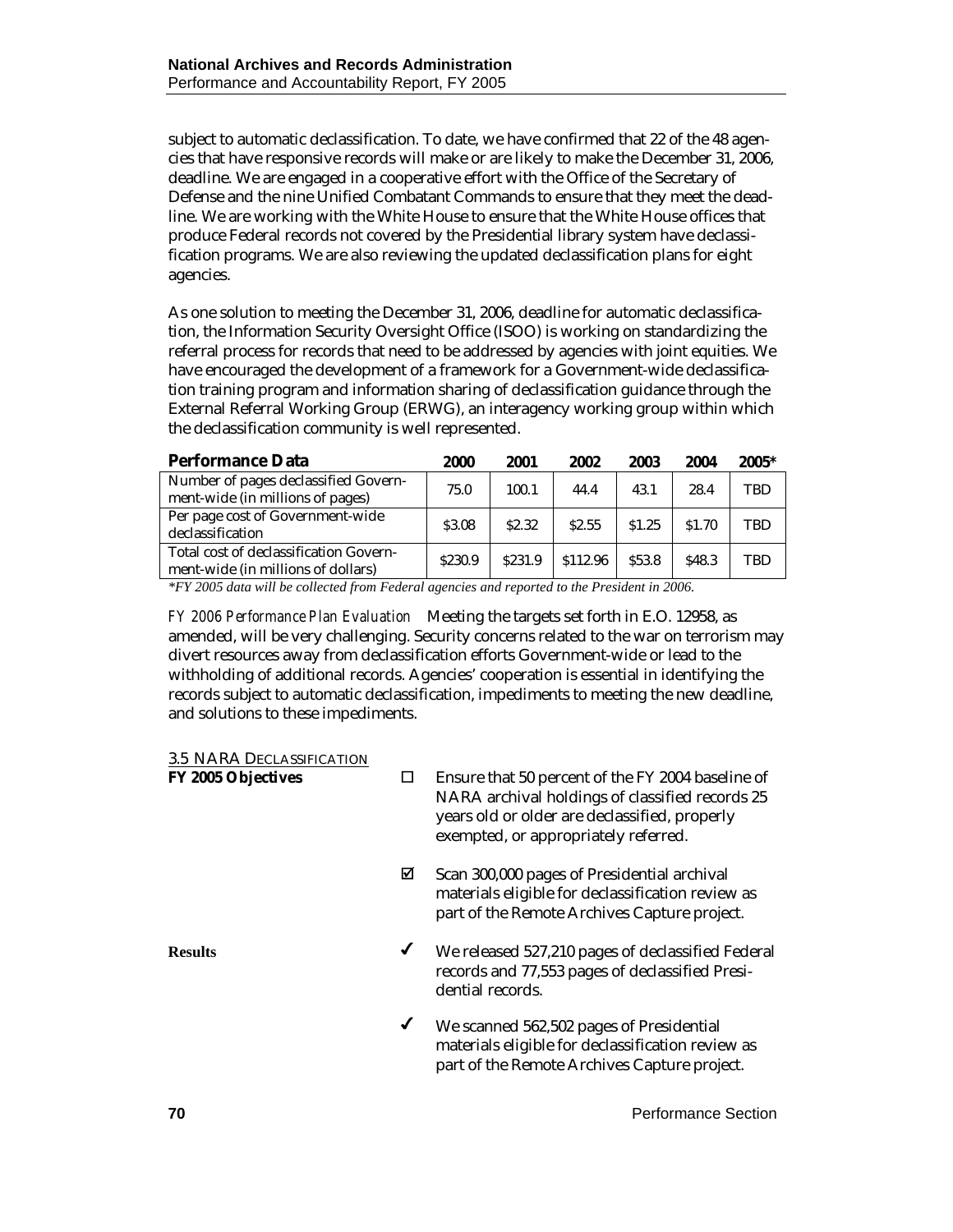subject to automatic declassification. To date, we have confirmed that 22 of the 48 agencies that have responsive records will make or are likely to make the December 31, 2006, deadline. We are engaged in a cooperative effort with the Office of the Secretary of Defense and the nine Unified Combatant Commands to ensure that they meet the deadline. We are working with the White House to ensure that the White House offices that produce Federal records not covered by the Presidential library system have declassification programs. We are also reviewing the updated declassification plans for eight agencies.

As one solution to meeting the December 31, 2006, deadline for automatic declassification, the Information Security Oversight Office (ISOO) is working on standardizing the referral process for records that need to be addressed by agencies with joint equities. We have encouraged the development of a framework for a Government-wide declassification training program and information sharing of declassification guidance through the External Referral Working Group (ERWG), an interagency working group within which the declassification community is well represented.

| **Performance Data** | **2000** | **2001** | **2002** | **2003** | **2004** | **2005*** |
|---|---|---|---|---|---|---|
| Number of pages declassified Government-wide (in millions of pages) | 75.0 | 100.1 | 44.4 | 43.1 | 28.4 | TBD |
| Per page cost of Government-wide declassification | $3.08 | $2.32 | $2.55 | $1.25 | $1.70 | TBD |
| Total cost of declassification Government-wide (in millions of dollars) | $230.9 | $231.9 | $112.96 | $53.8 | $48.3 | TBD |

*\*FY 2005 data will be collected from Federal agencies and reported to the President in 2006.*

*FY 2006 Performance Plan Evaluation* Meeting the targets set forth in E.O. 12958, as amended, will be very challenging. Security concerns related to the war on terrorism may divert resources away from declassification efforts Government-wide or lead to the withholding of additional records. Agencies' cooperation is essential in identifying the records subject to automatic declassification, impediments to meeting the new deadline, and solutions to these impediments.

### 3.5 NARA Declassification

**FY 2005 Objectives**

- ☐ Ensure that 50 percent of the FY 2004 baseline of NARA archival holdings of classified records 25 years old or older are declassified, properly exempted, or appropriately referred.
- ☑ Scan 300,000 pages of Presidential archival materials eligible for declassification review as part of the Remote Archives Capture project.

**Results**

- ✔ We released 527,210 pages of declassified Federal records and 77,553 pages of declassified Presidential records.
- ✔ We scanned 562,502 pages of Presidential materials eligible for declassification review as part of the Remote Archives Capture project.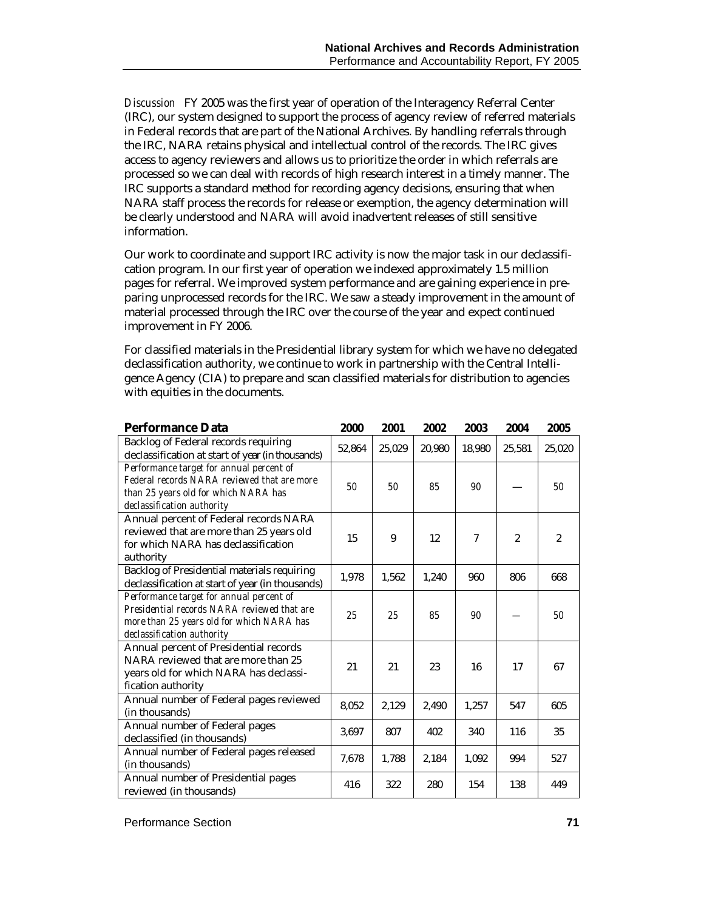*Discussion* FY 2005 was the first year of operation of the Interagency Referral Center (IRC), our system designed to support the process of agency review of referred materials in Federal records that are part of the National Archives. By handling referrals through the IRC, NARA retains physical and intellectual control of the records. The IRC gives access to agency reviewers and allows us to prioritize the order in which referrals are processed so we can deal with records of high research interest in a timely manner. The IRC supports a standard method for recording agency decisions, ensuring that when NARA staff process the records for release or exemption, the agency determination will be clearly understood and NARA will avoid inadvertent releases of still sensitive information.

Our work to coordinate and support IRC activity is now the major task in our declassification program. In our first year of operation we indexed approximately 1.5 million pages for referral. We improved system performance and are gaining experience in preparing unprocessed records for the IRC. We saw a steady improvement in the amount of material processed through the IRC over the course of the year and expect continued improvement in FY 2006.

For classified materials in the Presidential library system for which we have no delegated declassification authority, we continue to work in partnership with the Central Intelligence Agency (CIA) to prepare and scan classified materials for distribution to agencies with equities in the documents.

| **Performance Data** | **2000** | **2001** | **2002** | **2003** | **2004** | **2005** |
|---|---|---|---|---|---|---|
| Backlog of Federal records requiring declassification at start of year (in thousands) | 52,864 | 25,029 | 20,980 | 18,980 | 25,581 | 25,020 |
| *Performance target for annual percent of Federal records NARA reviewed that are more than 25 years old for which NARA has declassification authority* | *50* | *50* | *85* | *90* | — | *50* |
| Annual percent of Federal records NARA reviewed that are more than 25 years old for which NARA has declassification authority | 15 | 9 | 12 | 7 | 2 | 2 |
| Backlog of Presidential materials requiring declassification at start of year (in thousands) | 1,978 | 1,562 | 1,240 | 960 | 806 | 668 |
| *Performance target for annual percent of Presidential records NARA reviewed that are more than 25 years old for which NARA has declassification authority* | *25* | *25* | *85* | *90* | — | *50* |
| Annual percent of Presidential records NARA reviewed that are more than 25 years old for which NARA has declassification authority | 21 | 21 | 23 | 16 | 17 | 67 |
| Annual number of Federal pages reviewed (in thousands) | 8,052 | 2,129 | 2,490 | 1,257 | 547 | 605 |
| Annual number of Federal pages declassified (in thousands) | 3,697 | 807 | 402 | 340 | 116 | 35 |
| Annual number of Federal pages released (in thousands) | 7,678 | 1,788 | 2,184 | 1,092 | 994 | 527 |
| Annual number of Presidential pages reviewed (in thousands) | 416 | 322 | 280 | 154 | 138 | 449 |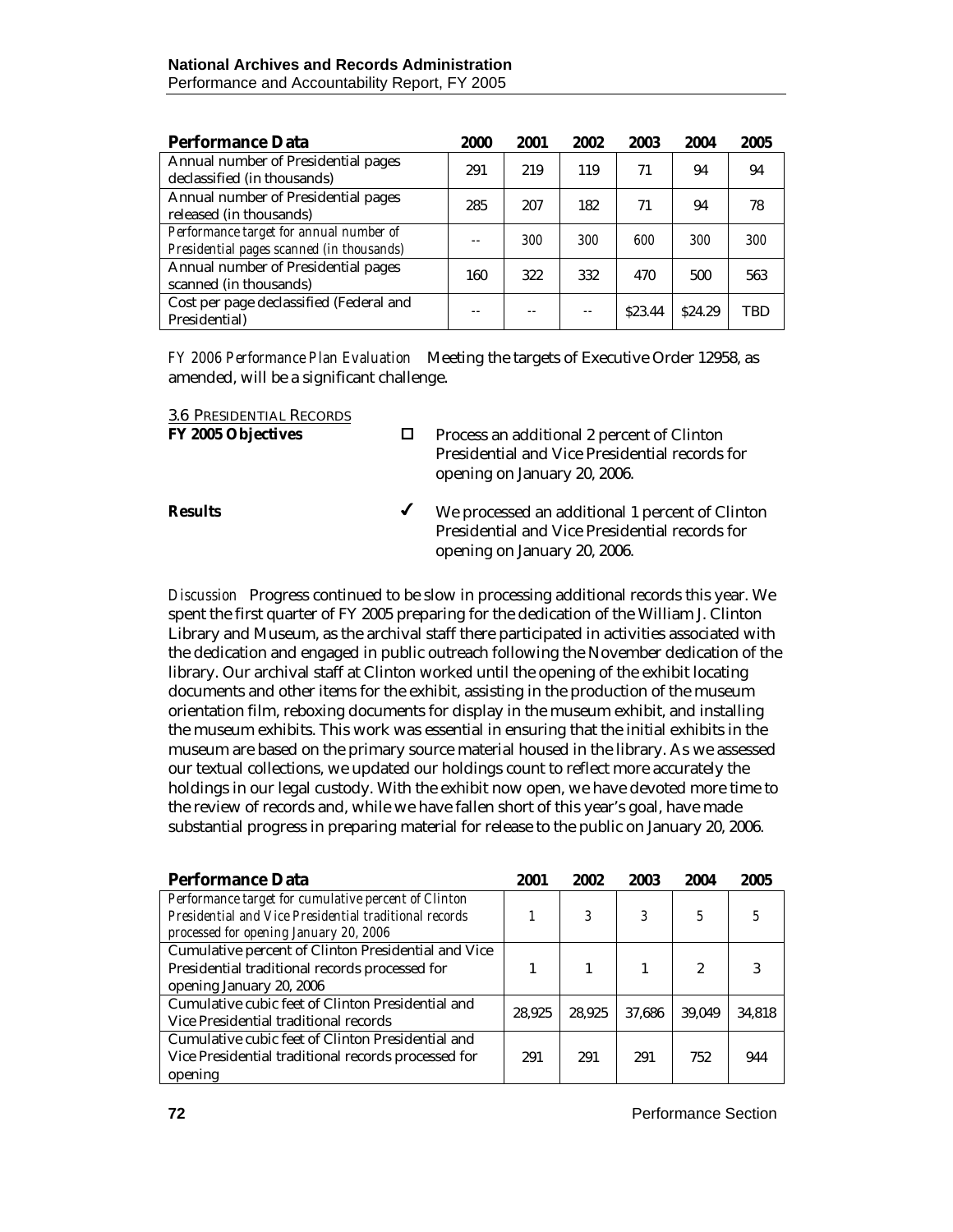| **Performance Data** | **2000** | **2001** | **2002** | **2003** | **2004** | **2005** |
|---|---|---|---|---|---|---|
| Annual number of Presidential pages declassified (in thousands) | 291 | 219 | 119 | 71 | 94 | 94 |
| Annual number of Presidential pages released (in thousands) | 285 | 207 | 182 | 71 | 94 | 78 |
| *Performance target for annual number of Presidential pages scanned (in thousands)* | -- | *300* | *300* | *600* | *300* | *300* |
| Annual number of Presidential pages scanned (in thousands) | 160 | 322 | 332 | 470 | 500 | 563 |
| Cost per page declassified (Federal and Presidential) | -- | -- | -- | $23.44 | $24.29 | TBD |

*FY 2006 Performance Plan Evaluation* Meeting the targets of Executive Order 12958, as amended, will be a significant challenge.

## 3.6 Presidential Records

**FY 2005 Objectives**

☐ Process an additional 2 percent of Clinton Presidential and Vice Presidential records for opening on January 20, 2006.

**Results**

✔ We processed an additional 1 percent of Clinton Presidential and Vice Presidential records for opening on January 20, 2006.

*Discussion* Progress continued to be slow in processing additional records this year. We spent the first quarter of FY 2005 preparing for the dedication of the William J. Clinton Library and Museum, as the archival staff there participated in activities associated with the dedication and engaged in public outreach following the November dedication of the library. Our archival staff at Clinton worked until the opening of the exhibit locating documents and other items for the exhibit, assisting in the production of the museum orientation film, reboxing documents for display in the museum exhibit, and installing the museum exhibits. This work was essential in ensuring that the initial exhibits in the museum are based on the primary source material housed in the library. As we assessed our textual collections, we updated our holdings count to reflect more accurately the holdings in our legal custody. With the exhibit now open, we have devoted more time to the review of records and, while we have fallen short of this year's goal, have made substantial progress in preparing material for release to the public on January 20, 2006.

| **Performance Data** | **2001** | **2002** | **2003** | **2004** | **2005** |
|---|---|---|---|---|---|
| *Performance target for cumulative percent of Clinton Presidential and Vice Presidential traditional records processed for opening January 20, 2006* | *1* | *3* | *3* | *5* | *5* |
| Cumulative percent of Clinton Presidential and Vice Presidential traditional records processed for opening January 20, 2006 | 1 | 1 | 1 | 2 | 3 |
| Cumulative cubic feet of Clinton Presidential and Vice Presidential traditional records | 28,925 | 28,925 | 37,686 | 39,049 | 34,818 |
| Cumulative cubic feet of Clinton Presidential and Vice Presidential traditional records processed for opening | 291 | 291 | 291 | 752 | 944 |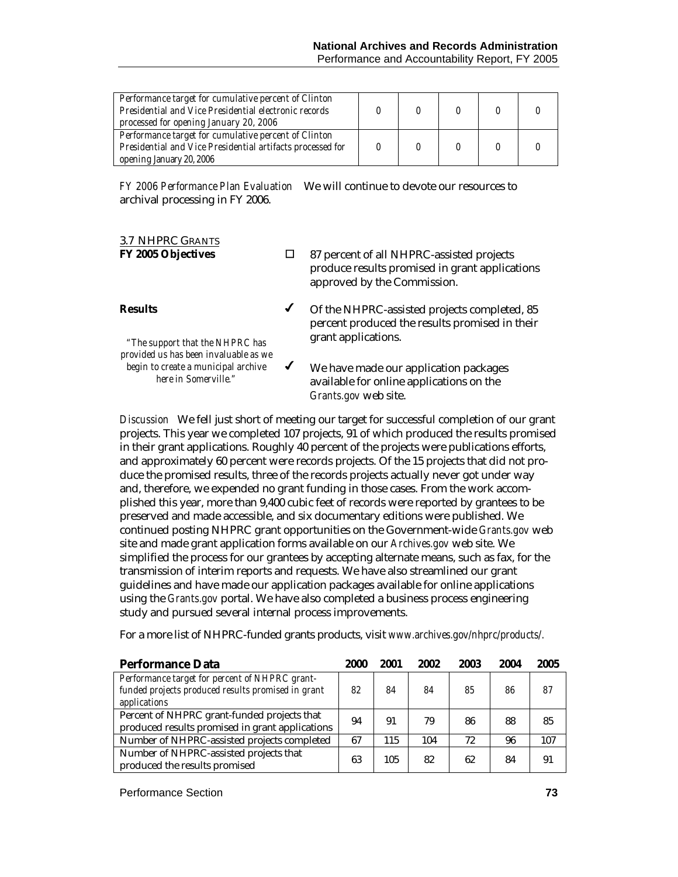| | | | | | |
|---|---|---|---|---|---|
| *Performance target for cumulative percent of Clinton Presidential and Vice Presidential electronic records processed for opening January 20, 2006* | 0 | 0 | 0 | 0 | 0 |
| *Performance target for cumulative percent of Clinton Presidential and Vice Presidential artifacts processed for opening January 20, 2006* | 0 | 0 | 0 | 0 | 0 |

*FY 2006 Performance Plan Evaluation* We will continue to devote our resources to archival processing in FY 2006.

## 3.7 NHPRC Grants

**FY 2005 Objectives**

- ☐ 87 percent of all NHPRC-assisted projects produce results promised in grant applications approved by the Commission.

**Results**

- ✔ Of the NHPRC-assisted projects completed, 85 percent produced the results promised in their grant applications.
- ✔ We have made our application packages available for online applications on the *Grants.gov* web site.

*"The support that the NHPRC has provided us has been invaluable as we begin to create a municipal archive here in Somerville."*

*Discussion* We fell just short of meeting our target for successful completion of our grant projects. This year we completed 107 projects, 91 of which produced the results promised in their grant applications. Roughly 40 percent of the projects were publications efforts, and approximately 60 percent were records projects. Of the 15 projects that did not produce the promised results, three of the records projects actually never got under way and, therefore, we expended no grant funding in those cases. From the work accomplished this year, more than 9,400 cubic feet of records were reported by grantees to be preserved and made accessible, and six documentary editions were published. We continued posting NHPRC grant opportunities on the Government-wide *Grants.gov* web site and made grant application forms available on our *Archives.gov* web site. We simplified the process for our grantees by accepting alternate means, such as fax, for the transmission of interim reports and requests. We have also streamlined our grant guidelines and have made our application packages available for online applications using the *Grants.gov* portal. We have also completed a business process engineering study and pursued several internal process improvements.

For a more list of NHPRC-funded grants products, visit *www.archives.gov/nhprc/products/.*

| Performance Data | 2000 | 2001 | 2002 | 2003 | 2004 | 2005 |
|---|---|---|---|---|---|---|
| *Performance target for percent of NHPRC grant-funded projects produced results promised in grant applications* | 82 | 84 | 84 | 85 | 86 | 87 |
| Percent of NHPRC grant-funded projects that produced results promised in grant applications | 94 | 91 | 79 | 86 | 88 | 85 |
| Number of NHPRC-assisted projects completed | 67 | 115 | 104 | 72 | 96 | 107 |
| Number of NHPRC-assisted projects that produced the results promised | 63 | 105 | 82 | 62 | 84 | 91 |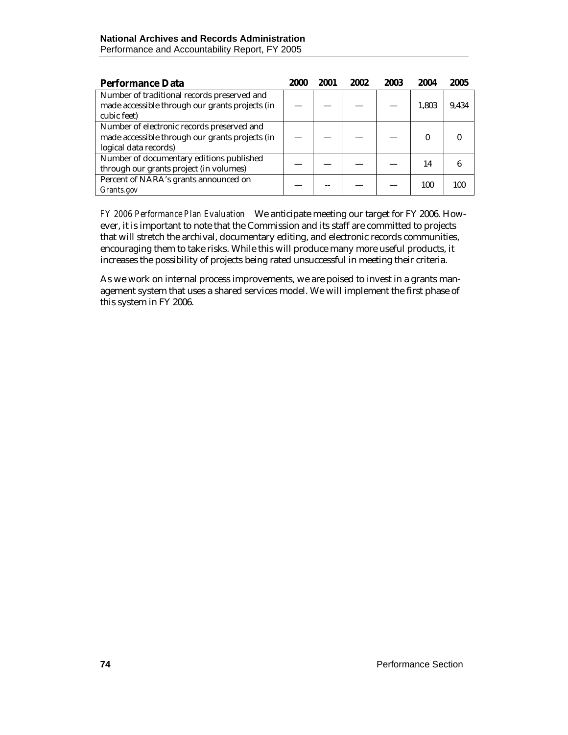| Performance Data | 2000 | 2001 | 2002 | 2003 | 2004 | 2005 |
|---|---|---|---|---|---|---|
| Number of traditional records preserved and made accessible through our grants projects (in cubic feet) | — | — | — | — | 1,803 | 9,434 |
| Number of electronic records preserved and made accessible through our grants projects (in logical data records) | — | — | — | — | 0 | 0 |
| Number of documentary editions published through our grants project (in volumes) | — | — | — | — | 14 | 6 |
| Percent of NARA's grants announced on *Grants.gov* | — | -- | — | — | 100 | 100 |

*FY 2006 Performance Plan Evaluation* We anticipate meeting our target for FY 2006. However, it is important to note that the Commission and its staff are committed to projects that will stretch the archival, documentary editing, and electronic records communities, encouraging them to take risks. While this will produce many more useful products, it increases the possibility of projects being rated unsuccessful in meeting their criteria.

As we work on internal process improvements, we are poised to invest in a grants management system that uses a shared services model. We will implement the first phase of this system in FY 2006.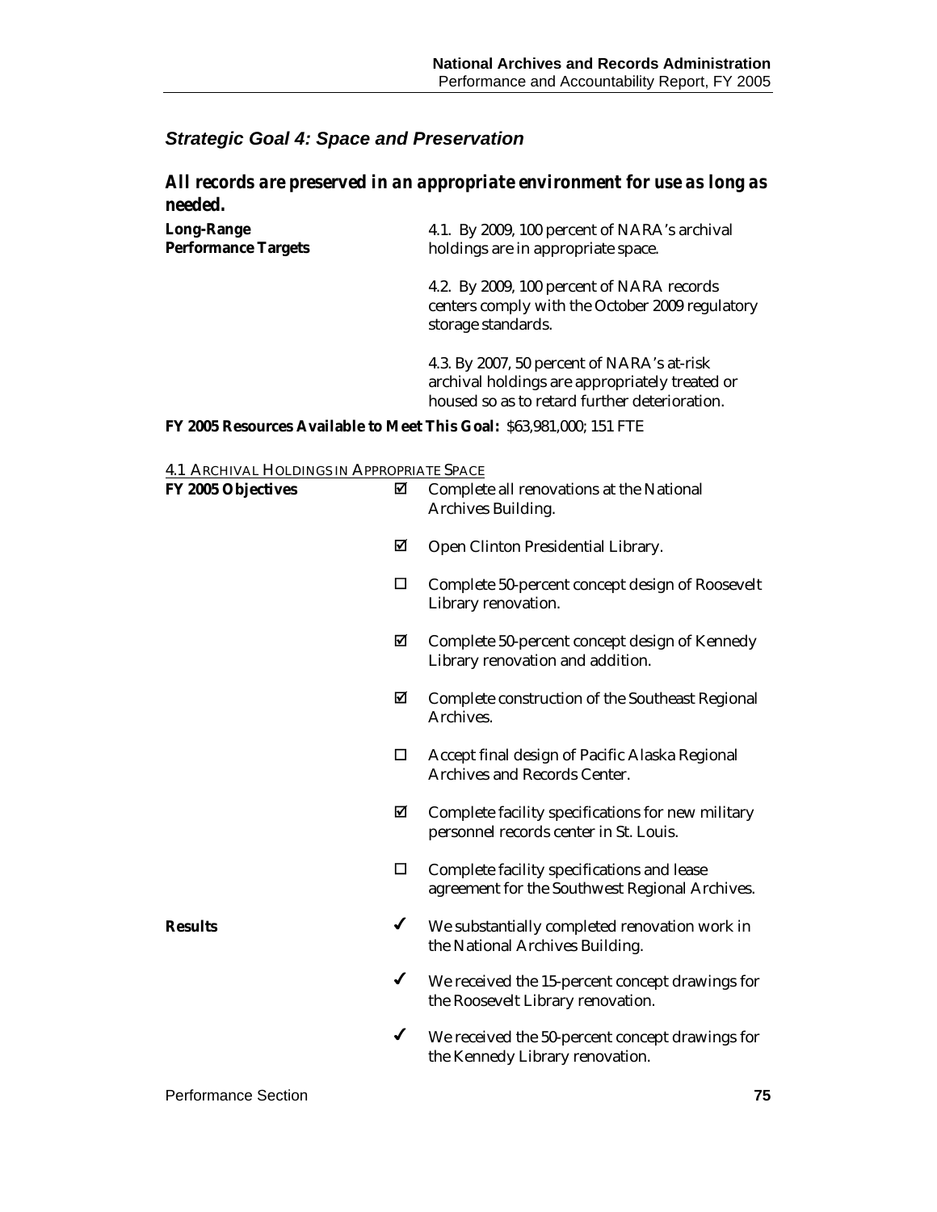### *Strategic Goal 4: Space and Preservation*

## *All records are preserved in an appropriate environment for use as long as needed.*

**Long-Range Performance Targets**

4.1. By 2009, 100 percent of NARA's archival holdings are in appropriate space.

4.2. By 2009, 100 percent of NARA records centers comply with the October 2009 regulatory storage standards.

4.3. By 2007, 50 percent of NARA's at-risk archival holdings are appropriately treated or housed so as to retard further deterioration.

**FY 2005 Resources Available to Meet This Goal:** $63,981,000; 151 FTE

4.1 ARCHIVAL HOLDINGS IN APPROPRIATE SPACE

**FY 2005 Objectives**

- ☑ Complete all renovations at the National Archives Building.
- ☑ Open Clinton Presidential Library.
- ☐ Complete 50-percent concept design of Roosevelt Library renovation.
- ☑ Complete 50-percent concept design of Kennedy Library renovation and addition.
- ☑ Complete construction of the Southeast Regional Archives.
- ☐ Accept final design of Pacific Alaska Regional Archives and Records Center.
- ☑ Complete facility specifications for new military personnel records center in St. Louis.
- ☐ Complete facility specifications and lease agreement for the Southwest Regional Archives.

**Results**

- ✓ We substantially completed renovation work in the National Archives Building.
- ✓ We received the 15-percent concept drawings for the Roosevelt Library renovation.
- ✓ We received the 50-percent concept drawings for the Kennedy Library renovation.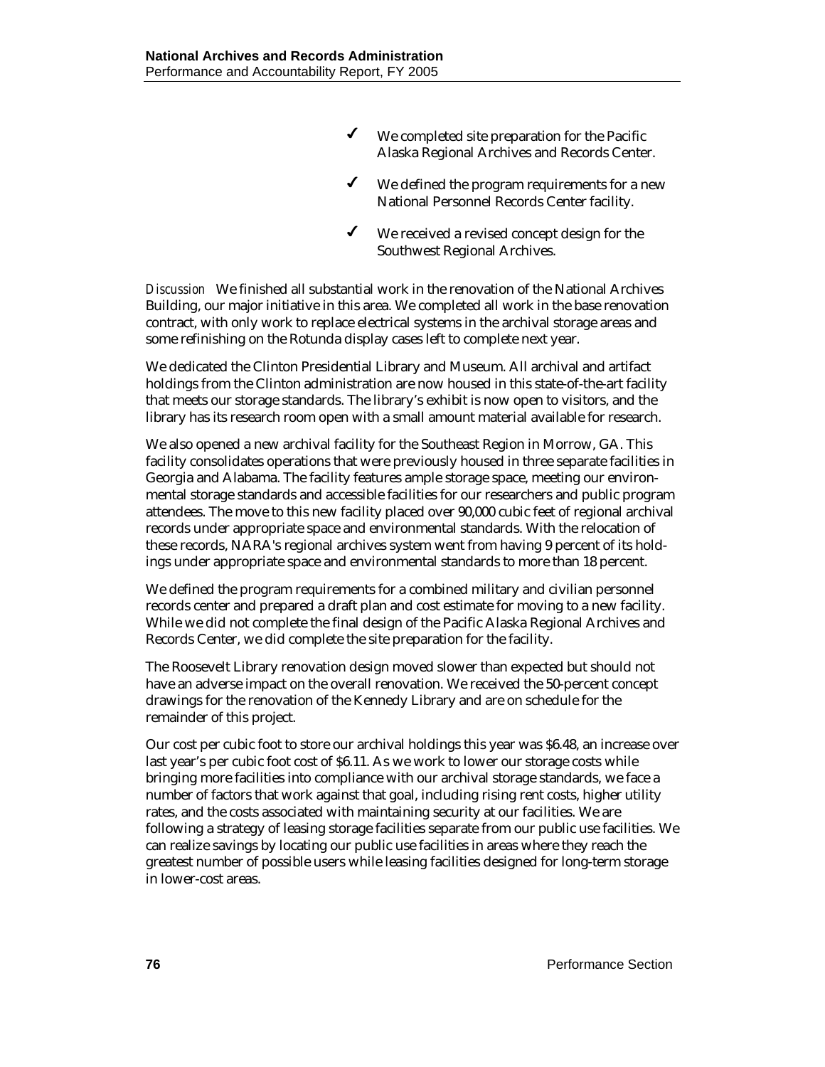- ✓ We completed site preparation for the Pacific Alaska Regional Archives and Records Center.
- ✓ We defined the program requirements for a new National Personnel Records Center facility.
- ✓ We received a revised concept design for the Southwest Regional Archives.

*Discussion* We finished all substantial work in the renovation of the National Archives Building, our major initiative in this area. We completed all work in the base renovation contract, with only work to replace electrical systems in the archival storage areas and some refinishing on the Rotunda display cases left to complete next year.

We dedicated the Clinton Presidential Library and Museum. All archival and artifact holdings from the Clinton administration are now housed in this state-of-the-art facility that meets our storage standards. The library's exhibit is now open to visitors, and the library has its research room open with a small amount material available for research.

We also opened a new archival facility for the Southeast Region in Morrow, GA. This facility consolidates operations that were previously housed in three separate facilities in Georgia and Alabama. The facility features ample storage space, meeting our environmental storage standards and accessible facilities for our researchers and public program attendees. The move to this new facility placed over 90,000 cubic feet of regional archival records under appropriate space and environmental standards. With the relocation of these records, NARA's regional archives system went from having 9 percent of its holdings under appropriate space and environmental standards to more than 18 percent.

We defined the program requirements for a combined military and civilian personnel records center and prepared a draft plan and cost estimate for moving to a new facility. While we did not complete the final design of the Pacific Alaska Regional Archives and Records Center, we did complete the site preparation for the facility.

The Roosevelt Library renovation design moved slower than expected but should not have an adverse impact on the overall renovation. We received the 50-percent concept drawings for the renovation of the Kennedy Library and are on schedule for the remainder of this project.

Our cost per cubic foot to store our archival holdings this year was $6.48, an increase over last year's per cubic foot cost of $6.11. As we work to lower our storage costs while bringing more facilities into compliance with our archival storage standards, we face a number of factors that work against that goal, including rising rent costs, higher utility rates, and the costs associated with maintaining security at our facilities. We are following a strategy of leasing storage facilities separate from our public use facilities. We can realize savings by locating our public use facilities in areas where they reach the greatest number of possible users while leasing facilities designed for long-term storage in lower-cost areas.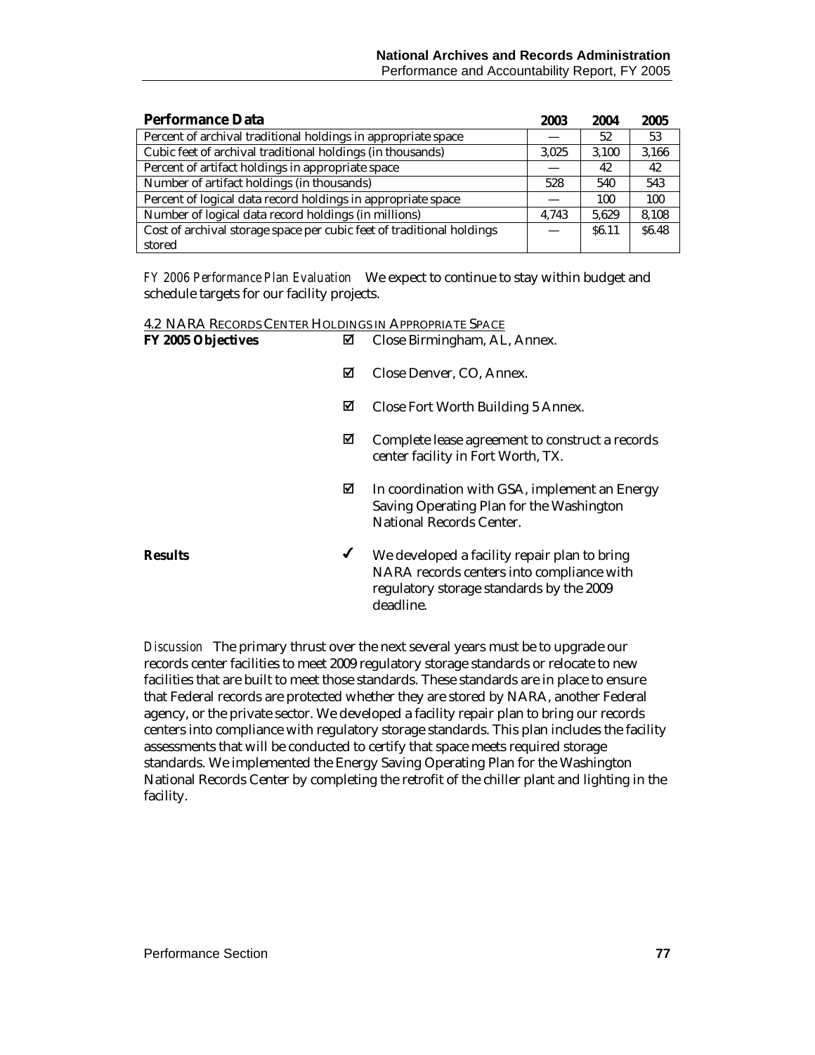| Performance Data | 2003 | 2004 | 2005 |
|---|---|---|---|
| Percent of archival traditional holdings in appropriate space | — | 52 | 53 |
| Cubic feet of archival traditional holdings (in thousands) | 3,025 | 3,100 | 3,166 |
| Percent of artifact holdings in appropriate space | — | 42 | 42 |
| Number of artifact holdings (in thousands) | 528 | 540 | 543 |
| Percent of logical data record holdings in appropriate space | — | 100 | 100 |
| Number of logical data record holdings (in millions) | 4,743 | 5,629 | 8,108 |
| Cost of archival storage space per cubic feet of traditional holdings stored | — | $6.11 | $6.48 |

*FY 2006 Performance Plan Evaluation* We expect to continue to stay within budget and schedule targets for our facility projects.

## 4.2 NARA Records Center Holdings in Appropriate Space

**FY 2005 Objectives**

- ☑ Close Birmingham, AL, Annex.
- ☑ Close Denver, CO, Annex.
- ☑ Close Fort Worth Building 5 Annex.
- ☑ Complete lease agreement to construct a records center facility in Fort Worth, TX.
- ☑ In coordination with GSA, implement an Energy Saving Operating Plan for the Washington National Records Center.

**Results**

- ✓ We developed a facility repair plan to bring NARA records centers into compliance with regulatory storage standards by the 2009 deadline.

*Discussion* The primary thrust over the next several years must be to upgrade our records center facilities to meet 2009 regulatory storage standards or relocate to new facilities that are built to meet those standards. These standards are in place to ensure that Federal records are protected whether they are stored by NARA, another Federal agency, or the private sector. We developed a facility repair plan to bring our records centers into compliance with regulatory storage standards. This plan includes the facility assessments that will be conducted to certify that space meets required storage standards. We implemented the Energy Saving Operating Plan for the Washington National Records Center by completing the retrofit of the chiller plant and lighting in the facility.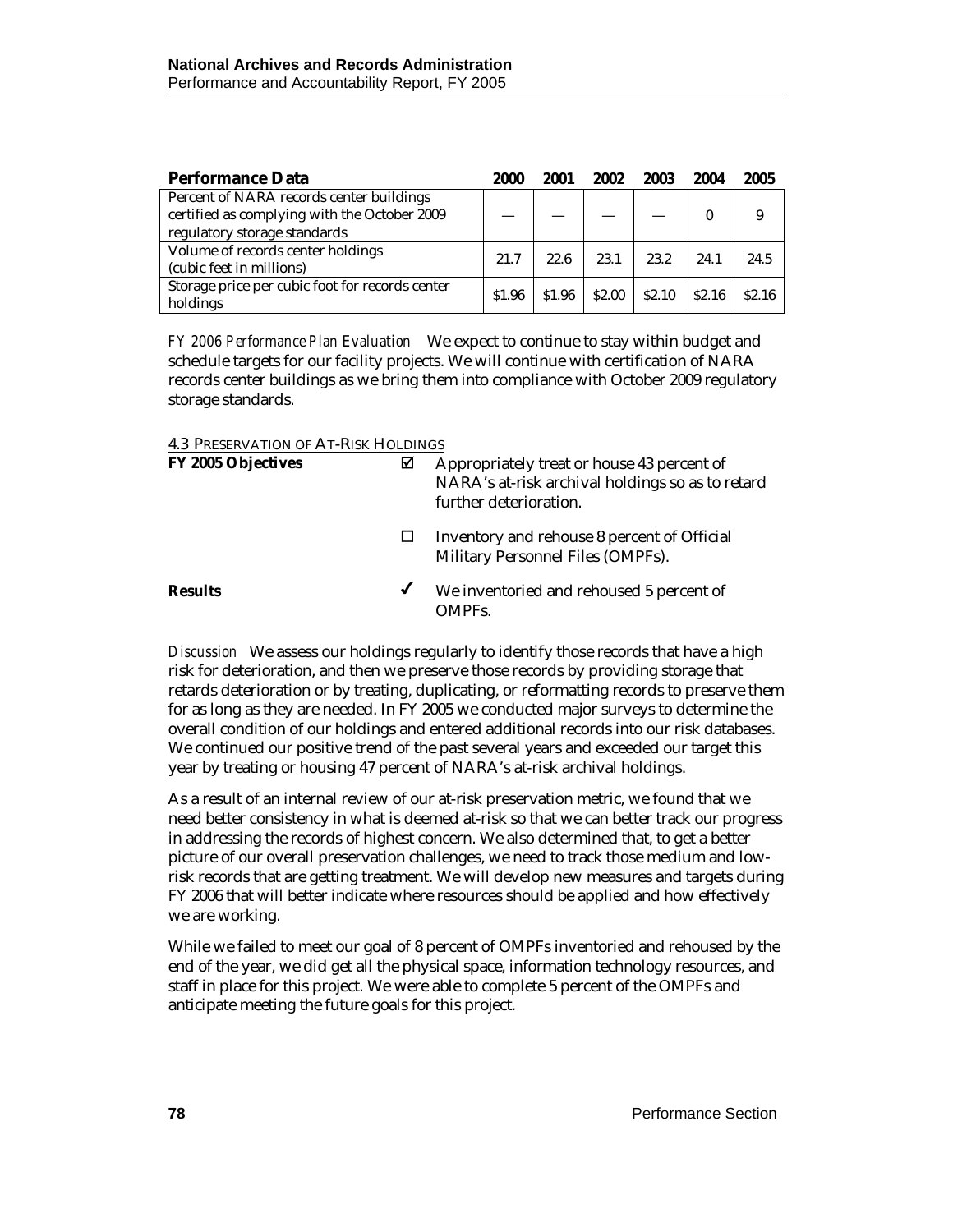| Performance Data | 2000 | 2001 | 2002 | 2003 | 2004 | 2005 |
|---|---|---|---|---|---|---|
| Percent of NARA records center buildings certified as complying with the October 2009 regulatory storage standards | — | — | — | — | 0 | 9 |
| Volume of records center holdings (cubic feet in millions) | 21.7 | 22.6 | 23.1 | 23.2 | 24.1 | 24.5 |
| Storage price per cubic foot for records center holdings | $1.96 | $1.96 | $2.00 | $2.10 | $2.16 | $2.16 |

*FY 2006 Performance Plan Evaluation* We expect to continue to stay within budget and schedule targets for our facility projects. We will continue with certification of NARA records center buildings as we bring them into compliance with October 2009 regulatory storage standards.

### 4.3 Preservation of At-Risk Holdings

**FY 2005 Objectives**

- ☑ Appropriately treat or house 43 percent of NARA's at-risk archival holdings so as to retard further deterioration.
- ☐ Inventory and rehouse 8 percent of Official Military Personnel Files (OMPFs).

**Results**

- ✔ We inventoried and rehoused 5 percent of OMPFs.

*Discussion* We assess our holdings regularly to identify those records that have a high risk for deterioration, and then we preserve those records by providing storage that retards deterioration or by treating, duplicating, or reformatting records to preserve them for as long as they are needed. In FY 2005 we conducted major surveys to determine the overall condition of our holdings and entered additional records into our risk databases. We continued our positive trend of the past several years and exceeded our target this year by treating or housing 47 percent of NARA's at-risk archival holdings.

As a result of an internal review of our at-risk preservation metric, we found that we need better consistency in what is deemed at-risk so that we can better track our progress in addressing the records of highest concern. We also determined that, to get a better picture of our overall preservation challenges, we need to track those medium and low-risk records that are getting treatment. We will develop new measures and targets during FY 2006 that will better indicate where resources should be applied and how effectively we are working.

While we failed to meet our goal of 8 percent of OMPFs inventoried and rehoused by the end of the year, we did get all the physical space, information technology resources, and staff in place for this project. We were able to complete 5 percent of the OMPFs and anticipate meeting the future goals for this project.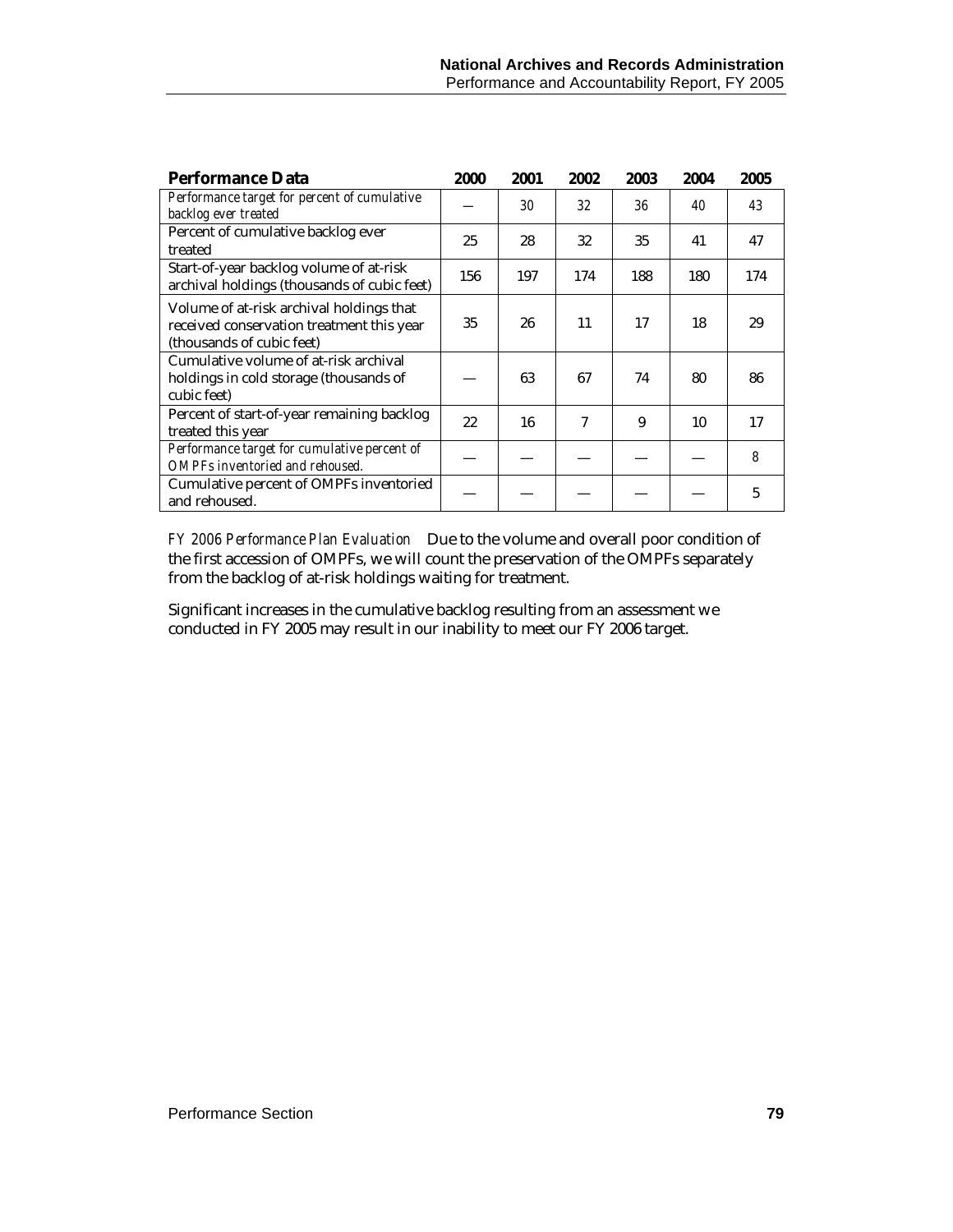| Performance Data | 2000 | 2001 | 2002 | 2003 | 2004 | 2005 |
|---|---|---|---|---|---|---|
| *Performance target for percent of cumulative backlog ever treated* | — | *30* | *32* | *36* | *40* | *43* |
| Percent of cumulative backlog ever treated | 25 | 28 | 32 | 35 | 41 | 47 |
| Start-of-year backlog volume of at-risk archival holdings (thousands of cubic feet) | 156 | 197 | 174 | 188 | 180 | 174 |
| Volume of at-risk archival holdings that received conservation treatment this year (thousands of cubic feet) | 35 | 26 | 11 | 17 | 18 | 29 |
| Cumulative volume of at-risk archival holdings in cold storage (thousands of cubic feet) | — | 63 | 67 | 74 | 80 | 86 |
| Percent of start-of-year remaining backlog treated this year | 22 | 16 | 7 | 9 | 10 | 17 |
| *Performance target for cumulative percent of OMPFs inventoried and rehoused.* | — | — | — | — | — | *8* |
| Cumulative percent of OMPFs inventoried and rehoused. | — | — | — | — | — | 5 |

*FY 2006 Performance Plan Evaluation* Due to the volume and overall poor condition of the first accession of OMPFs, we will count the preservation of the OMPFs separately from the backlog of at-risk holdings waiting for treatment.

Significant increases in the cumulative backlog resulting from an assessment we conducted in FY 2005 may result in our inability to meet our FY 2006 target.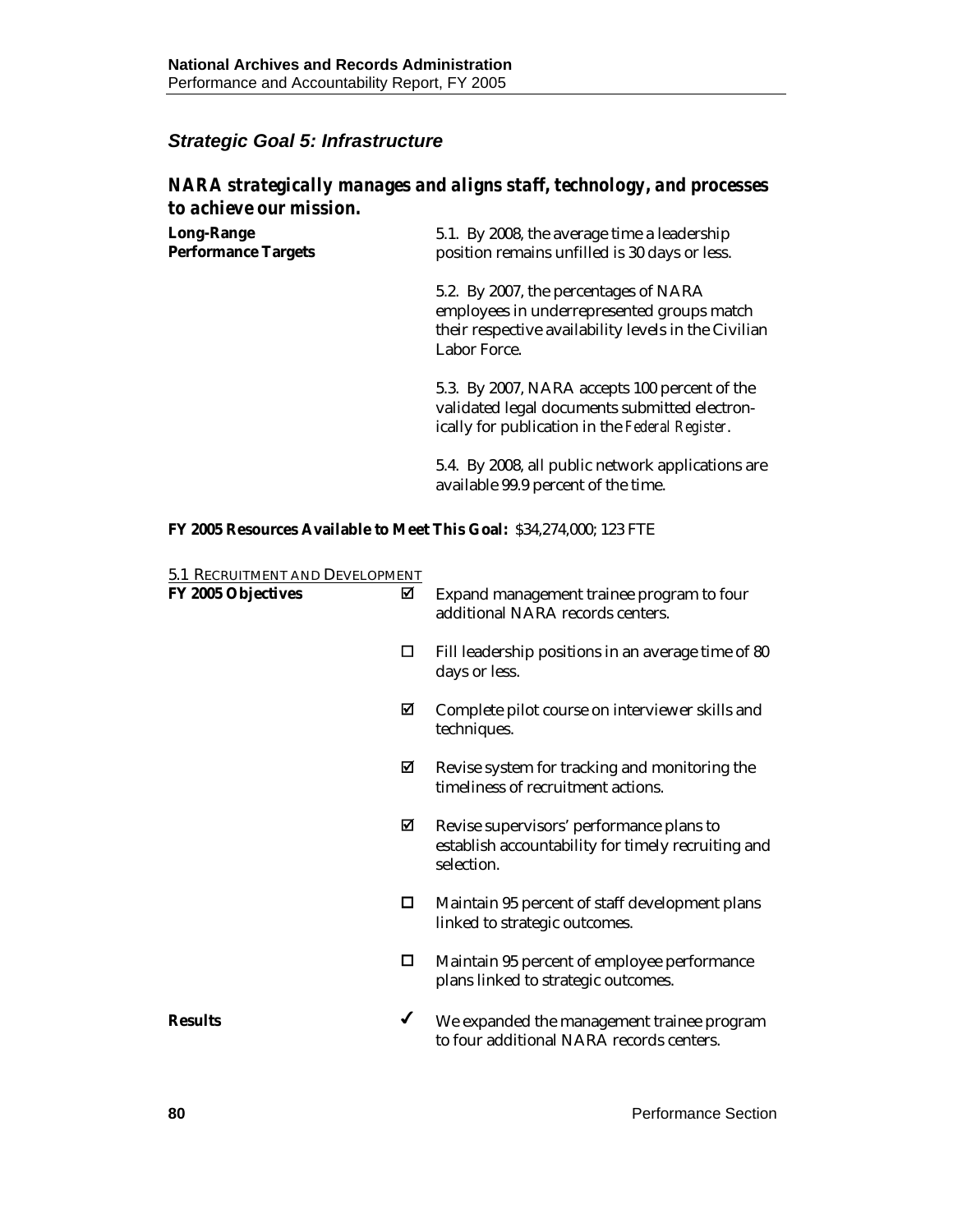### *Strategic Goal 5: Infrastructure*

## *NARA strategically manages and aligns staff, technology, and processes to achieve our mission.*

**Long-Range Performance Targets**

5.1. By 2008, the average time a leadership position remains unfilled is 30 days or less.

5.2. By 2007, the percentages of NARA employees in underrepresented groups match their respective availability levels in the Civilian Labor Force.

5.3. By 2007, NARA accepts 100 percent of the validated legal documents submitted electronically for publication in the *Federal Register*.

5.4. By 2008, all public network applications are available 99.9 percent of the time.

**FY 2005 Resources Available to Meet This Goal:** $34,274,000; 123 FTE

5.1 RECRUITMENT AND DEVELOPMENT

**FY 2005 Objectives**

- ☑ Expand management trainee program to four additional NARA records centers.
- ☐ Fill leadership positions in an average time of 80 days or less.
- ☑ Complete pilot course on interviewer skills and techniques.
- ☑ Revise system for tracking and monitoring the timeliness of recruitment actions.
- ☑ Revise supervisors' performance plans to establish accountability for timely recruiting and selection.
- ☐ Maintain 95 percent of staff development plans linked to strategic outcomes.
- ☐ Maintain 95 percent of employee performance plans linked to strategic outcomes.

**Results**

- ✓ We expanded the management trainee program to four additional NARA records centers.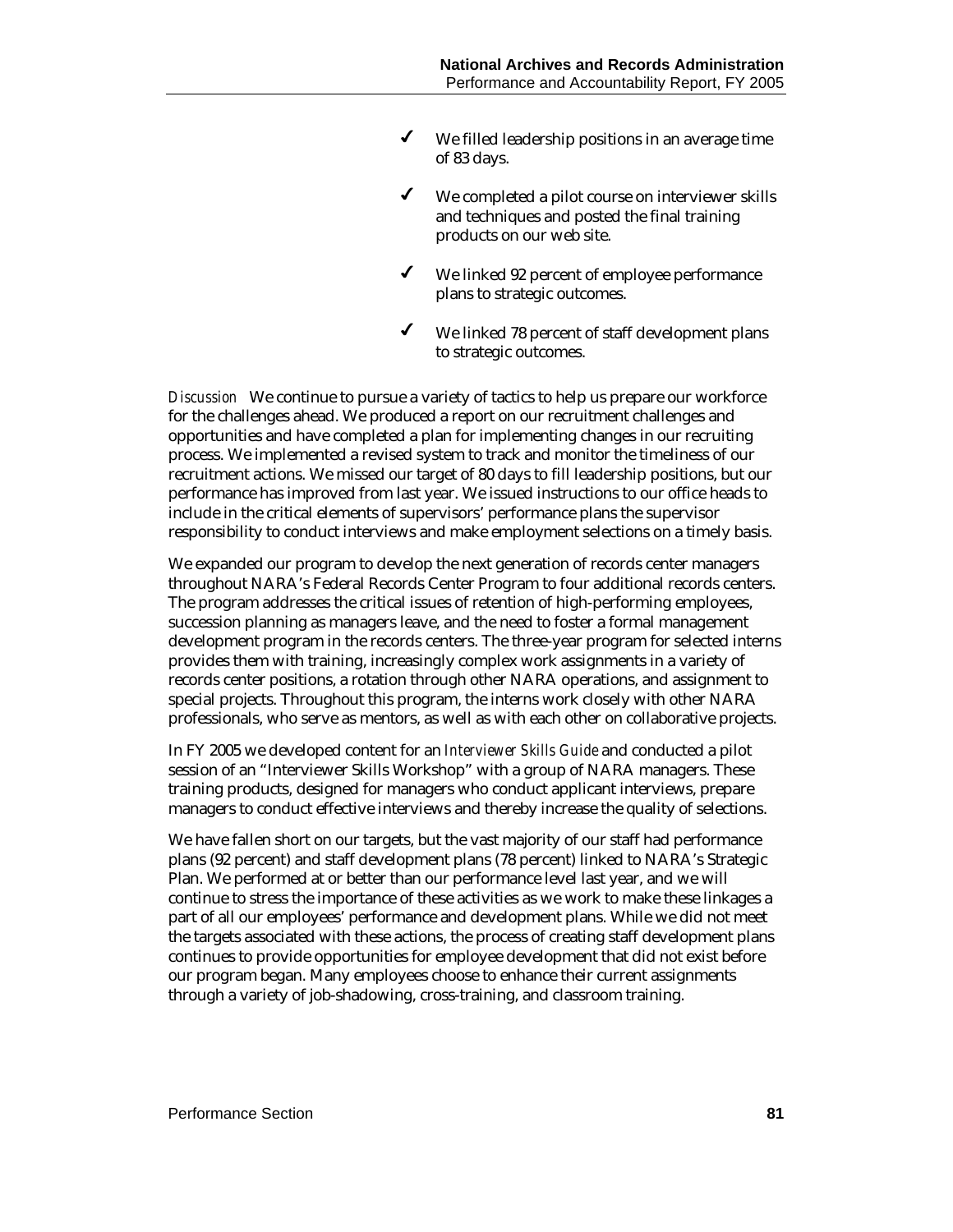- ✓ We filled leadership positions in an average time of 83 days.
- ✓ We completed a pilot course on interviewer skills and techniques and posted the final training products on our web site.
- ✓ We linked 92 percent of employee performance plans to strategic outcomes.
- ✓ We linked 78 percent of staff development plans to strategic outcomes.

*Discussion* We continue to pursue a variety of tactics to help us prepare our workforce for the challenges ahead. We produced a report on our recruitment challenges and opportunities and have completed a plan for implementing changes in our recruiting process. We implemented a revised system to track and monitor the timeliness of our recruitment actions. We missed our target of 80 days to fill leadership positions, but our performance has improved from last year. We issued instructions to our office heads to include in the critical elements of supervisors' performance plans the supervisor responsibility to conduct interviews and make employment selections on a timely basis.

We expanded our program to develop the next generation of records center managers throughout NARA's Federal Records Center Program to four additional records centers. The program addresses the critical issues of retention of high-performing employees, succession planning as managers leave, and the need to foster a formal management development program in the records centers. The three-year program for selected interns provides them with training, increasingly complex work assignments in a variety of records center positions, a rotation through other NARA operations, and assignment to special projects. Throughout this program, the interns work closely with other NARA professionals, who serve as mentors, as well as with each other on collaborative projects.

In FY 2005 we developed content for an *Interviewer Skills Guide* and conducted a pilot session of an "Interviewer Skills Workshop" with a group of NARA managers. These training products, designed for managers who conduct applicant interviews, prepare managers to conduct effective interviews and thereby increase the quality of selections.

We have fallen short on our targets, but the vast majority of our staff had performance plans (92 percent) and staff development plans (78 percent) linked to NARA's Strategic Plan. We performed at or better than our performance level last year, and we will continue to stress the importance of these activities as we work to make these linkages a part of all our employees' performance and development plans. While we did not meet the targets associated with these actions, the process of creating staff development plans continues to provide opportunities for employee development that did not exist before our program began. Many employees choose to enhance their current assignments through a variety of job-shadowing, cross-training, and classroom training.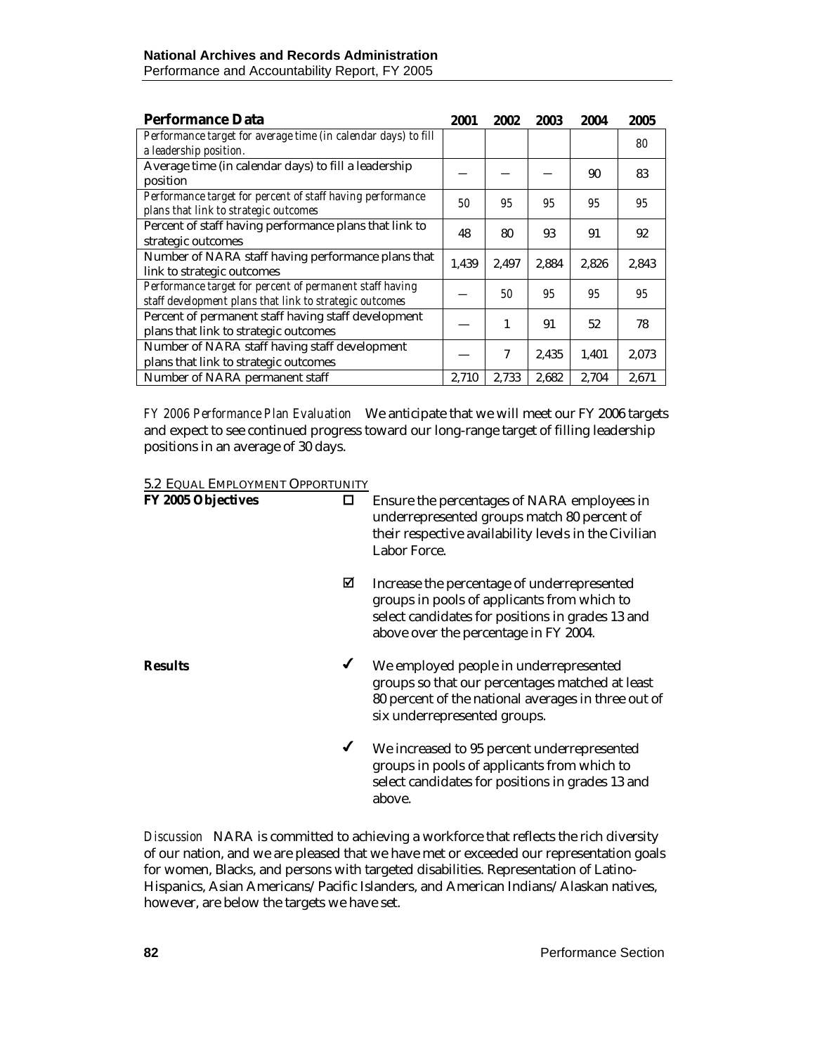| **Performance Data** | **2001** | **2002** | **2003** | **2004** | **2005** |
|---|---|---|---|---|---|
| *Performance target for average time (in calendar days) to fill a leadership position.* | | | | | *80* |
| Average time (in calendar days) to fill a leadership position | — | — | — | 90 | 83 |
| *Performance target for percent of staff having performance plans that link to strategic outcomes* | *50* | *95* | *95* | *95* | *95* |
| Percent of staff having performance plans that link to strategic outcomes | 48 | 80 | 93 | 91 | 92 |
| Number of NARA staff having performance plans that link to strategic outcomes | 1,439 | 2,497 | 2,884 | 2,826 | 2,843 |
| *Performance target for percent of permanent staff having staff development plans that link to strategic outcomes* | — | *50* | *95* | *95* | *95* |
| Percent of permanent staff having staff development plans that link to strategic outcomes | — | 1 | 91 | 52 | 78 |
| Number of NARA staff having staff development plans that link to strategic outcomes | — | 7 | 2,435 | 1,401 | 2,073 |
| Number of NARA permanent staff | 2,710 | 2,733 | 2,682 | 2,704 | 2,671 |

*FY 2006 Performance Plan Evaluation* We anticipate that we will meet our FY 2006 targets and expect to see continued progress toward our long-range target of filling leadership positions in an average of 30 days.

### 5.2 Equal Employment Opportunity

**FY 2005 Objectives**

- ☐ Ensure the percentages of NARA employees in underrepresented groups match 80 percent of their respective availability levels in the Civilian Labor Force.
- ☑ Increase the percentage of underrepresented groups in pools of applicants from which to select candidates for positions in grades 13 and above over the percentage in FY 2004.

**Results**

- ✓ We employed people in underrepresented groups so that our percentages matched at least 80 percent of the national averages in three out of six underrepresented groups.
- ✓ We increased to 95 percent underrepresented groups in pools of applicants from which to select candidates for positions in grades 13 and above.

*Discussion* NARA is committed to achieving a workforce that reflects the rich diversity of our nation, and we are pleased that we have met or exceeded our representation goals for women, Blacks, and persons with targeted disabilities. Representation of Latino-Hispanics, Asian Americans/Pacific Islanders, and American Indians/Alaskan natives, however, are below the targets we have set.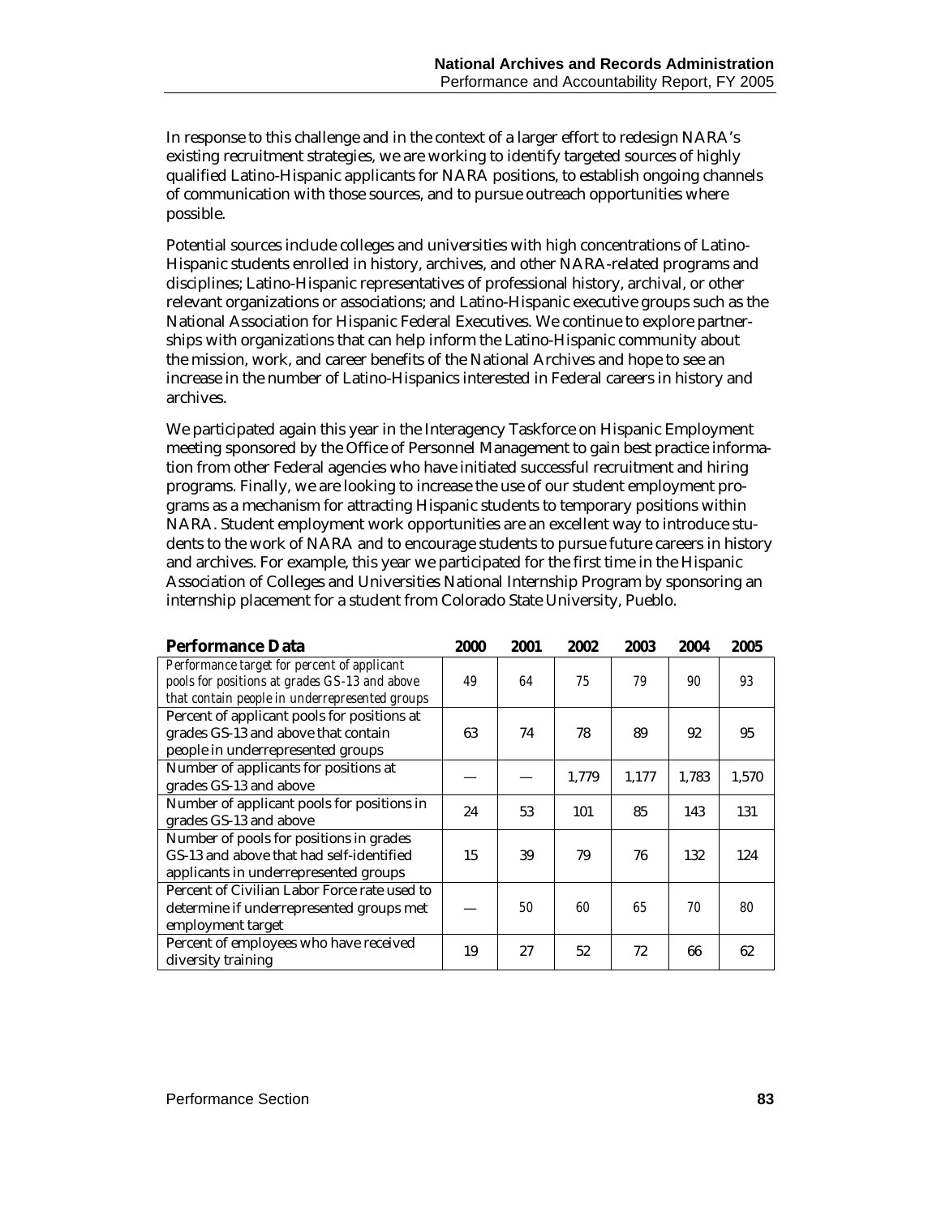In response to this challenge and in the context of a larger effort to redesign NARA's existing recruitment strategies, we are working to identify targeted sources of highly qualified Latino-Hispanic applicants for NARA positions, to establish ongoing channels of communication with those sources, and to pursue outreach opportunities where possible.

Potential sources include colleges and universities with high concentrations of Latino-Hispanic students enrolled in history, archives, and other NARA-related programs and disciplines; Latino-Hispanic representatives of professional history, archival, or other relevant organizations or associations; and Latino-Hispanic executive groups such as the National Association for Hispanic Federal Executives. We continue to explore partnerships with organizations that can help inform the Latino-Hispanic community about the mission, work, and career benefits of the National Archives and hope to see an increase in the number of Latino-Hispanics interested in Federal careers in history and archives.

We participated again this year in the Interagency Taskforce on Hispanic Employment meeting sponsored by the Office of Personnel Management to gain best practice information from other Federal agencies who have initiated successful recruitment and hiring programs. Finally, we are looking to increase the use of our student employment programs as a mechanism for attracting Hispanic students to temporary positions within NARA. Student employment work opportunities are an excellent way to introduce students to the work of NARA and to encourage students to pursue future careers in history and archives. For example, this year we participated for the first time in the Hispanic Association of Colleges and Universities National Internship Program by sponsoring an internship placement for a student from Colorado State University, Pueblo.

| **Performance Data** | **2000** | **2001** | **2002** | **2003** | **2004** | **2005** |
|---|---|---|---|---|---|---|
| *Performance target for percent of applicant pools for positions at grades GS-13 and above that contain people in underrepresented groups* | *49* | *64* | *75* | *79* | *90* | *93* |
| Percent of applicant pools for positions at grades GS-13 and above that contain people in underrepresented groups | 63 | 74 | 78 | 89 | 92 | 95 |
| Number of applicants for positions at grades GS-13 and above | — | — | 1,779 | 1,177 | 1,783 | 1,570 |
| Number of applicant pools for positions in grades GS-13 and above | 24 | 53 | 101 | 85 | 143 | 131 |
| Number of pools for positions in grades GS-13 and above that had self-identified applicants in underrepresented groups | 15 | 39 | 79 | 76 | 132 | 124 |
| Percent of Civilian Labor Force rate used to determine if underrepresented groups met employment target | — | 50 | 60 | 65 | 70 | 80 |
| Percent of employees who have received diversity training | 19 | 27 | 52 | 72 | 66 | 62 |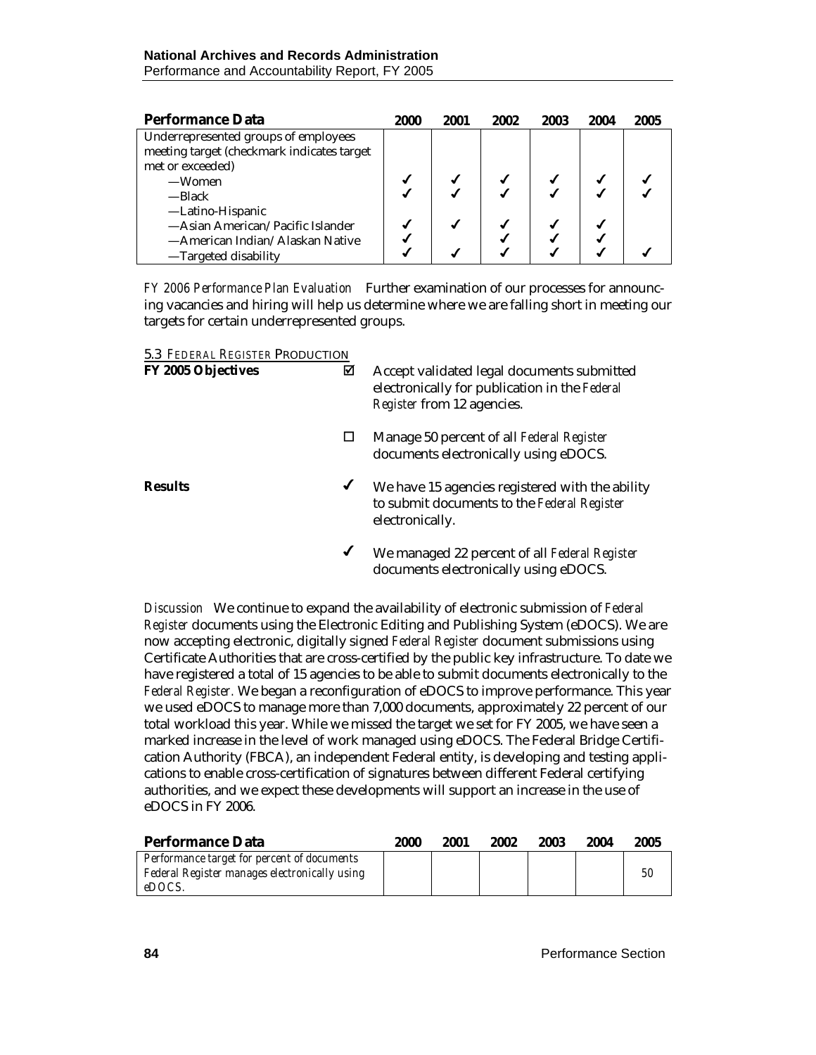| Performance Data | 2000 | 2001 | 2002 | 2003 | 2004 | 2005 |
|---|---|---|---|---|---|---|
| Underrepresented groups of employees meeting target (checkmark indicates target met or exceeded) | | | | | | |
| —Women | ✔ | ✔ | ✔ | ✔ | ✔ | ✔ |
| —Black | ✔ | ✔ | ✔ | ✔ | ✔ | ✔ |
| —Latino-Hispanic | | | | | | |
| —Asian American/Pacific Islander | ✔ | ✔ | ✔ | ✔ | ✔ | |
| —American Indian/Alaskan Native | ✔ | | ✔ | ✔ | ✔ | |
| —Targeted disability | ✔ | ✔ | ✔ | ✔ | ✔ | ✔ |

*FY 2006 Performance Plan Evaluation* Further examination of our processes for announcing vacancies and hiring will help us determine where we are falling short in meeting our targets for certain underrepresented groups.

5.3 FEDERAL REGISTER PRODUCTION

**FY 2005 Objectives**

☑ Accept validated legal documents submitted electronically for publication in the *Federal Register* from 12 agencies.

☐ Manage 50 percent of all *Federal Register* documents electronically using eDOCS.

**Results**

✔ We have 15 agencies registered with the ability to submit documents to the *Federal Register* electronically.

✔ We managed 22 percent of all *Federal Register* documents electronically using eDOCS.

*Discussion* We continue to expand the availability of electronic submission of *Federal Register* documents using the Electronic Editing and Publishing System (eDOCS). We are now accepting electronic, digitally signed *Federal Register* document submissions using Certificate Authorities that are cross-certified by the public key infrastructure. To date we have registered a total of 15 agencies to be able to submit documents electronically to the *Federal Register.* We began a reconfiguration of eDOCS to improve performance. This year we used eDOCS to manage more than 7,000 documents, approximately 22 percent of our total workload this year. While we missed the target we set for FY 2005, we have seen a marked increase in the level of work managed using eDOCS. The Federal Bridge Certification Authority (FBCA), an independent Federal entity, is developing and testing applications to enable cross-certification of signatures between different Federal certifying authorities, and we expect these developments will support an increase in the use of eDOCS in FY 2006.

| Performance Data | 2000 | 2001 | 2002 | 2003 | 2004 | 2005 |
|---|---|---|---|---|---|---|
| *Performance target for percent of documents Federal Register manages electronically using eDOCS.* | | | | | | 50 |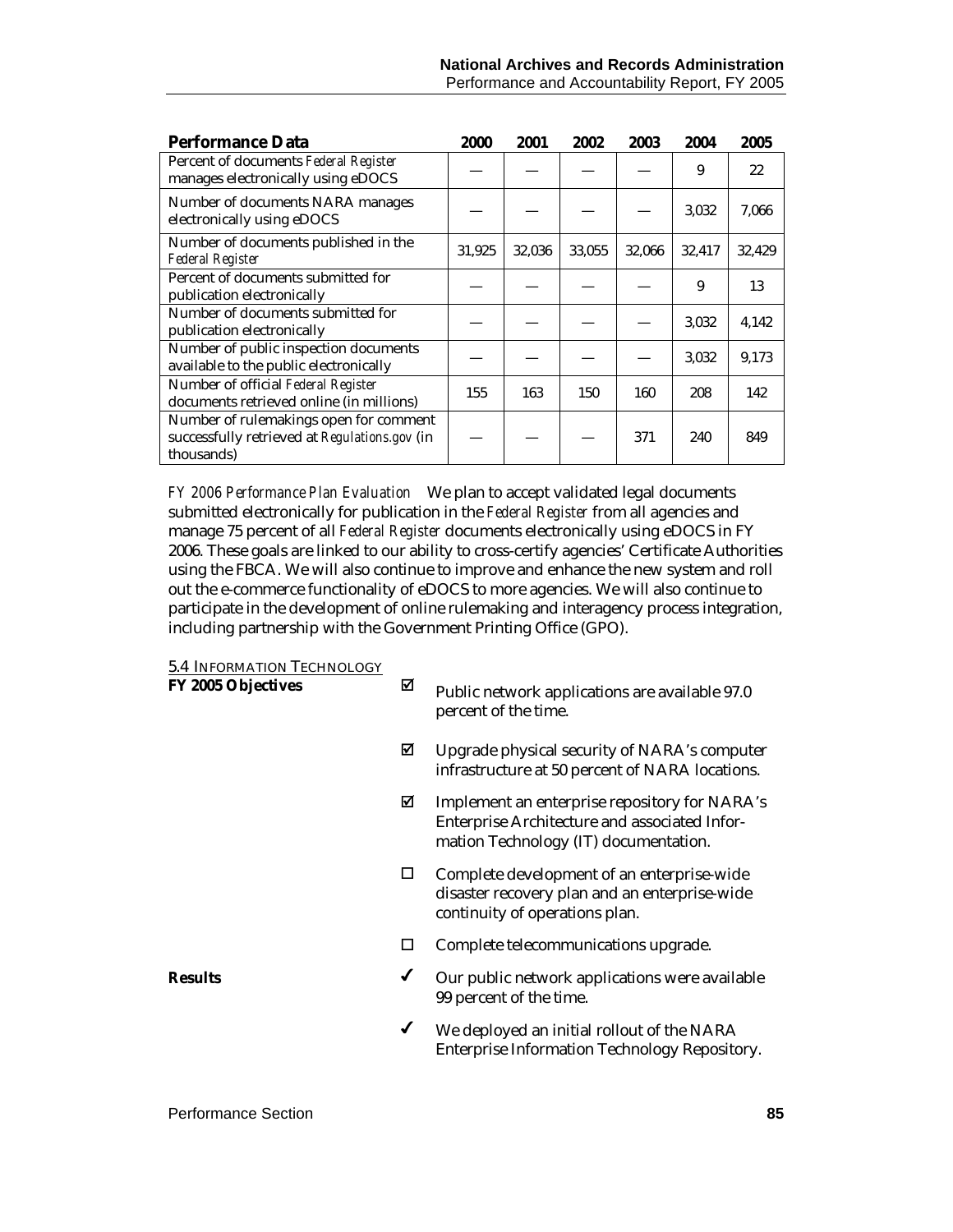| Performance Data | 2000 | 2001 | 2002 | 2003 | 2004 | 2005 |
|---|---|---|---|---|---|---|
| Percent of documents *Federal Register* manages electronically using eDOCS | — | — | — | — | 9 | 22 |
| Number of documents NARA manages electronically using eDOCS | — | — | — | — | 3,032 | 7,066 |
| Number of documents published in the *Federal Register* | 31,925 | 32,036 | 33,055 | 32,066 | 32,417 | 32,429 |
| Percent of documents submitted for publication electronically | — | — | — | — | 9 | 13 |
| Number of documents submitted for publication electronically | — | — | — | — | 3,032 | 4,142 |
| Number of public inspection documents available to the public electronically | — | — | — | — | 3,032 | 9,173 |
| Number of official *Federal Register* documents retrieved online (in millions) | 155 | 163 | 150 | 160 | 208 | 142 |
| Number of rulemakings open for comment successfully retrieved at *Regulations.gov* (in thousands) | — | — | — | 371 | 240 | 849 |

*FY 2006 Performance Plan Evaluation* We plan to accept validated legal documents submitted electronically for publication in the *Federal Register* from all agencies and manage 75 percent of all *Federal Register* documents electronically using eDOCS in FY 2006. These goals are linked to our ability to cross-certify agencies' Certificate Authorities using the FBCA. We will also continue to improve and enhance the new system and roll out the e-commerce functionality of eDOCS to more agencies. We will also continue to participate in the development of online rulemaking and interagency process integration, including partnership with the Government Printing Office (GPO).

### 5.4 Information Technology

**FY 2005 Objectives**

- ☑ Public network applications are available 97.0 percent of the time.
- ☑ Upgrade physical security of NARA's computer infrastructure at 50 percent of NARA locations.
- ☑ Implement an enterprise repository for NARA's Enterprise Architecture and associated Information Technology (IT) documentation.
- ☐ Complete development of an enterprise-wide disaster recovery plan and an enterprise-wide continuity of operations plan.
- ☐ Complete telecommunications upgrade.

**Results**

- ✓ Our public network applications were available 99 percent of the time.
- ✓ We deployed an initial rollout of the NARA Enterprise Information Technology Repository.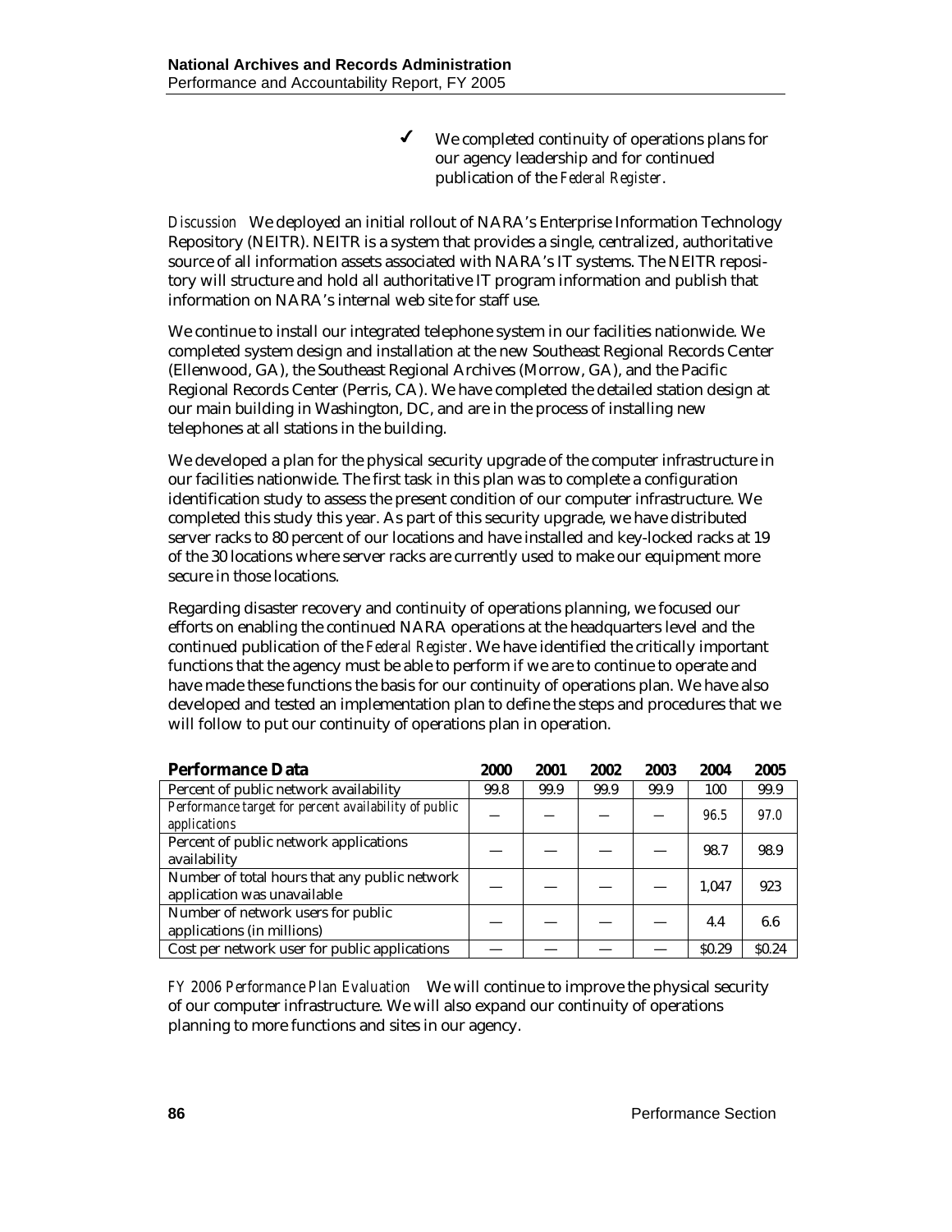✓ We completed continuity of operations plans for our agency leadership and for continued publication of the *Federal Register*.

*Discussion* We deployed an initial rollout of NARA's Enterprise Information Technology Repository (NEITR). NEITR is a system that provides a single, centralized, authoritative source of all information assets associated with NARA's IT systems. The NEITR repository will structure and hold all authoritative IT program information and publish that information on NARA's internal web site for staff use.

We continue to install our integrated telephone system in our facilities nationwide. We completed system design and installation at the new Southeast Regional Records Center (Ellenwood, GA), the Southeast Regional Archives (Morrow, GA), and the Pacific Regional Records Center (Perris, CA). We have completed the detailed station design at our main building in Washington, DC, and are in the process of installing new telephones at all stations in the building.

We developed a plan for the physical security upgrade of the computer infrastructure in our facilities nationwide. The first task in this plan was to complete a configuration identification study to assess the present condition of our computer infrastructure. We completed this study this year. As part of this security upgrade, we have distributed server racks to 80 percent of our locations and have installed and key-locked racks at 19 of the 30 locations where server racks are currently used to make our equipment more secure in those locations.

Regarding disaster recovery and continuity of operations planning, we focused our efforts on enabling the continued NARA operations at the headquarters level and the continued publication of the *Federal Register*. We have identified the critically important functions that the agency must be able to perform if we are to continue to operate and have made these functions the basis for our continuity of operations plan. We have also developed and tested an implementation plan to define the steps and procedures that we will follow to put our continuity of operations plan in operation.

| Performance Data | 2000 | 2001 | 2002 | 2003 | 2004 | 2005 |
|---|---|---|---|---|---|---|
| Percent of public network availability | 99.8 | 99.9 | 99.9 | 99.9 | 100 | 99.9 |
| *Performance target for percent availability of public applications* | — | — | — | — | *96.5* | *97.0* |
| Percent of public network applications availability | — | — | — | — | 98.7 | 98.9 |
| Number of total hours that any public network application was unavailable | — | — | — | — | 1,047 | 923 |
| Number of network users for public applications (in millions) | — | — | — | — | 4.4 | 6.6 |
| Cost per network user for public applications | — | — | — | — | $0.29 | $0.24 |

*FY 2006 Performance Plan Evaluation* We will continue to improve the physical security of our computer infrastructure. We will also expand our continuity of operations planning to more functions and sites in our agency.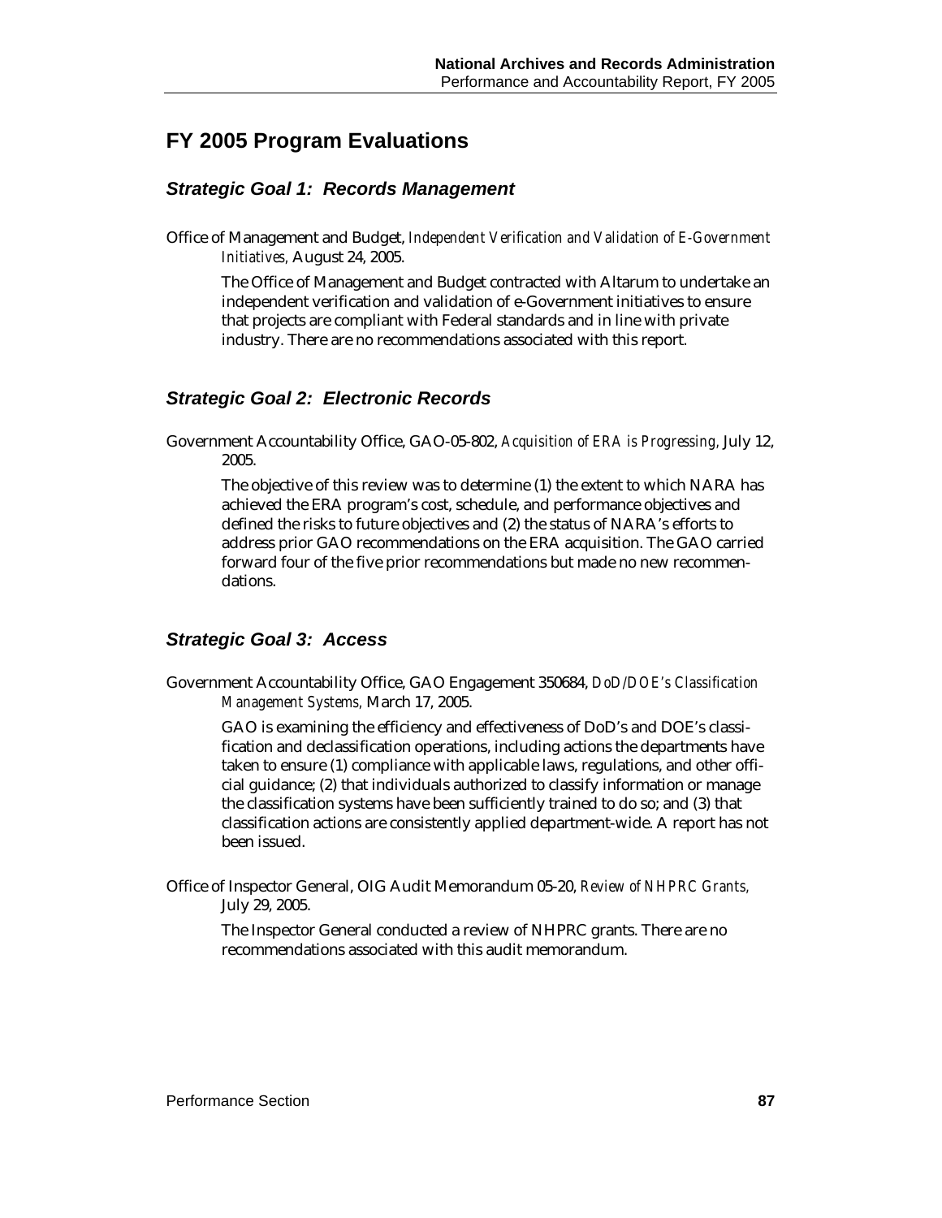## FY 2005 Program Evaluations

### *Strategic Goal 1: Records Management*

Office of Management and Budget, *Independent Verification and Validation of E-Government Initiatives,* August 24, 2005.

The Office of Management and Budget contracted with Altarum to undertake an independent verification and validation of e-Government initiatives to ensure that projects are compliant with Federal standards and in line with private industry. There are no recommendations associated with this report.

### *Strategic Goal 2: Electronic Records*

Government Accountability Office, GAO-05-802, *Acquisition of ERA is Progressing,* July 12, 2005.

The objective of this review was to determine (1) the extent to which NARA has achieved the ERA program's cost, schedule, and performance objectives and defined the risks to future objectives and (2) the status of NARA's efforts to address prior GAO recommendations on the ERA acquisition. The GAO carried forward four of the five prior recommendations but made no new recommendations.

### *Strategic Goal 3: Access*

Government Accountability Office, GAO Engagement 350684, *DoD/DOE's Classification Management Systems,* March 17, 2005.

GAO is examining the efficiency and effectiveness of DoD's and DOE's classification and declassification operations, including actions the departments have taken to ensure (1) compliance with applicable laws, regulations, and other official guidance; (2) that individuals authorized to classify information or manage the classification systems have been sufficiently trained to do so; and (3) that classification actions are consistently applied department-wide. A report has not been issued.

Office of Inspector General, OIG Audit Memorandum 05-20, *Review of NHPRC Grants,* July 29, 2005.

The Inspector General conducted a review of NHPRC grants. There are no recommendations associated with this audit memorandum.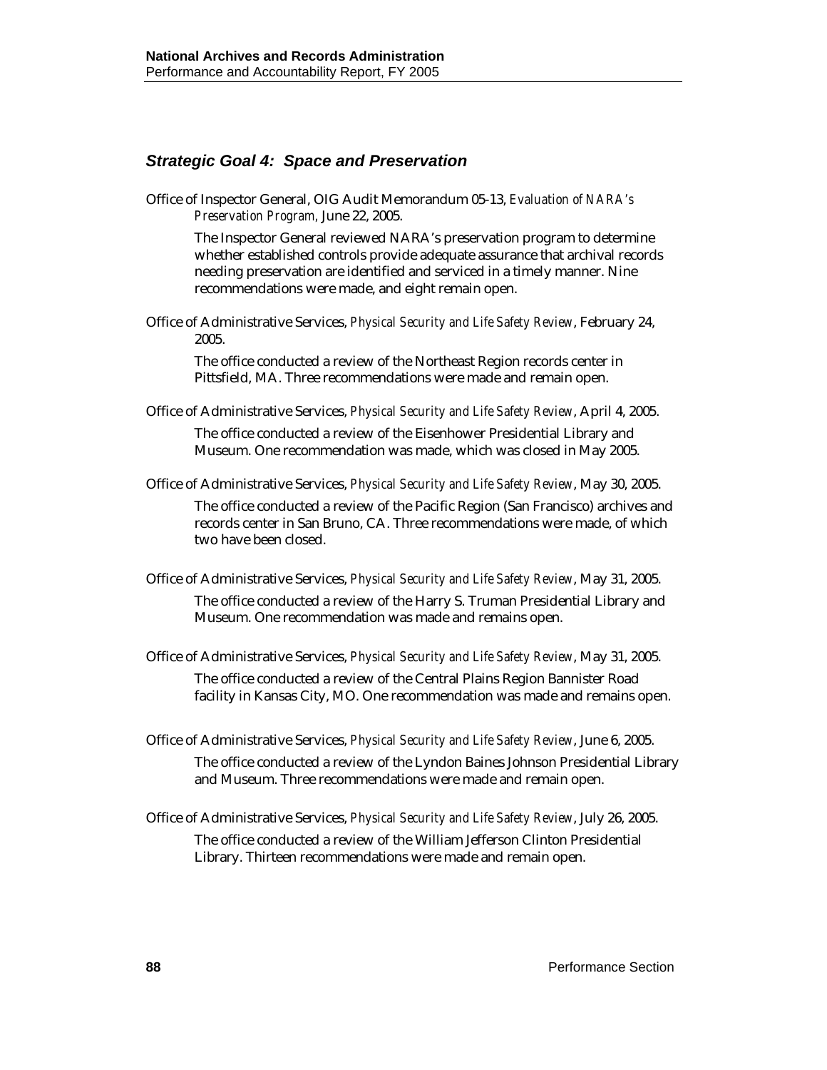### *Strategic Goal 4: Space and Preservation*

Office of Inspector General, OIG Audit Memorandum 05-13, *Evaluation of NARA's Preservation Program,* June 22, 2005.

The Inspector General reviewed NARA's preservation program to determine whether established controls provide adequate assurance that archival records needing preservation are identified and serviced in a timely manner. Nine recommendations were made, and eight remain open.

Office of Administrative Services, *Physical Security and Life Safety Review*, February 24, 2005.

The office conducted a review of the Northeast Region records center in Pittsfield, MA. Three recommendations were made and remain open.

Office of Administrative Services, *Physical Security and Life Safety Review*, April 4, 2005.

The office conducted a review of the Eisenhower Presidential Library and Museum. One recommendation was made, which was closed in May 2005.

Office of Administrative Services, *Physical Security and Life Safety Review*, May 30, 2005.

The office conducted a review of the Pacific Region (San Francisco) archives and records center in San Bruno, CA. Three recommendations were made, of which two have been closed.

Office of Administrative Services, *Physical Security and Life Safety Review*, May 31, 2005.

The office conducted a review of the Harry S. Truman Presidential Library and Museum. One recommendation was made and remains open.

Office of Administrative Services, *Physical Security and Life Safety Review*, May 31, 2005.

The office conducted a review of the Central Plains Region Bannister Road facility in Kansas City, MO. One recommendation was made and remains open.

Office of Administrative Services, *Physical Security and Life Safety Review*, June 6, 2005.

The office conducted a review of the Lyndon Baines Johnson Presidential Library and Museum. Three recommendations were made and remain open.

Office of Administrative Services, *Physical Security and Life Safety Review*, July 26, 2005.

The office conducted a review of the William Jefferson Clinton Presidential Library. Thirteen recommendations were made and remain open.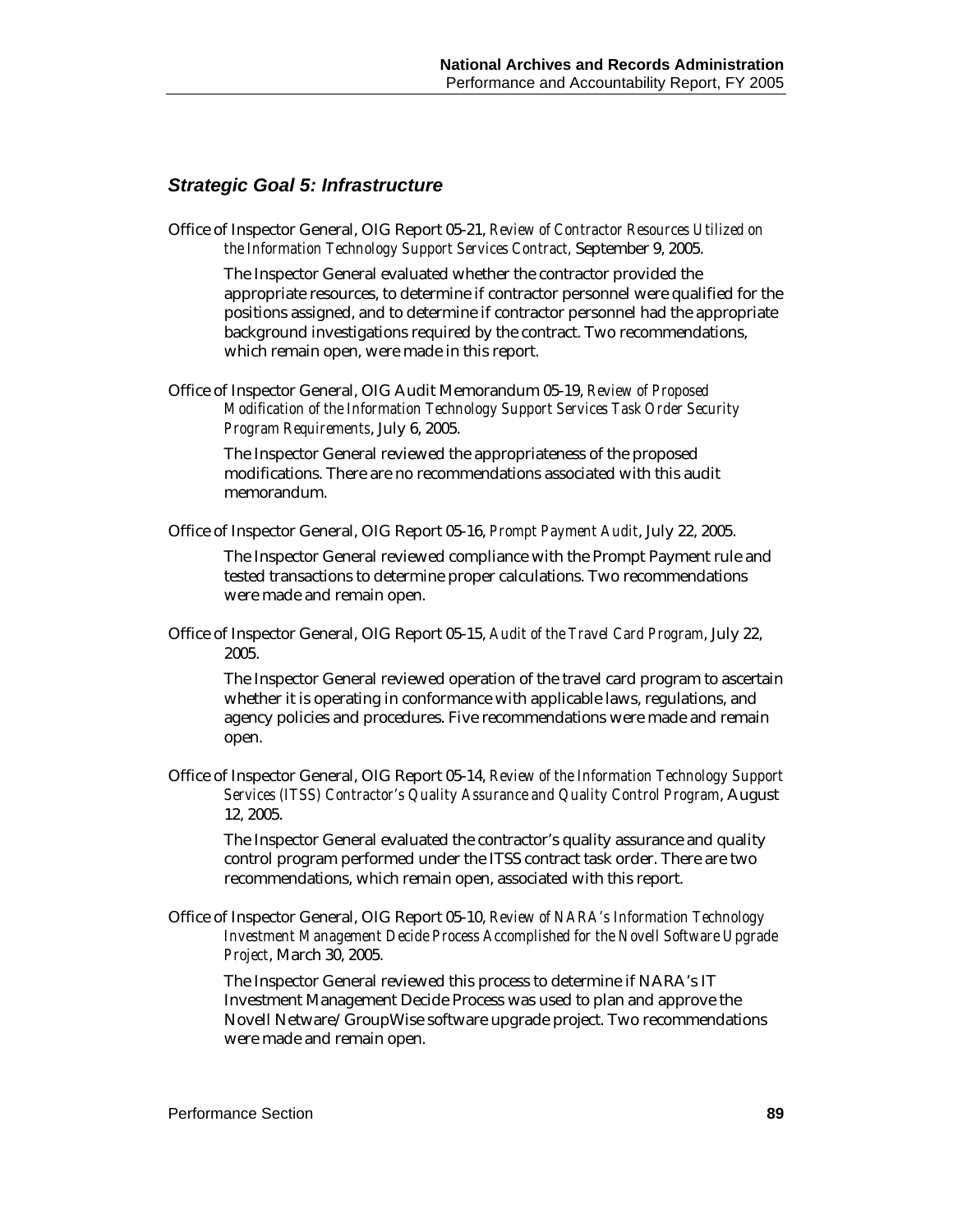### *Strategic Goal 5: Infrastructure*

Office of Inspector General, OIG Report 05-21, *Review of Contractor Resources Utilized on the Information Technology Support Services Contract,* September 9, 2005.

The Inspector General evaluated whether the contractor provided the appropriate resources, to determine if contractor personnel were qualified for the positions assigned, and to determine if contractor personnel had the appropriate background investigations required by the contract. Two recommendations, which remain open, were made in this report.

Office of Inspector General, OIG Audit Memorandum 05-19, *Review of Proposed Modification of the Information Technology Support Services Task Order Security Program Requirements*, July 6, 2005.

The Inspector General reviewed the appropriateness of the proposed modifications. There are no recommendations associated with this audit memorandum.

Office of Inspector General, OIG Report 05-16, *Prompt Payment Audit*, July 22, 2005.

The Inspector General reviewed compliance with the Prompt Payment rule and tested transactions to determine proper calculations. Two recommendations were made and remain open.

Office of Inspector General, OIG Report 05-15, *Audit of the Travel Card Program*, July 22, 2005.

The Inspector General reviewed operation of the travel card program to ascertain whether it is operating in conformance with applicable laws, regulations, and agency policies and procedures. Five recommendations were made and remain open.

Office of Inspector General, OIG Report 05-14, *Review of the Information Technology Support Services (ITSS) Contractor's Quality Assurance and Quality Control Program*, August 12, 2005.

The Inspector General evaluated the contractor's quality assurance and quality control program performed under the ITSS contract task order. There are two recommendations, which remain open, associated with this report.

Office of Inspector General, OIG Report 05-10, *Review of NARA's Information Technology Investment Management Decide Process Accomplished for the Novell Software Upgrade Project*, March 30, 2005.

The Inspector General reviewed this process to determine if NARA's IT Investment Management Decide Process was used to plan and approve the Novell Netware/GroupWise software upgrade project. Two recommendations were made and remain open.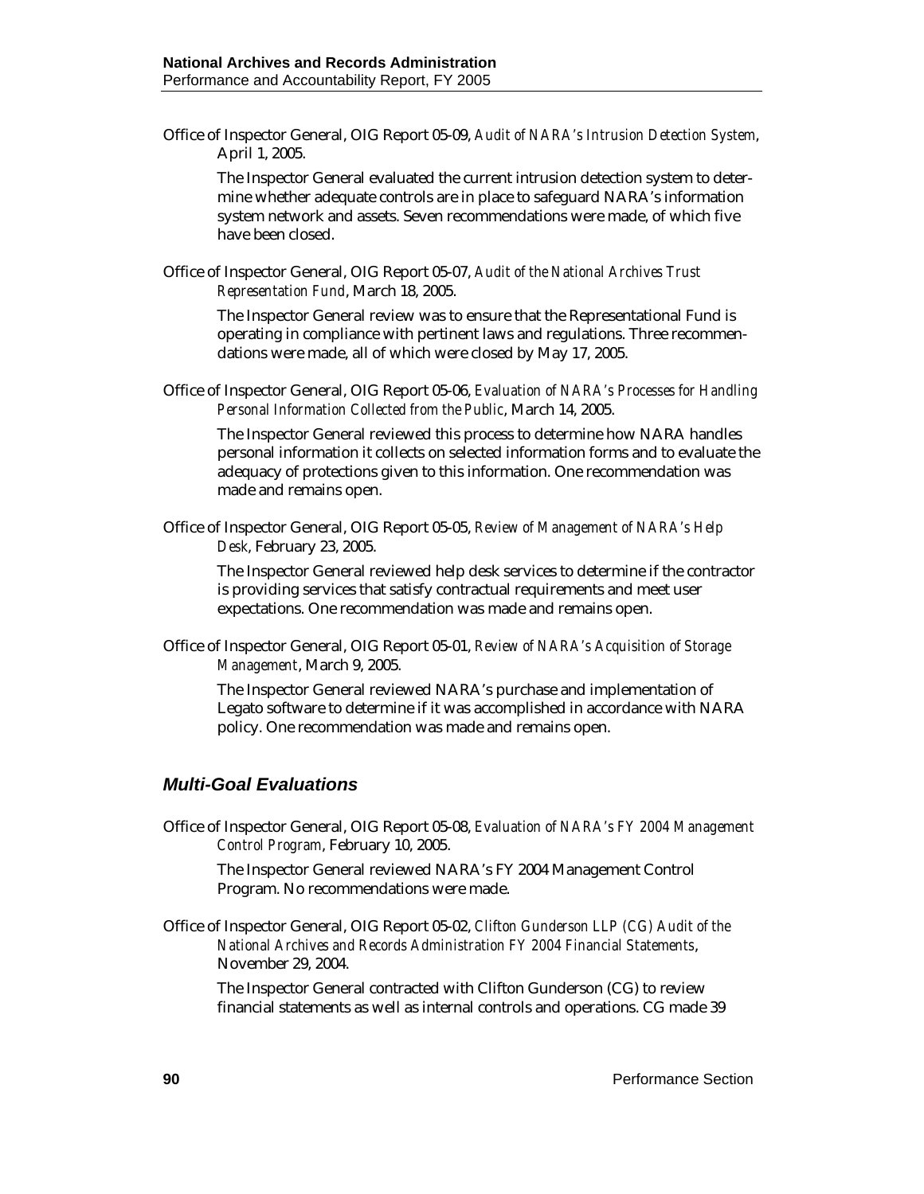Office of Inspector General, OIG Report 05-09, *Audit of NARA's Intrusion Detection System*, April 1, 2005.

The Inspector General evaluated the current intrusion detection system to determine whether adequate controls are in place to safeguard NARA's information system network and assets. Seven recommendations were made, of which five have been closed.

Office of Inspector General, OIG Report 05-07, *Audit of the National Archives Trust Representation Fund*, March 18, 2005.

The Inspector General review was to ensure that the Representational Fund is operating in compliance with pertinent laws and regulations. Three recommendations were made, all of which were closed by May 17, 2005.

Office of Inspector General, OIG Report 05-06, *Evaluation of NARA's Processes for Handling Personal Information Collected from the Public*, March 14, 2005.

The Inspector General reviewed this process to determine how NARA handles personal information it collects on selected information forms and to evaluate the adequacy of protections given to this information. One recommendation was made and remains open.

Office of Inspector General, OIG Report 05-05, *Review of Management of NARA's Help Desk*, February 23, 2005.

The Inspector General reviewed help desk services to determine if the contractor is providing services that satisfy contractual requirements and meet user expectations. One recommendation was made and remains open.

Office of Inspector General, OIG Report 05-01, *Review of NARA's Acquisition of Storage Management*, March 9, 2005.

The Inspector General reviewed NARA's purchase and implementation of Legato software to determine if it was accomplished in accordance with NARA policy. One recommendation was made and remains open.

### *Multi-Goal Evaluations*

Office of Inspector General, OIG Report 05-08, *Evaluation of NARA's FY 2004 Management Control Program*, February 10, 2005.

The Inspector General reviewed NARA's FY 2004 Management Control Program. No recommendations were made.

Office of Inspector General, OIG Report 05-02, *Clifton Gunderson LLP (CG) Audit of the National Archives and Records Administration FY 2004 Financial Statements*, November 29, 2004.

The Inspector General contracted with Clifton Gunderson (CG) to review financial statements as well as internal controls and operations. CG made 39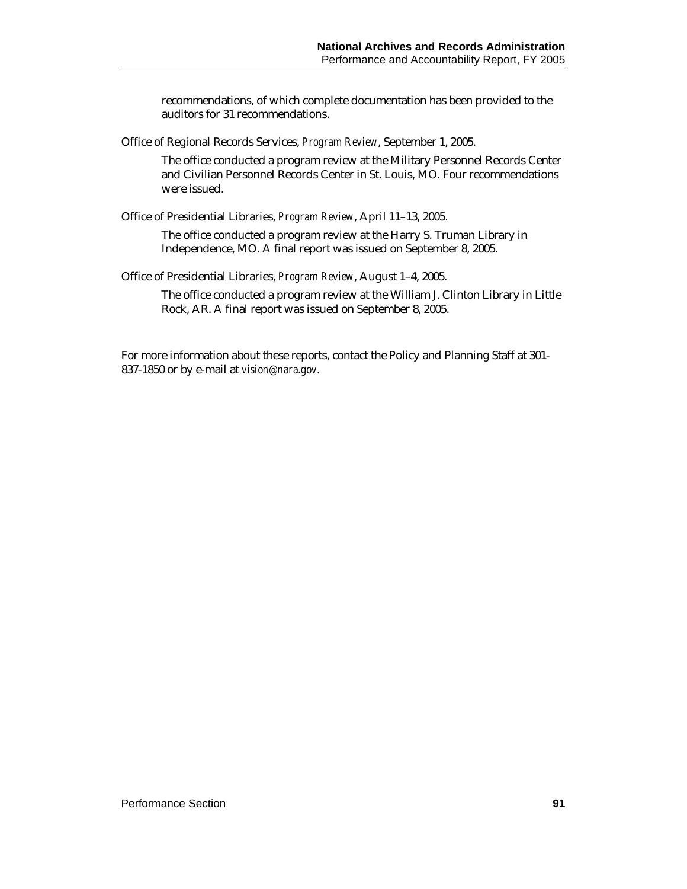recommendations, of which complete documentation has been provided to the auditors for 31 recommendations.

Office of Regional Records Services, *Program Review*, September 1, 2005.

The office conducted a program review at the Military Personnel Records Center and Civilian Personnel Records Center in St. Louis, MO. Four recommendations were issued.

Office of Presidential Libraries, *Program Review*, April 11–13, 2005.

The office conducted a program review at the Harry S. Truman Library in Independence, MO. A final report was issued on September 8, 2005.

Office of Presidential Libraries, *Program Review*, August 1–4, 2005.

The office conducted a program review at the William J. Clinton Library in Little Rock, AR. A final report was issued on September 8, 2005.

For more information about these reports, contact the Policy and Planning Staff at 301-837-1850 or by e-mail at *vision@nara.gov.*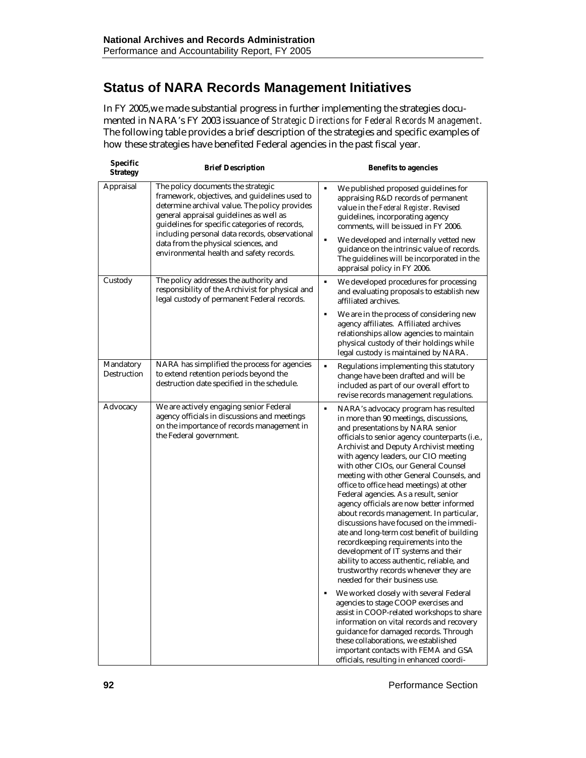## Status of NARA Records Management Initiatives

In FY 2005,we made substantial progress in further implementing the strategies documented in NARA's FY 2003 issuance of *Strategic Directions for Federal Records Management*. The following table provides a brief description of the strategies and specific examples of how these strategies have benefited Federal agencies in the past fiscal year.

| Specific Strategy | Brief Description | Benefits to agencies |
|---|---|---|
| Appraisal | The policy documents the strategic framework, objectives, and guidelines used to determine archival value. The policy provides general appraisal guidelines as well as guidelines for specific categories of records, including personal data records, observational data from the physical sciences, and environmental health and safety records. | ▪ We published proposed guidelines for appraising R&D records of permanent value in the *Federal Register*. Revised guidelines, incorporating agency comments, will be issued in FY 2006.<br>▪ We developed and internally vetted new guidance on the intrinsic value of records. The guidelines will be incorporated in the appraisal policy in FY 2006. |
| Custody | The policy addresses the authority and responsibility of the Archivist for physical and legal custody of permanent Federal records. | ▪ We developed procedures for processing and evaluating proposals to establish new affiliated archives.<br>▪ We are in the process of considering new agency affiliates. Affiliated archives relationships allow agencies to maintain physical custody of their holdings while legal custody is maintained by NARA. |
| Mandatory Destruction | NARA has simplified the process for agencies to extend retention periods beyond the destruction date specified in the schedule. | ▪ Regulations implementing this statutory change have been drafted and will be included as part of our overall effort to revise records management regulations. |
| Advocacy | We are actively engaging senior Federal agency officials in discussions and meetings on the importance of records management in the Federal government. | ▪ NARA's advocacy program has resulted in more than 90 meetings, discussions, and presentations by NARA senior officials to senior agency counterparts (i.e., Archivist and Deputy Archivist meeting with agency leaders, our CIO meeting with other CIOs, our General Counsel meeting with other General Counsels, and office to office head meetings) at other Federal agencies. As a result, senior agency officials are now better informed about records management. In particular, discussions have focused on the immediate and long-term cost benefit of building recordkeeping requirements into the development of IT systems and their ability to access authentic, reliable, and trustworthy records whenever they are needed for their business use.<br>▪ We worked closely with several Federal agencies to stage COOP exercises and assist in COOP-related workshops to share information on vital records and recovery guidance for damaged records. Through these collaborations, we established important contacts with FEMA and GSA officials, resulting in enhanced coordi- |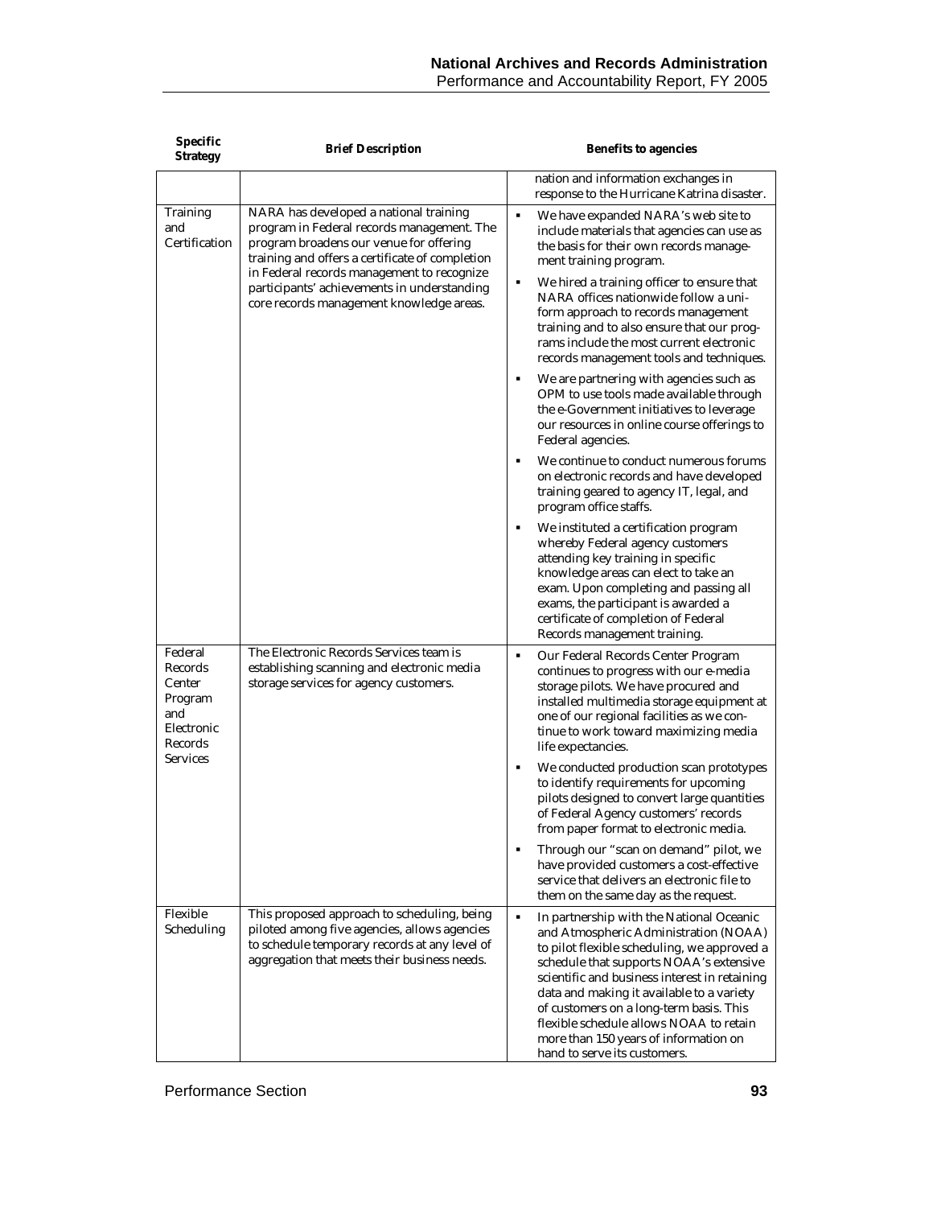| Specific Strategy | Brief Description | Benefits to agencies |
|---|---|---|
| | | nation and information exchanges in response to the Hurricane Katrina disaster. |
| Training and Certification | NARA has developed a national training program in Federal records management. The program broadens our venue for offering training and offers a certificate of completion in Federal records management to recognize participants' achievements in understanding core records management knowledge areas. | ▪ We have expanded NARA's web site to include materials that agencies can use as the basis for their own records management training program.<br>▪ We hired a training officer to ensure that NARA offices nationwide follow a uniform approach to records management training and to also ensure that our programs include the most current electronic records management tools and techniques.<br>▪ We are partnering with agencies such as OPM to use tools made available through the e-Government initiatives to leverage our resources in online course offerings to Federal agencies.<br>▪ We continue to conduct numerous forums on electronic records and have developed training geared to agency IT, legal, and program office staffs.<br>▪ We instituted a certification program whereby Federal agency customers attending key training in specific knowledge areas can elect to take an exam. Upon completing and passing all exams, the participant is awarded a certificate of completion of Federal Records management training. |
| Federal Records Center Program and Electronic Records Services | The Electronic Records Services team is establishing scanning and electronic media storage services for agency customers. | ▪ Our Federal Records Center Program continues to progress with our e-media storage pilots. We have procured and installed multimedia storage equipment at one of our regional facilities as we continue to work toward maximizing media life expectancies.<br>▪ We conducted production scan prototypes to identify requirements for upcoming pilots designed to convert large quantities of Federal Agency customers' records from paper format to electronic media.<br>▪ Through our "scan on demand" pilot, we have provided customers a cost-effective service that delivers an electronic file to them on the same day as the request. |
| Flexible Scheduling | This proposed approach to scheduling, being piloted among five agencies, allows agencies to schedule temporary records at any level of aggregation that meets their business needs. | ▪ In partnership with the National Oceanic and Atmospheric Administration (NOAA) to pilot flexible scheduling, we approved a schedule that supports NOAA's extensive scientific and business interest in retaining data and making it available to a variety of customers on a long-term basis. This flexible schedule allows NOAA to retain more than 150 years of information on hand to serve its customers. |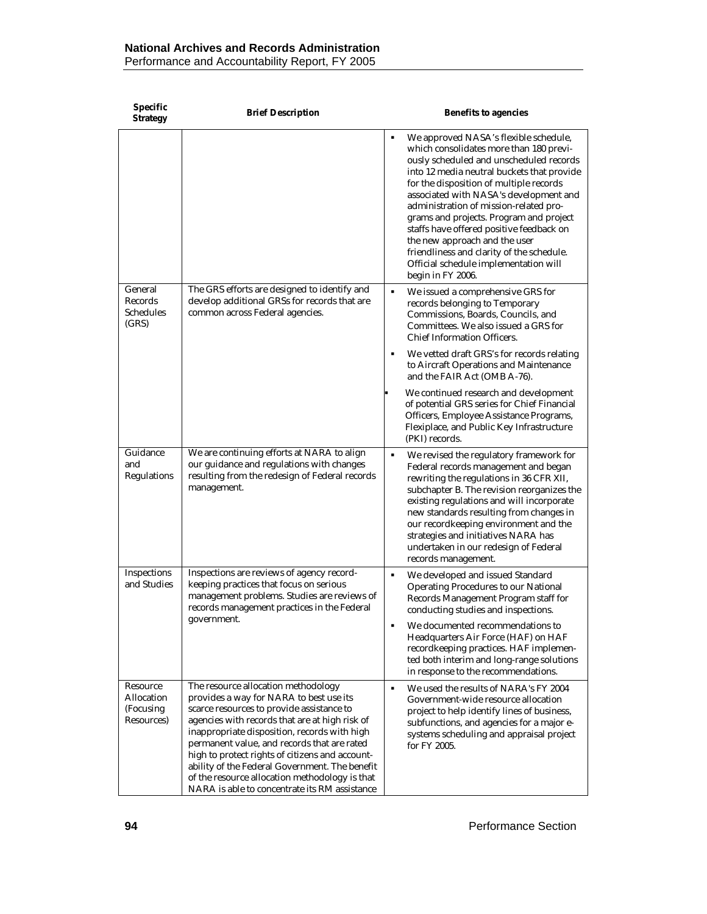| Specific Strategy | Brief Description | Benefits to agencies |
|---|---|---|
| | | ▪ We approved NASA's flexible schedule, which consolidates more than 180 previously scheduled and unscheduled records into 12 media neutral buckets that provide for the disposition of multiple records associated with NASA's development and administration of mission-related programs and projects. Program and project staffs have offered positive feedback on the new approach and the user friendliness and clarity of the schedule. Official schedule implementation will begin in FY 2006. |
| General Records Schedules (GRS) | The GRS efforts are designed to identify and develop additional GRSs for records that are common across Federal agencies. | ▪ We issued a comprehensive GRS for records belonging to Temporary Commissions, Boards, Councils, and Committees. We also issued a GRS for Chief Information Officers.<br>▪ We vetted draft GRS's for records relating to Aircraft Operations and Maintenance and the FAIR Act (OMB A-76).<br>▪ We continued research and development of potential GRS series for Chief Financial Officers, Employee Assistance Programs, Flexiplace, and Public Key Infrastructure (PKI) records. |
| Guidance and Regulations | We are continuing efforts at NARA to align our guidance and regulations with changes resulting from the redesign of Federal records management. | ▪ We revised the regulatory framework for Federal records management and began rewriting the regulations in 36 CFR XII, subchapter B. The revision reorganizes the existing regulations and will incorporate new standards resulting from changes in our recordkeeping environment and the strategies and initiatives NARA has undertaken in our redesign of Federal records management. |
| Inspections and Studies | Inspections are reviews of agency recordkeeping practices that focus on serious management problems. Studies are reviews of records management practices in the Federal government. | ▪ We developed and issued Standard Operating Procedures to our National Records Management Program staff for conducting studies and inspections.<br>▪ We documented recommendations to Headquarters Air Force (HAF) on HAF recordkeeping practices. HAF implemented both interim and long-range solutions in response to the recommendations. |
| Resource Allocation (Focusing Resources) | The resource allocation methodology provides a way for NARA to best use its scarce resources to provide assistance to agencies with records that are at high risk of inappropriate disposition, records with high permanent value, and records that are rated high to protect rights of citizens and accountability of the Federal Government. The benefit of the resource allocation methodology is that NARA is able to concentrate its RM assistance | ▪ We used the results of NARA's FY 2004 Government-wide resource allocation project to help identify lines of business, subfunctions, and agencies for a major e-systems scheduling and appraisal project for FY 2005. |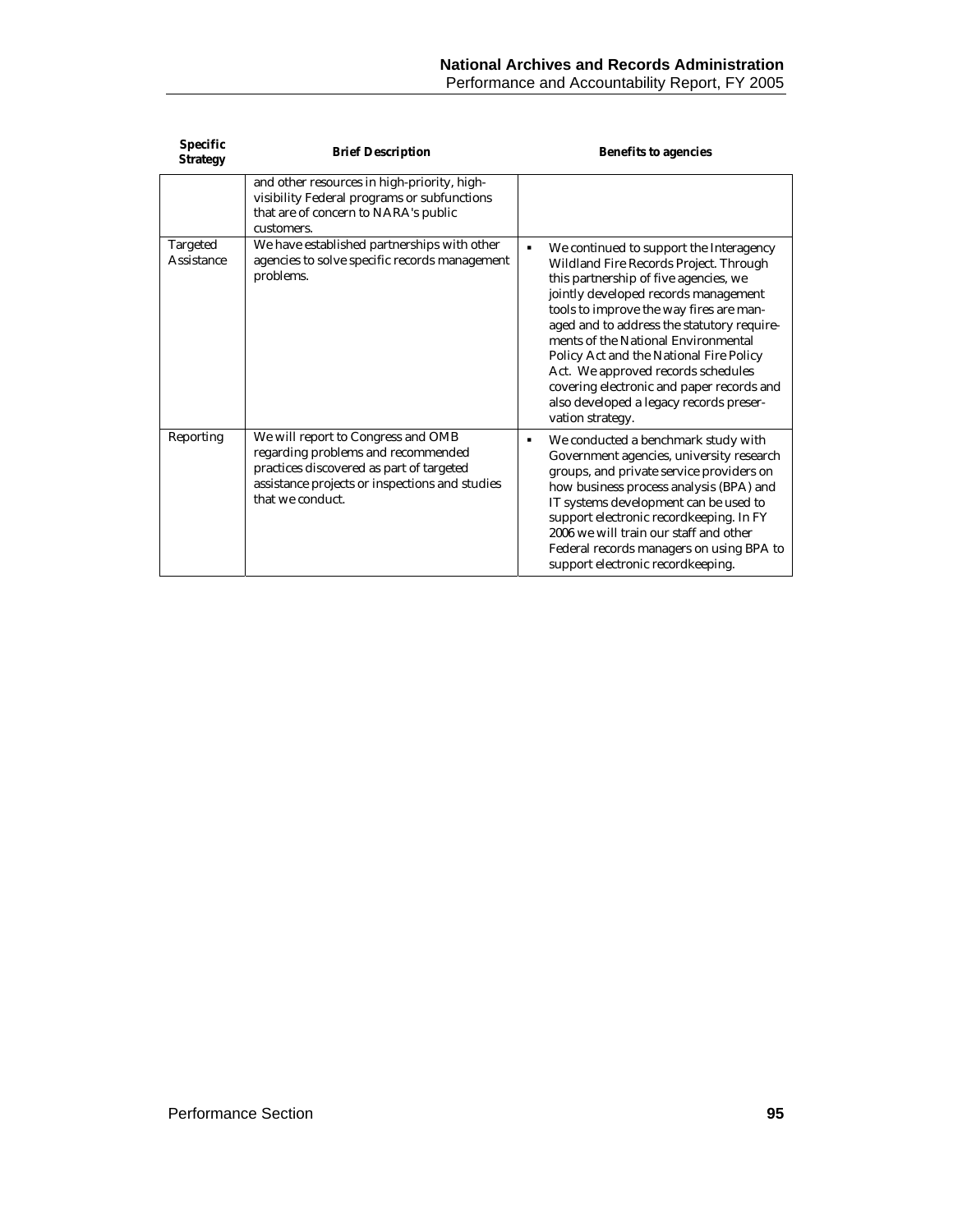| Specific Strategy | Brief Description | Benefits to agencies |
| --- | --- | --- |
| | and other resources in high-priority, high-visibility Federal programs or subfunctions that are of concern to NARA's public customers. | |
| Targeted Assistance | We have established partnerships with other agencies to solve specific records management problems. | ▪ We continued to support the Interagency Wildland Fire Records Project. Through this partnership of five agencies, we jointly developed records management tools to improve the way fires are managed and to address the statutory requirements of the National Environmental Policy Act and the National Fire Policy Act. We approved records schedules covering electronic and paper records and also developed a legacy records preservation strategy. |
| Reporting | We will report to Congress and OMB regarding problems and recommended practices discovered as part of targeted assistance projects or inspections and studies that we conduct. | ▪ We conducted a benchmark study with Government agencies, university research groups, and private service providers on how business process analysis (BPA) and IT systems development can be used to support electronic recordkeeping. In FY 2006 we will train our staff and other Federal records managers on using BPA to support electronic recordkeeping. |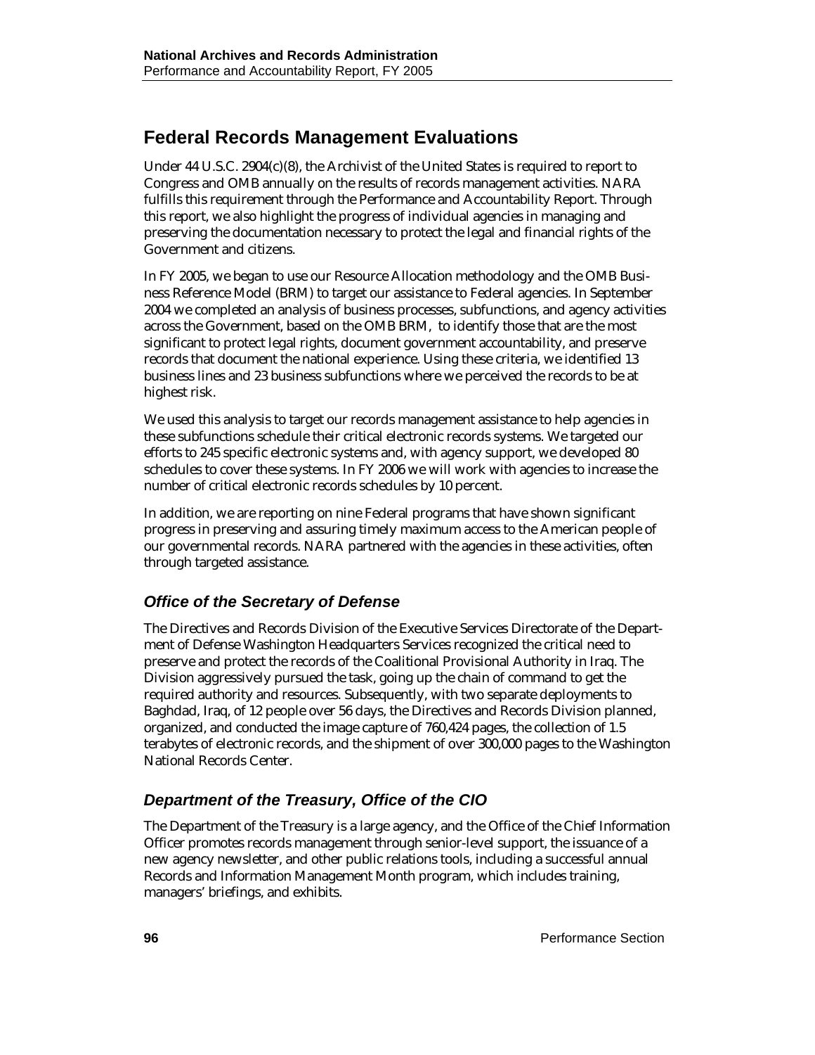## Federal Records Management Evaluations

Under 44 U.S.C. 2904(c)(8), the Archivist of the United States is required to report to Congress and OMB annually on the results of records management activities. NARA fulfills this requirement through the Performance and Accountability Report. Through this report, we also highlight the progress of individual agencies in managing and preserving the documentation necessary to protect the legal and financial rights of the Government and citizens.

In FY 2005, we began to use our Resource Allocation methodology and the OMB Business Reference Model (BRM) to target our assistance to Federal agencies. In September 2004 we completed an analysis of business processes, subfunctions, and agency activities across the Government, based on the OMB BRM, to identify those that are the most significant to protect legal rights, document government accountability, and preserve records that document the national experience. Using these criteria, we identified 13 business lines and 23 business subfunctions where we perceived the records to be at highest risk.

We used this analysis to target our records management assistance to help agencies in these subfunctions schedule their critical electronic records systems. We targeted our efforts to 245 specific electronic systems and, with agency support, we developed 80 schedules to cover these systems. In FY 2006 we will work with agencies to increase the number of critical electronic records schedules by 10 percent.

In addition, we are reporting on nine Federal programs that have shown significant progress in preserving and assuring timely maximum access to the American people of our governmental records. NARA partnered with the agencies in these activities, often through targeted assistance.

### *Office of the Secretary of Defense*

The Directives and Records Division of the Executive Services Directorate of the Department of Defense Washington Headquarters Services recognized the critical need to preserve and protect the records of the Coalitional Provisional Authority in Iraq. The Division aggressively pursued the task, going up the chain of command to get the required authority and resources. Subsequently, with two separate deployments to Baghdad, Iraq, of 12 people over 56 days, the Directives and Records Division planned, organized, and conducted the image capture of 760,424 pages, the collection of 1.5 terabytes of electronic records, and the shipment of over 300,000 pages to the Washington National Records Center.

### *Department of the Treasury, Office of the CIO*

The Department of the Treasury is a large agency, and the Office of the Chief Information Officer promotes records management through senior-level support, the issuance of a new agency newsletter, and other public relations tools, including a successful annual Records and Information Management Month program, which includes training, managers' briefings, and exhibits.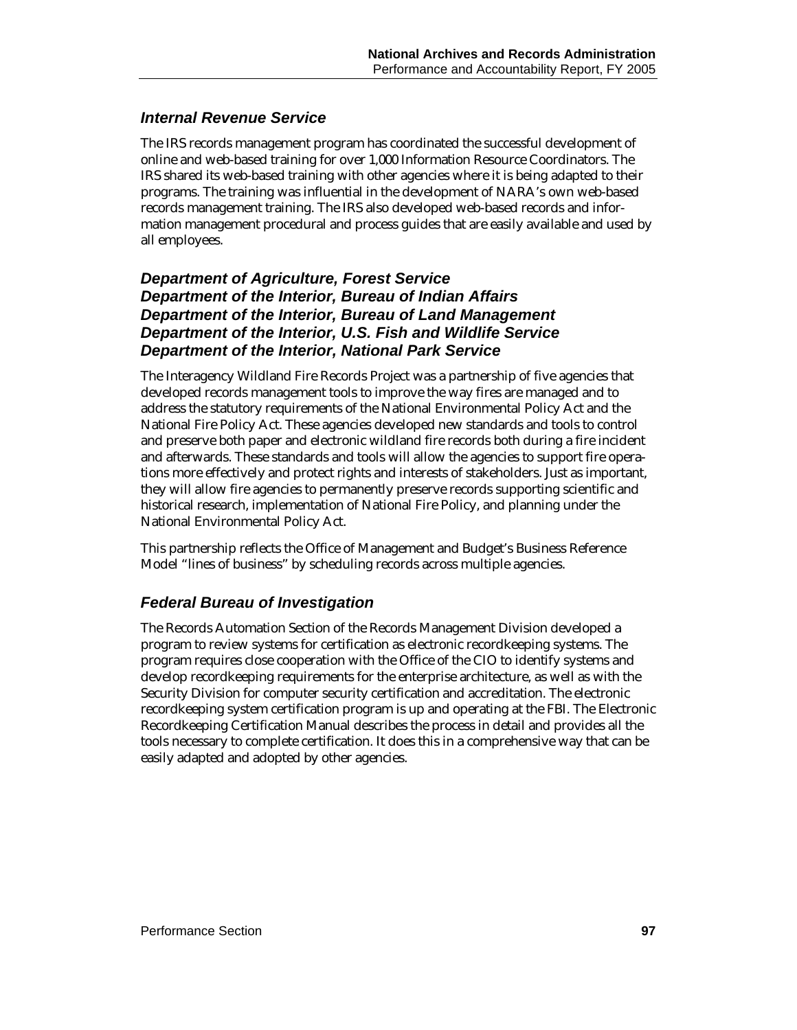### *Internal Revenue Service*

The IRS records management program has coordinated the successful development of online and web-based training for over 1,000 Information Resource Coordinators. The IRS shared its web-based training with other agencies where it is being adapted to their programs. The training was influential in the development of NARA's own web-based records management training. The IRS also developed web-based records and information management procedural and process guides that are easily available and used by all employees.

### *Department of Agriculture, Forest Service*
### *Department of the Interior, Bureau of Indian Affairs*
### *Department of the Interior, Bureau of Land Management*
### *Department of the Interior, U.S. Fish and Wildlife Service*
### *Department of the Interior, National Park Service*

The Interagency Wildland Fire Records Project was a partnership of five agencies that developed records management tools to improve the way fires are managed and to address the statutory requirements of the National Environmental Policy Act and the National Fire Policy Act. These agencies developed new standards and tools to control and preserve both paper and electronic wildland fire records both during a fire incident and afterwards. These standards and tools will allow the agencies to support fire operations more effectively and protect rights and interests of stakeholders. Just as important, they will allow fire agencies to permanently preserve records supporting scientific and historical research, implementation of National Fire Policy, and planning under the National Environmental Policy Act.

This partnership reflects the Office of Management and Budget's Business Reference Model "lines of business" by scheduling records across multiple agencies.

### *Federal Bureau of Investigation*

The Records Automation Section of the Records Management Division developed a program to review systems for certification as electronic recordkeeping systems. The program requires close cooperation with the Office of the CIO to identify systems and develop recordkeeping requirements for the enterprise architecture, as well as with the Security Division for computer security certification and accreditation. The electronic recordkeeping system certification program is up and operating at the FBI. The Electronic Recordkeeping Certification Manual describes the process in detail and provides all the tools necessary to complete certification. It does this in a comprehensive way that can be easily adapted and adopted by other agencies.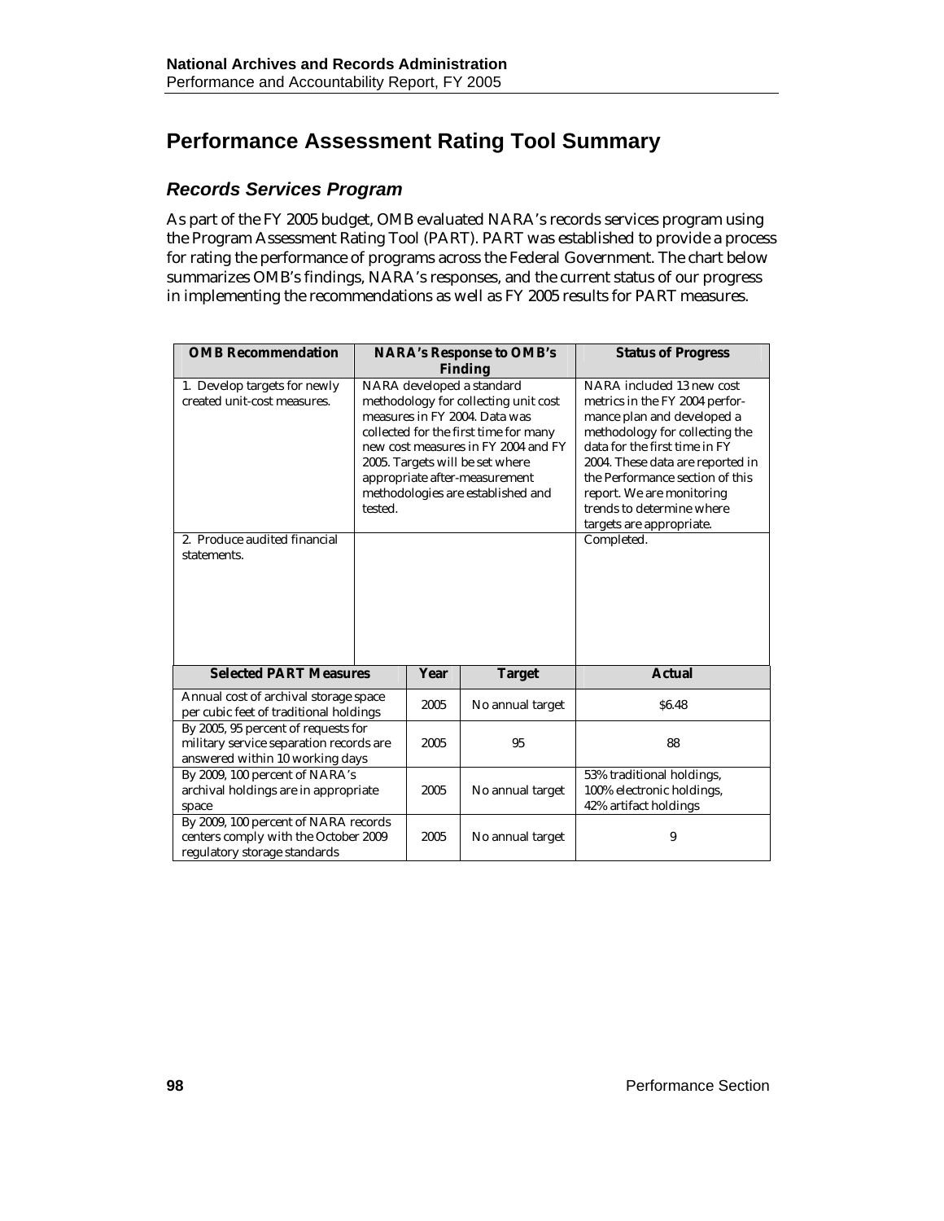# Performance Assessment Rating Tool Summary

## *Records Services Program*

As part of the FY 2005 budget, OMB evaluated NARA's records services program using the Program Assessment Rating Tool (PART). PART was established to provide a process for rating the performance of programs across the Federal Government. The chart below summarizes OMB's findings, NARA's responses, and the current status of our progress in implementing the recommendations as well as FY 2005 results for PART measures.

| OMB Recommendation | NARA's Response to OMB's Finding | Status of Progress |
|---|---|---|
| 1. Develop targets for newly created unit-cost measures. | NARA developed a standard methodology for collecting unit cost measures in FY 2004. Data was collected for the first time for many new cost measures in FY 2004 and FY 2005. Targets will be set where appropriate after-measurement methodologies are established and tested. | NARA included 13 new cost metrics in the FY 2004 performance plan and developed a methodology for collecting the data for the first time in FY 2004. These data are reported in the Performance section of this report. We are monitoring trends to determine where targets are appropriate. |
| 2. Produce audited financial statements. | | Completed. |

| Selected PART Measures | Year | Target | Actual |
|---|---|---|---|
| Annual cost of archival storage space per cubic feet of traditional holdings | 2005 | No annual target | $6.48 |
| By 2005, 95 percent of requests for military service separation records are answered within 10 working days | 2005 | 95 | 88 |
| By 2009, 100 percent of NARA's archival holdings are in appropriate space | 2005 | No annual target | 53% traditional holdings, 100% electronic holdings, 42% artifact holdings |
| By 2009, 100 percent of NARA records centers comply with the October 2009 regulatory storage standards | 2005 | No annual target | 9 |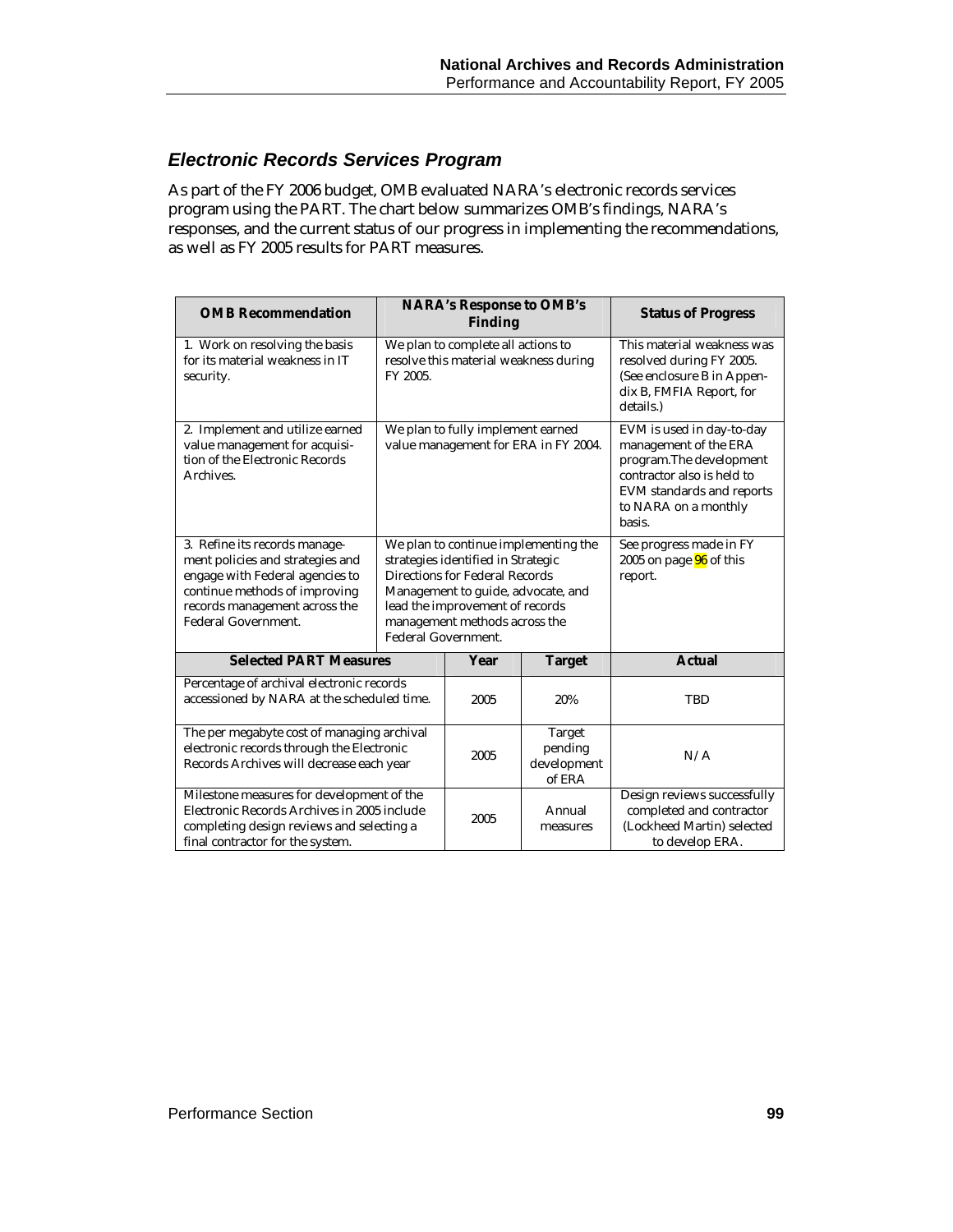## *Electronic Records Services Program*

As part of the FY 2006 budget, OMB evaluated NARA's electronic records services program using the PART. The chart below summarizes OMB's findings, NARA's responses, and the current status of our progress in implementing the recommendations, as well as FY 2005 results for PART measures.

| OMB Recommendation | NARA's Response to OMB's Finding | | Status of Progress |
|---|---|---|---|
| 1. Work on resolving the basis for its material weakness in IT security. | We plan to complete all actions to resolve this material weakness during FY 2005. | | This material weakness was resolved during FY 2005. (See enclosure B in Appendix B, FMFIA Report, for details.) |
| 2. Implement and utilize earned value management for acquisition of the Electronic Records Archives. | We plan to fully implement earned value management for ERA in FY 2004. | | EVM is used in day-to-day management of the ERA program.The development contractor also is held to EVM standards and reports to NARA on a monthly basis. |
| 3. Refine its records management policies and strategies and engage with Federal agencies to continue methods of improving records management across the Federal Government. | We plan to continue implementing the strategies identified in Strategic Directions for Federal Records Management to guide, advocate, and lead the improvement of records management methods across the Federal Government. | | See progress made in FY 2005 on page 96 of this report. |
| **Selected PART Measures** | **Year** | **Target** | **Actual** |
| Percentage of archival electronic records accessioned by NARA at the scheduled time. | 2005 | 20% | TBD |
| The per megabyte cost of managing archival electronic records through the Electronic Records Archives will decrease each year | 2005 | Target pending development of ERA | N/A |
| Milestone measures for development of the Electronic Records Archives in 2005 include completing design reviews and selecting a final contractor for the system. | 2005 | Annual measures | Design reviews successfully completed and contractor (Lockheed Martin) selected to develop ERA. |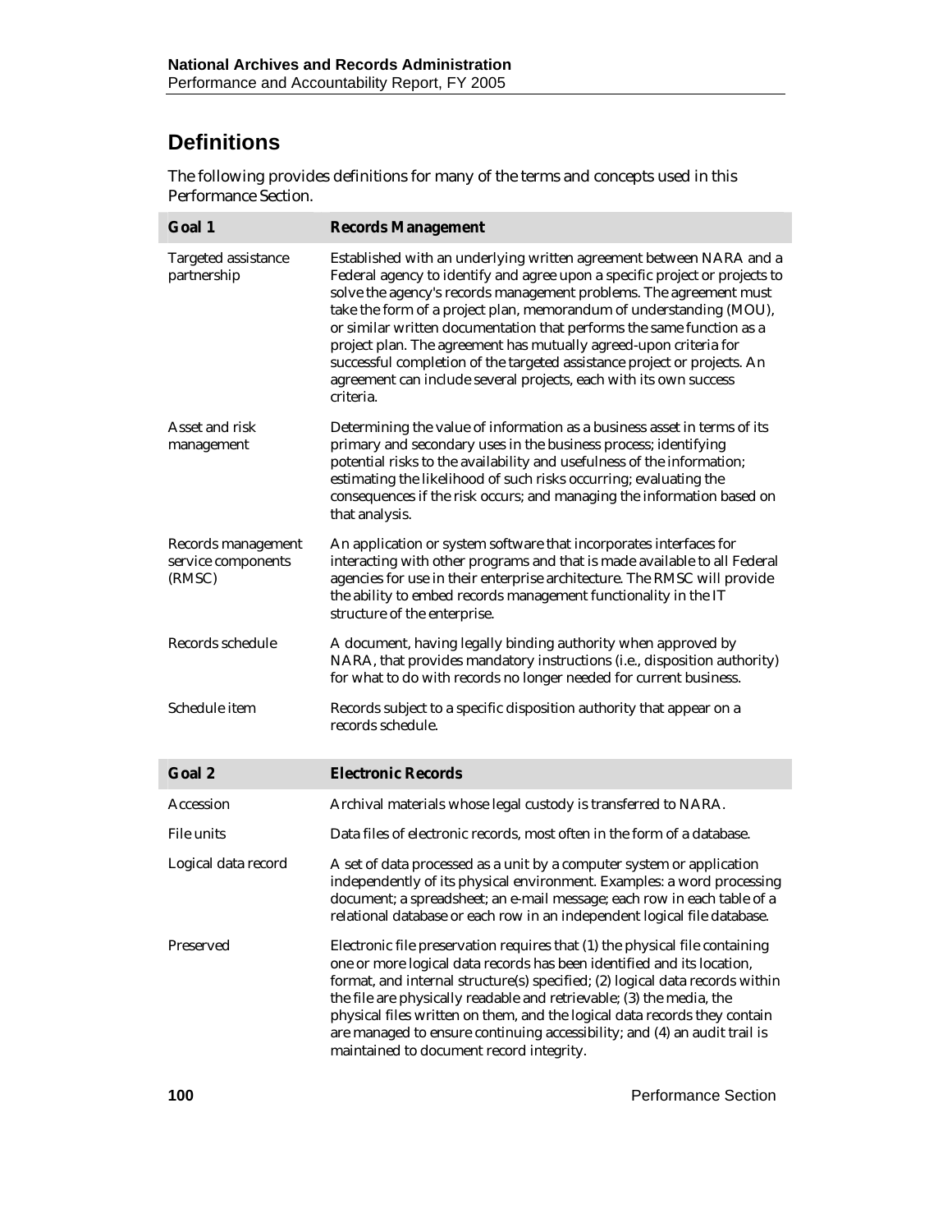## Definitions

The following provides definitions for many of the terms and concepts used in this Performance Section.

| Goal 1 | Records Management |
|---|---|
| Targeted assistance partnership | Established with an underlying written agreement between NARA and a Federal agency to identify and agree upon a specific project or projects to solve the agency's records management problems. The agreement must take the form of a project plan, memorandum of understanding (MOU), or similar written documentation that performs the same function as a project plan. The agreement has mutually agreed-upon criteria for successful completion of the targeted assistance project or projects. An agreement can include several projects, each with its own success criteria. |
| Asset and risk management | Determining the value of information as a business asset in terms of its primary and secondary uses in the business process; identifying potential risks to the availability and usefulness of the information; estimating the likelihood of such risks occurring; evaluating the consequences if the risk occurs; and managing the information based on that analysis. |
| Records management service components (RMSC) | An application or system software that incorporates interfaces for interacting with other programs and that is made available to all Federal agencies for use in their enterprise architecture. The RMSC will provide the ability to embed records management functionality in the IT structure of the enterprise. |
| Records schedule | A document, having legally binding authority when approved by NARA, that provides mandatory instructions (i.e., disposition authority) for what to do with records no longer needed for current business. |
| Schedule item | Records subject to a specific disposition authority that appear on a records schedule. |

| Goal 2 | Electronic Records |
|---|---|
| Accession | Archival materials whose legal custody is transferred to NARA. |
| File units | Data files of electronic records, most often in the form of a database. |
| Logical data record | A set of data processed as a unit by a computer system or application independently of its physical environment. Examples: a word processing document; a spreadsheet; an e-mail message; each row in each table of a relational database or each row in an independent logical file database. |
| Preserved | Electronic file preservation requires that (1) the physical file containing one or more logical data records has been identified and its location, format, and internal structure(s) specified; (2) logical data records within the file are physically readable and retrievable; (3) the media, the physical files written on them, and the logical data records they contain are managed to ensure continuing accessibility; and (4) an audit trail is maintained to document record integrity. |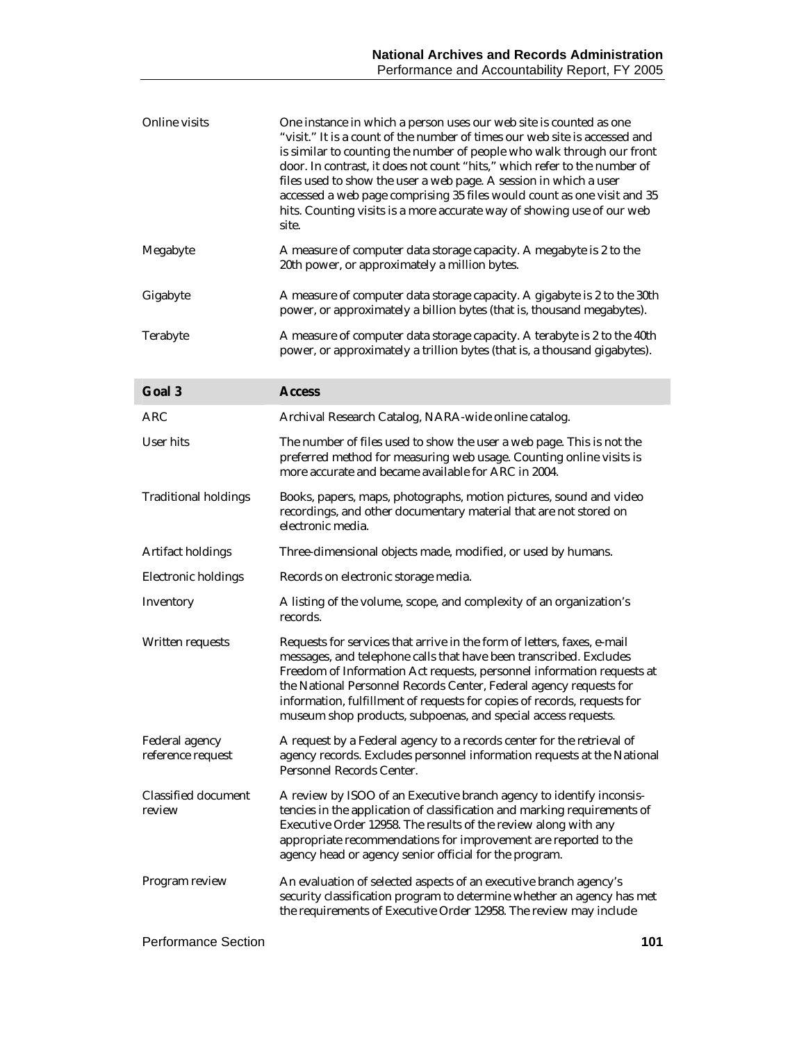| | |
|---|---|
| Online visits | One instance in which a person uses our web site is counted as one "visit." It is a count of the number of times our web site is accessed and is similar to counting the number of people who walk through our front door. In contrast, it does not count "hits," which refer to the number of files used to show the user a web page. A session in which a user accessed a web page comprising 35 files would count as one visit and 35 hits. Counting visits is a more accurate way of showing use of our web site. |
| Megabyte | A measure of computer data storage capacity. A megabyte is 2 to the 20th power, or approximately a million bytes. |
| Gigabyte | A measure of computer data storage capacity. A gigabyte is 2 to the 30th power, or approximately a billion bytes (that is, thousand megabytes). |
| Terabyte | A measure of computer data storage capacity. A terabyte is 2 to the 40th power, or approximately a trillion bytes (that is, a thousand gigabytes). |

| **Goal 3** | **Access** |
|---|---|
| ARC | Archival Research Catalog, NARA-wide online catalog. |
| User hits | The number of files used to show the user a web page. This is not the preferred method for measuring web usage. Counting online visits is more accurate and became available for ARC in 2004. |
| Traditional holdings | Books, papers, maps, photographs, motion pictures, sound and video recordings, and other documentary material that are not stored on electronic media. |
| Artifact holdings | Three-dimensional objects made, modified, or used by humans. |
| Electronic holdings | Records on electronic storage media. |
| Inventory | A listing of the volume, scope, and complexity of an organization's records. |
| Written requests | Requests for services that arrive in the form of letters, faxes, e-mail messages, and telephone calls that have been transcribed. Excludes Freedom of Information Act requests, personnel information requests at the National Personnel Records Center, Federal agency requests for information, fulfillment of requests for copies of records, requests for museum shop products, subpoenas, and special access requests. |
| Federal agency reference request | A request by a Federal agency to a records center for the retrieval of agency records. Excludes personnel information requests at the National Personnel Records Center. |
| Classified document review | A review by ISOO of an Executive branch agency to identify inconsistencies in the application of classification and marking requirements of Executive Order 12958. The results of the review along with any appropriate recommendations for improvement are reported to the agency head or agency senior official for the program. |
| Program review | An evaluation of selected aspects of an executive branch agency's security classification program to determine whether an agency has met the requirements of Executive Order 12958. The review may include |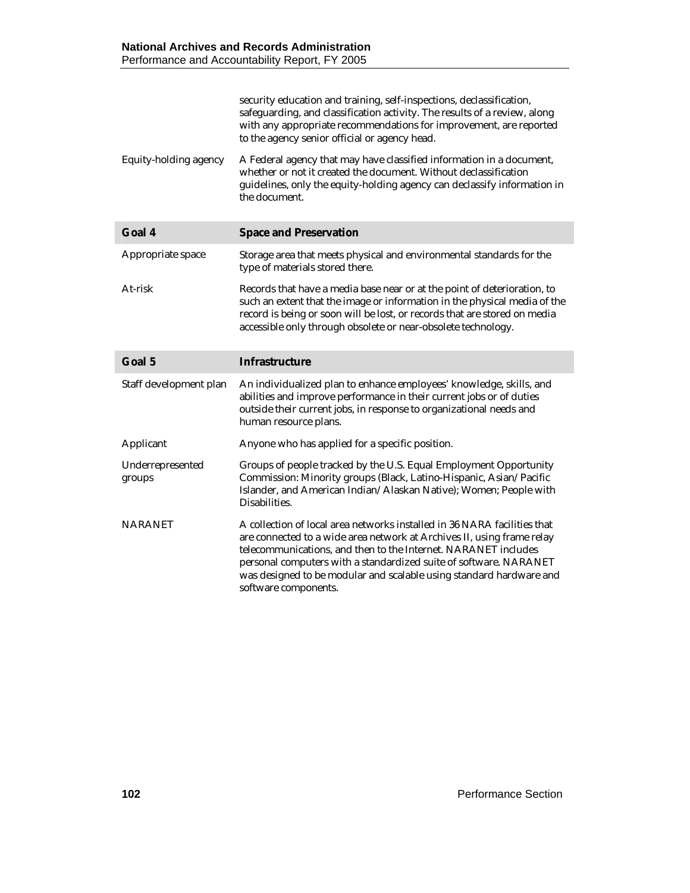| | |
|---|---|
| | security education and training, self-inspections, declassification, safeguarding, and classification activity. The results of a review, along with any appropriate recommendations for improvement, are reported to the agency senior official or agency head. |
| Equity-holding agency | A Federal agency that may have classified information in a document, whether or not it created the document. Without declassification guidelines, only the equity-holding agency can declassify information in the document. |

| **Goal 4** | **Space and Preservation** |
|---|---|
| Appropriate space | Storage area that meets physical and environmental standards for the type of materials stored there. |
| At-risk | Records that have a media base near or at the point of deterioration, to such an extent that the image or information in the physical media of the record is being or soon will be lost, or records that are stored on media accessible only through obsolete or near-obsolete technology. |

| **Goal 5** | **Infrastructure** |
|---|---|
| Staff development plan | An individualized plan to enhance employees' knowledge, skills, and abilities and improve performance in their current jobs or of duties outside their current jobs, in response to organizational needs and human resource plans. |
| Applicant | Anyone who has applied for a specific position. |
| Underrepresented groups | Groups of people tracked by the U.S. Equal Employment Opportunity Commission: Minority groups (Black, Latino-Hispanic, Asian/Pacific Islander, and American Indian/Alaskan Native); Women; People with Disabilities. |
| NARANET | A collection of local area networks installed in 36 NARA facilities that are connected to a wide area network at Archives II, using frame relay telecommunications, and then to the Internet. NARANET includes personal computers with a standardized suite of software. NARANET was designed to be modular and scalable using standard hardware and software components. |